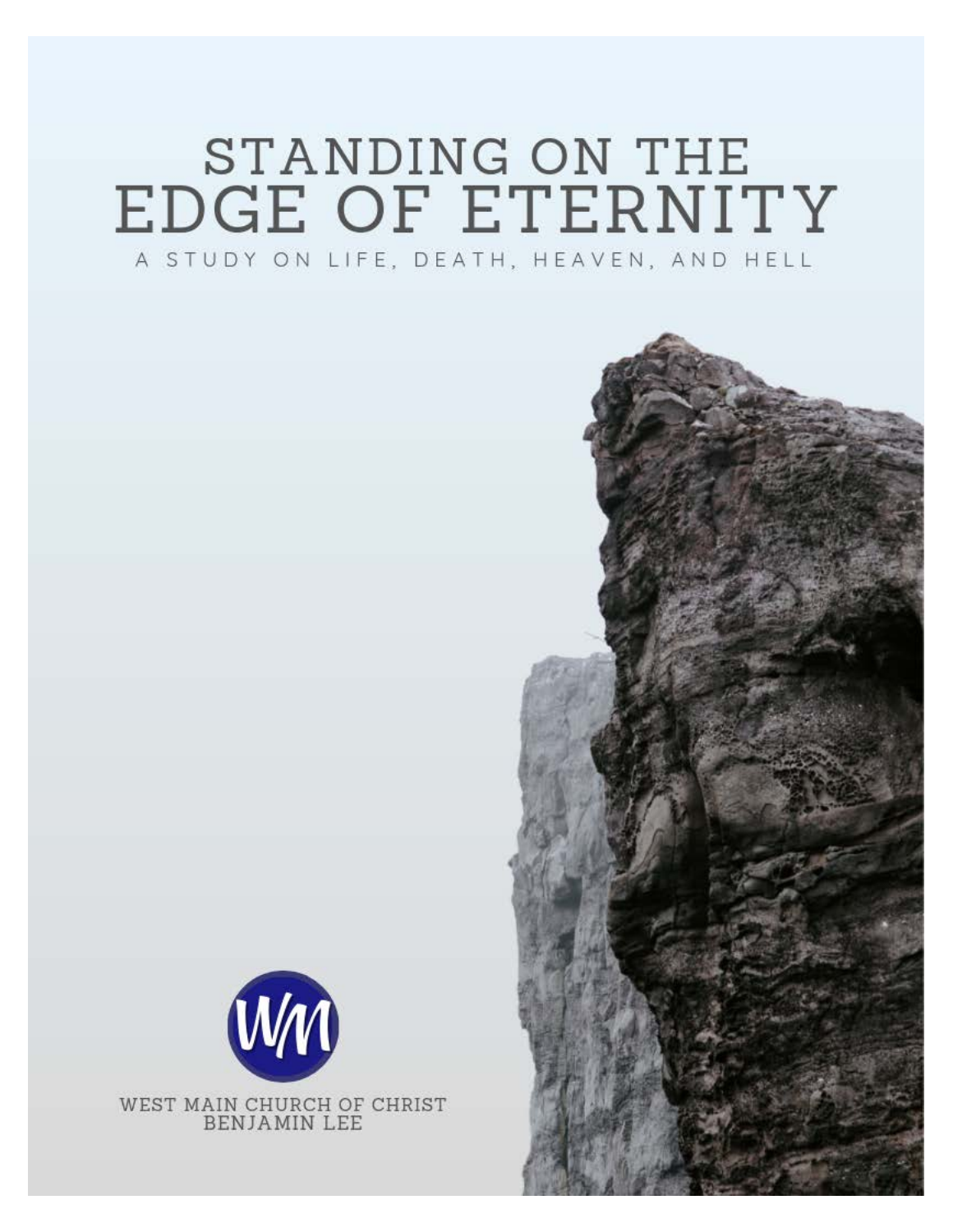# STANDING ON THE EDGE OF ETERNITY

A STUDY ON LIFE, DEATH, HEAVEN, AND HELL

WEST MAIN CHURCH OF CHRIST
BENJAMIN LEE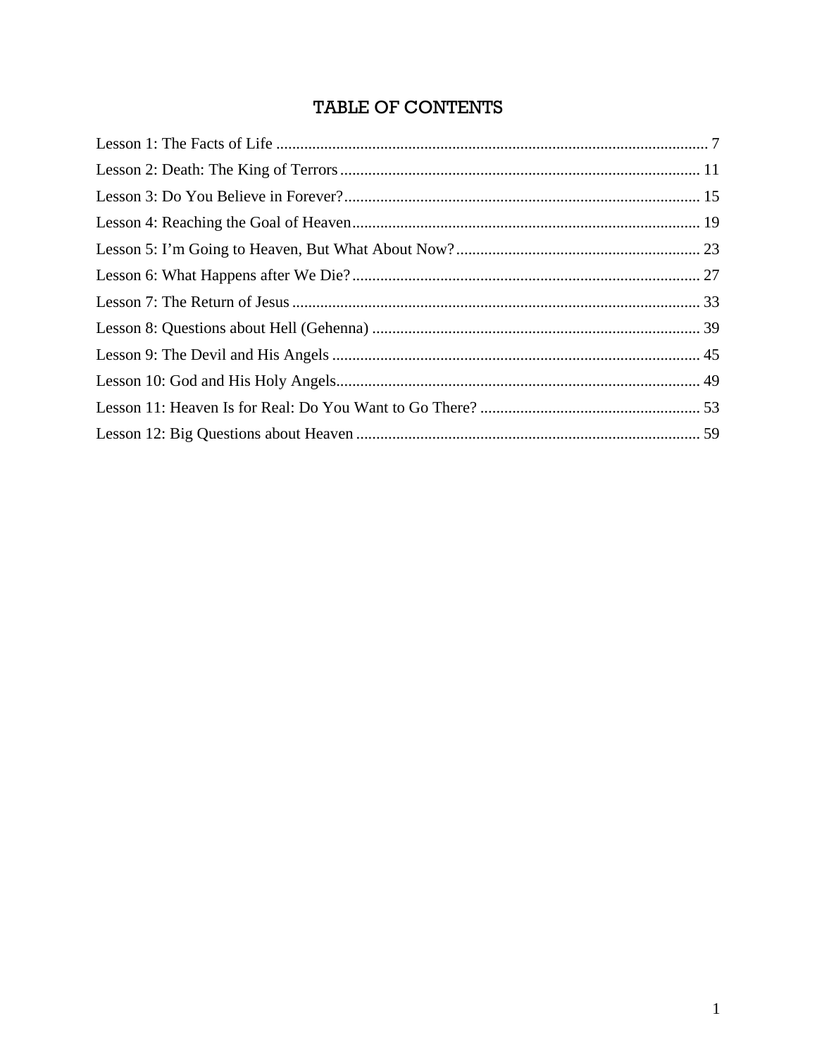# TABLE OF CONTENTS

Lesson 1: The Facts of Life ............................................................................................................ 7
Lesson 2: Death: The King of Terrors .......................................................................................... 11
Lesson 3: Do You Believe in Forever? ......................................................................................... 15
Lesson 4: Reaching the Goal of Heaven ....................................................................................... 19
Lesson 5: I'm Going to Heaven, But What About Now? ............................................................. 23
Lesson 6: What Happens after We Die? ....................................................................................... 27
Lesson 7: The Return of Jesus ...................................................................................................... 33
Lesson 8: Questions about Hell (Gehenna) .................................................................................. 39
Lesson 9: The Devil and His Angels ............................................................................................ 45
Lesson 10: God and His Holy Angels ........................................................................................... 49
Lesson 11: Heaven Is for Real: Do You Want to Go There? ....................................................... 53
Lesson 12: Big Questions about Heaven ...................................................................................... 59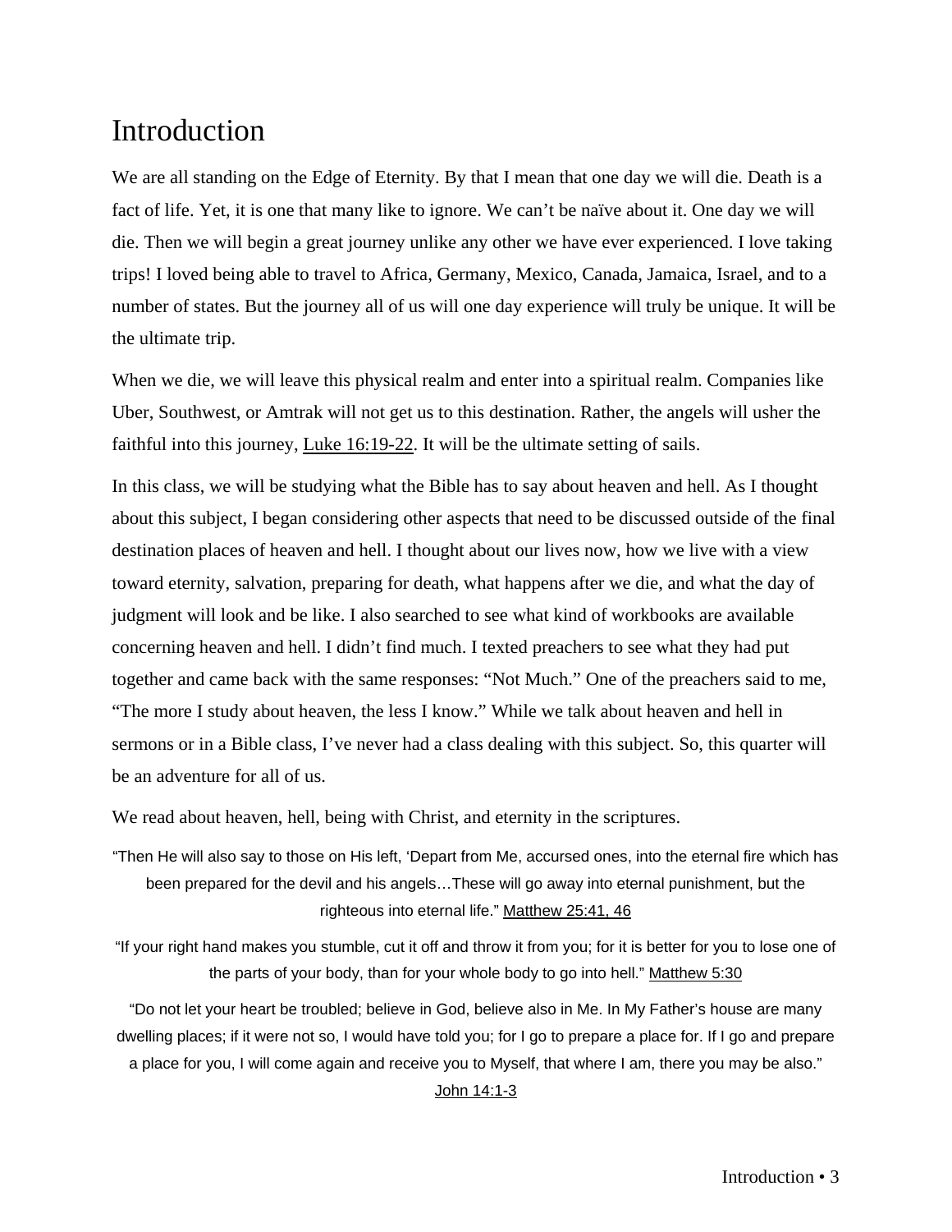# Introduction

We are all standing on the Edge of Eternity. By that I mean that one day we will die. Death is a fact of life. Yet, it is one that many like to ignore. We can't be naïve about it. One day we will die. Then we will begin a great journey unlike any other we have ever experienced. I love taking trips! I loved being able to travel to Africa, Germany, Mexico, Canada, Jamaica, Israel, and to a number of states. But the journey all of us will one day experience will truly be unique. It will be the ultimate trip.

When we die, we will leave this physical realm and enter into a spiritual realm. Companies like Uber, Southwest, or Amtrak will not get us to this destination. Rather, the angels will usher the faithful into this journey, Luke 16:19-22. It will be the ultimate setting of sails.

In this class, we will be studying what the Bible has to say about heaven and hell. As I thought about this subject, I began considering other aspects that need to be discussed outside of the final destination places of heaven and hell. I thought about our lives now, how we live with a view toward eternity, salvation, preparing for death, what happens after we die, and what the day of judgment will look and be like. I also searched to see what kind of workbooks are available concerning heaven and hell. I didn't find much. I texted preachers to see what they had put together and came back with the same responses: "Not Much." One of the preachers said to me, "The more I study about heaven, the less I know." While we talk about heaven and hell in sermons or in a Bible class, I've never had a class dealing with this subject. So, this quarter will be an adventure for all of us.

We read about heaven, hell, being with Christ, and eternity in the scriptures.

"Then He will also say to those on His left, 'Depart from Me, accursed ones, into the eternal fire which has been prepared for the devil and his angels…These will go away into eternal punishment, but the righteous into eternal life." Matthew 25:41, 46

"If your right hand makes you stumble, cut it off and throw it from you; for it is better for you to lose one of the parts of your body, than for your whole body to go into hell." Matthew 5:30

"Do not let your heart be troubled; believe in God, believe also in Me. In My Father's house are many dwelling places; if it were not so, I would have told you; for I go to prepare a place for. If I go and prepare a place for you, I will come again and receive you to Myself, that where I am, there you may be also." John 14:1-3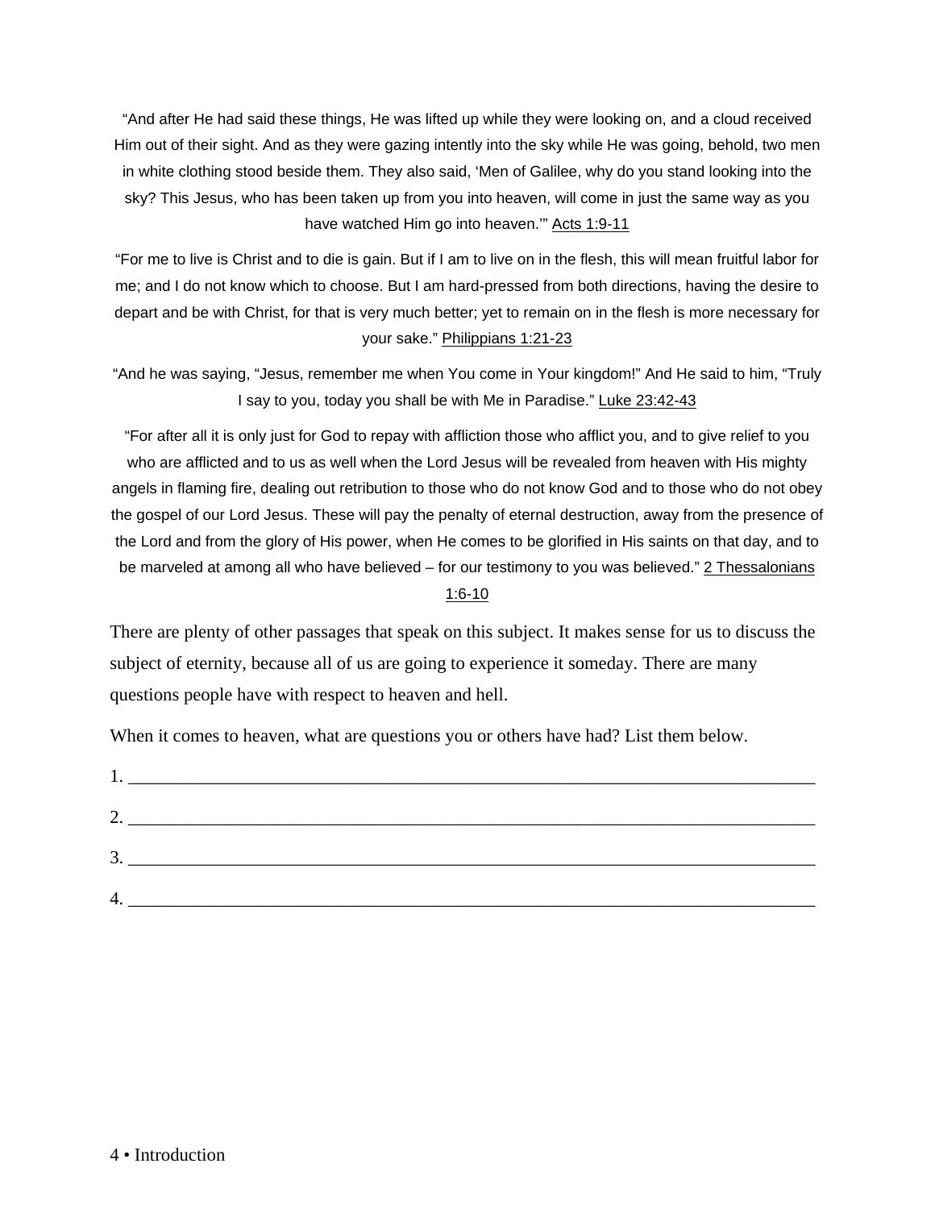"And after He had said these things, He was lifted up while they were looking on, and a cloud received Him out of their sight. And as they were gazing intently into the sky while He was going, behold, two men in white clothing stood beside them. They also said, 'Men of Galilee, why do you stand looking into the sky? This Jesus, who has been taken up from you into heaven, will come in just the same way as you have watched Him go into heaven.'" Acts 1:9-11

"For me to live is Christ and to die is gain. But if I am to live on in the flesh, this will mean fruitful labor for me; and I do not know which to choose. But I am hard-pressed from both directions, having the desire to depart and be with Christ, for that is very much better; yet to remain on in the flesh is more necessary for your sake." Philippians 1:21-23

"And he was saying, "Jesus, remember me when You come in Your kingdom!" And He said to him, "Truly I say to you, today you shall be with Me in Paradise." Luke 23:42-43

"For after all it is only just for God to repay with affliction those who afflict you, and to give relief to you who are afflicted and to us as well when the Lord Jesus will be revealed from heaven with His mighty angels in flaming fire, dealing out retribution to those who do not know God and to those who do not obey the gospel of our Lord Jesus. These will pay the penalty of eternal destruction, away from the presence of the Lord and from the glory of His power, when He comes to be glorified in His saints on that day, and to be marveled at among all who have believed – for our testimony to you was believed." 2 Thessalonians 1:6-10

There are plenty of other passages that speak on this subject. It makes sense for us to discuss the subject of eternity, because all of us are going to experience it someday. There are many questions people have with respect to heaven and hell.

When it comes to heaven, what are questions you or others have had? List them below.

1. ___________________________________________________________________________

2. ___________________________________________________________________________

3. ___________________________________________________________________________

4. ___________________________________________________________________________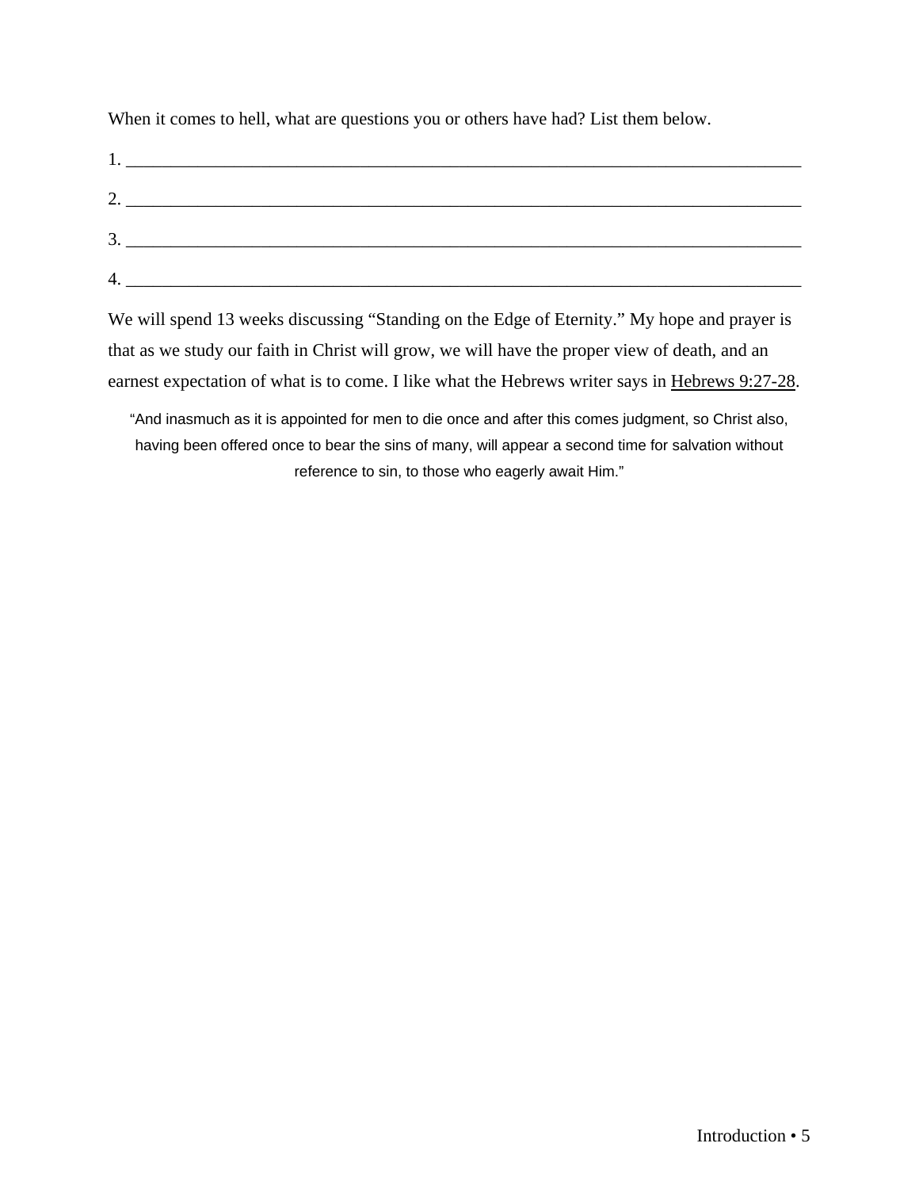When it comes to hell, what are questions you or others have had? List them below.

1. ____________________________________________________________________________

2. ____________________________________________________________________________

3. ____________________________________________________________________________

4. ____________________________________________________________________________

We will spend 13 weeks discussing "Standing on the Edge of Eternity." My hope and prayer is that as we study our faith in Christ will grow, we will have the proper view of death, and an earnest expectation of what is to come. I like what the Hebrews writer says in Hebrews 9:27-28.

> "And inasmuch as it is appointed for men to die once and after this comes judgment, so Christ also, having been offered once to bear the sins of many, will appear a second time for salvation without reference to sin, to those who eagerly await Him."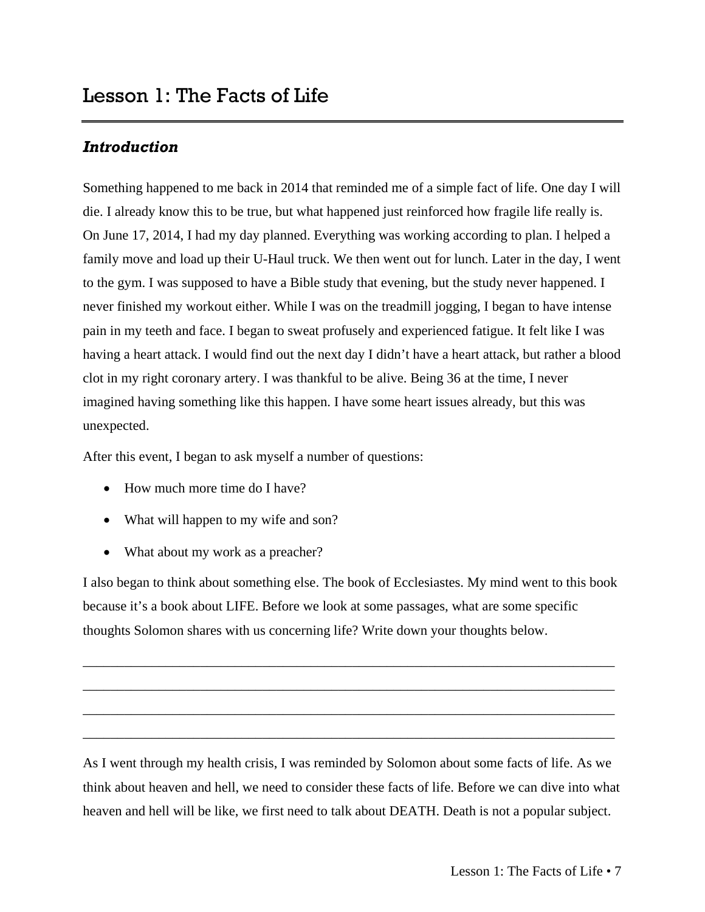# Lesson 1: The Facts of Life

### *Introduction*

Something happened to me back in 2014 that reminded me of a simple fact of life. One day I will die. I already know this to be true, but what happened just reinforced how fragile life really is. On June 17, 2014, I had my day planned. Everything was working according to plan. I helped a family move and load up their U-Haul truck. We then went out for lunch. Later in the day, I went to the gym. I was supposed to have a Bible study that evening, but the study never happened. I never finished my workout either. While I was on the treadmill jogging, I began to have intense pain in my teeth and face. I began to sweat profusely and experienced fatigue. It felt like I was having a heart attack. I would find out the next day I didn't have a heart attack, but rather a blood clot in my right coronary artery. I was thankful to be alive. Being 36 at the time, I never imagined having something like this happen. I have some heart issues already, but this was unexpected.

After this event, I began to ask myself a number of questions:

- How much more time do I have?
- What will happen to my wife and son?
- What about my work as a preacher?

I also began to think about something else. The book of Ecclesiastes. My mind went to this book because it's a book about LIFE. Before we look at some passages, what are some specific thoughts Solomon shares with us concerning life? Write down your thoughts below.

______________________________________________________________________________

______________________________________________________________________________

______________________________________________________________________________

______________________________________________________________________________

As I went through my health crisis, I was reminded by Solomon about some facts of life. As we think about heaven and hell, we need to consider these facts of life. Before we can dive into what heaven and hell will be like, we first need to talk about DEATH. Death is not a popular subject.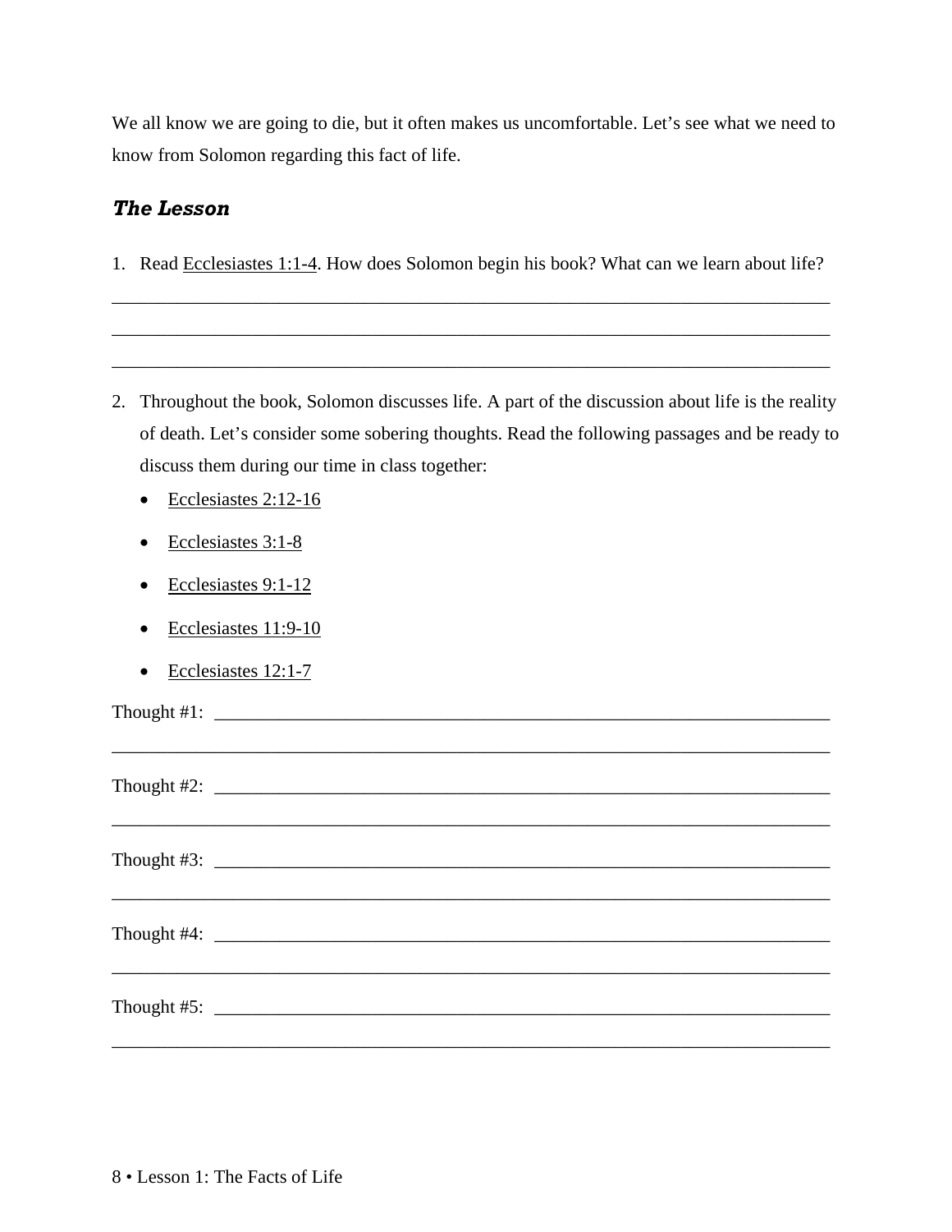We all know we are going to die, but it often makes us uncomfortable. Let's see what we need to know from Solomon regarding this fact of life.

### *The Lesson*

1. Read Ecclesiastes 1:1-4. How does Solomon begin his book? What can we learn about life?

___________________________________________________________________________

___________________________________________________________________________

___________________________________________________________________________

2. Throughout the book, Solomon discusses life. A part of the discussion about life is the reality of death. Let's consider some sobering thoughts. Read the following passages and be ready to discuss them during our time in class together:

   - Ecclesiastes 2:12-16
   - Ecclesiastes 3:1-8
   - Ecclesiastes 9:1-12
   - Ecclesiastes 11:9-10
   - Ecclesiastes 12:1-7

Thought #1: ________________________________________________________________

___________________________________________________________________________

Thought #2: ________________________________________________________________

___________________________________________________________________________

Thought #3: ________________________________________________________________

___________________________________________________________________________

Thought #4: ________________________________________________________________

___________________________________________________________________________

Thought #5: ________________________________________________________________

___________________________________________________________________________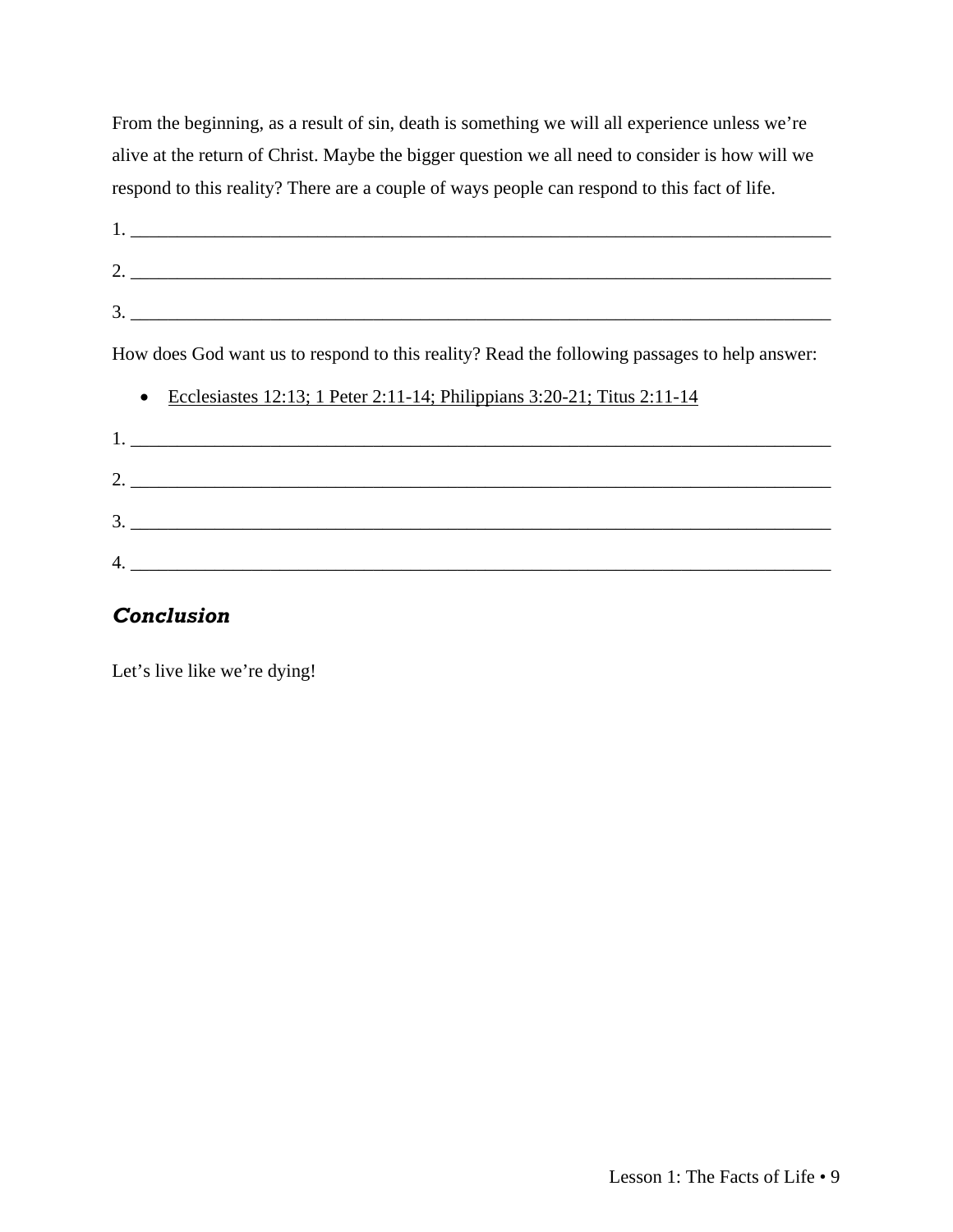From the beginning, as a result of sin, death is something we will all experience unless we're alive at the return of Christ. Maybe the bigger question we all need to consider is how will we respond to this reality? There are a couple of ways people can respond to this fact of life.

1. ______________________________________________________________________________

2. ______________________________________________________________________________

3. ______________________________________________________________________________

How does God want us to respond to this reality? Read the following passages to help answer:

- <u>Ecclesiastes 12:13; 1 Peter 2:11-14; Philippians 3:20-21; Titus 2:11-14</u>

1. ______________________________________________________________________________

2. ______________________________________________________________________________

3. ______________________________________________________________________________

4. ______________________________________________________________________________

## *Conclusion*

Let's live like we're dying!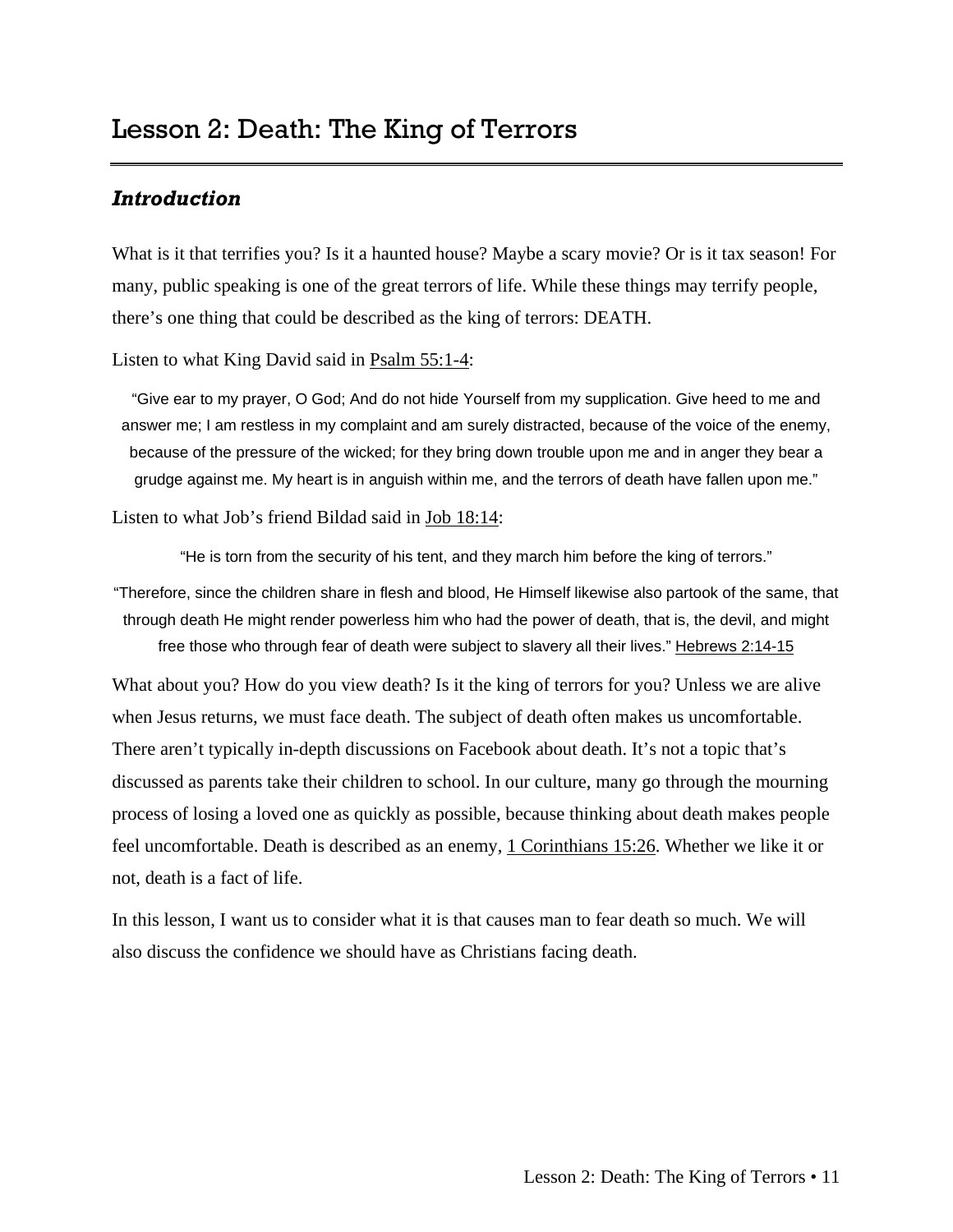# Lesson 2: Death: The King of Terrors

## *Introduction*

What is it that terrifies you? Is it a haunted house? Maybe a scary movie? Or is it tax season! For many, public speaking is one of the great terrors of life. While these things may terrify people, there's one thing that could be described as the king of terrors: DEATH.

Listen to what King David said in Psalm 55:1-4:

> "Give ear to my prayer, O God; And do not hide Yourself from my supplication. Give heed to me and answer me; I am restless in my complaint and am surely distracted, because of the voice of the enemy, because of the pressure of the wicked; for they bring down trouble upon me and in anger they bear a grudge against me. My heart is in anguish within me, and the terrors of death have fallen upon me."

Listen to what Job's friend Bildad said in Job 18:14:

> "He is torn from the security of his tent, and they march him before the king of terrors."

> "Therefore, since the children share in flesh and blood, He Himself likewise also partook of the same, that through death He might render powerless him who had the power of death, that is, the devil, and might free those who through fear of death were subject to slavery all their lives." Hebrews 2:14-15

What about you? How do you view death? Is it the king of terrors for you? Unless we are alive when Jesus returns, we must face death. The subject of death often makes us uncomfortable. There aren't typically in-depth discussions on Facebook about death. It's not a topic that's discussed as parents take their children to school. In our culture, many go through the mourning process of losing a loved one as quickly as possible, because thinking about death makes people feel uncomfortable. Death is described as an enemy, 1 Corinthians 15:26. Whether we like it or not, death is a fact of life.

In this lesson, I want us to consider what it is that causes man to fear death so much. We will also discuss the confidence we should have as Christians facing death.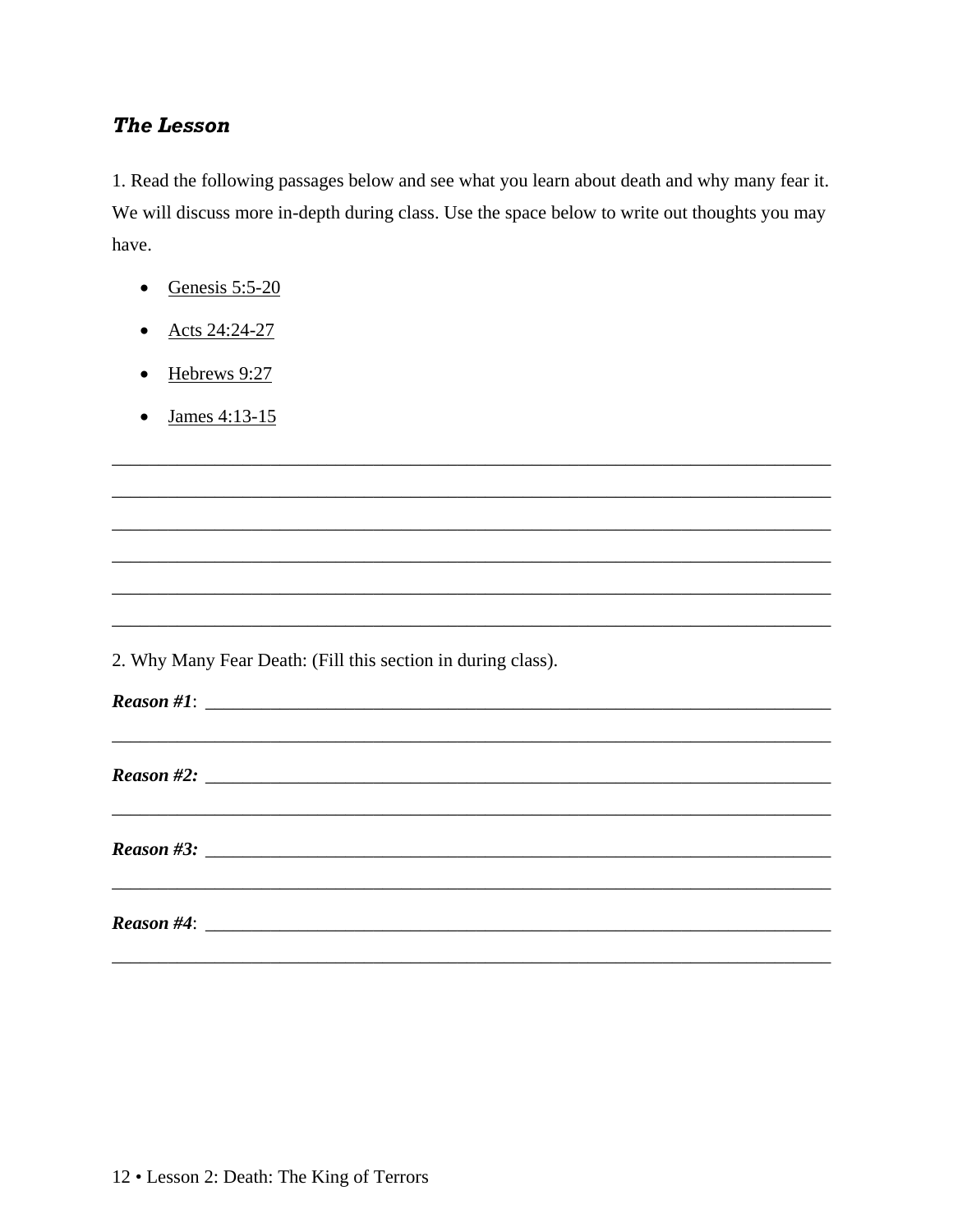### *The Lesson*

1. Read the following passages below and see what you learn about death and why many fear it. We will discuss more in-depth during class. Use the space below to write out thoughts you may have.

- Genesis 5:5-20
- Acts 24:24-27
- Hebrews 9:27
- James 4:13-15

______________________________________________________________________________

______________________________________________________________________________

______________________________________________________________________________

______________________________________________________________________________

______________________________________________________________________________

______________________________________________________________________________

2. Why Many Fear Death: (Fill this section in during class).

***Reason #1***: _________________________________________________________________

______________________________________________________________________________

***Reason #2:*** _________________________________________________________________

______________________________________________________________________________

***Reason #3:*** _________________________________________________________________

______________________________________________________________________________

***Reason #4***: _________________________________________________________________

______________________________________________________________________________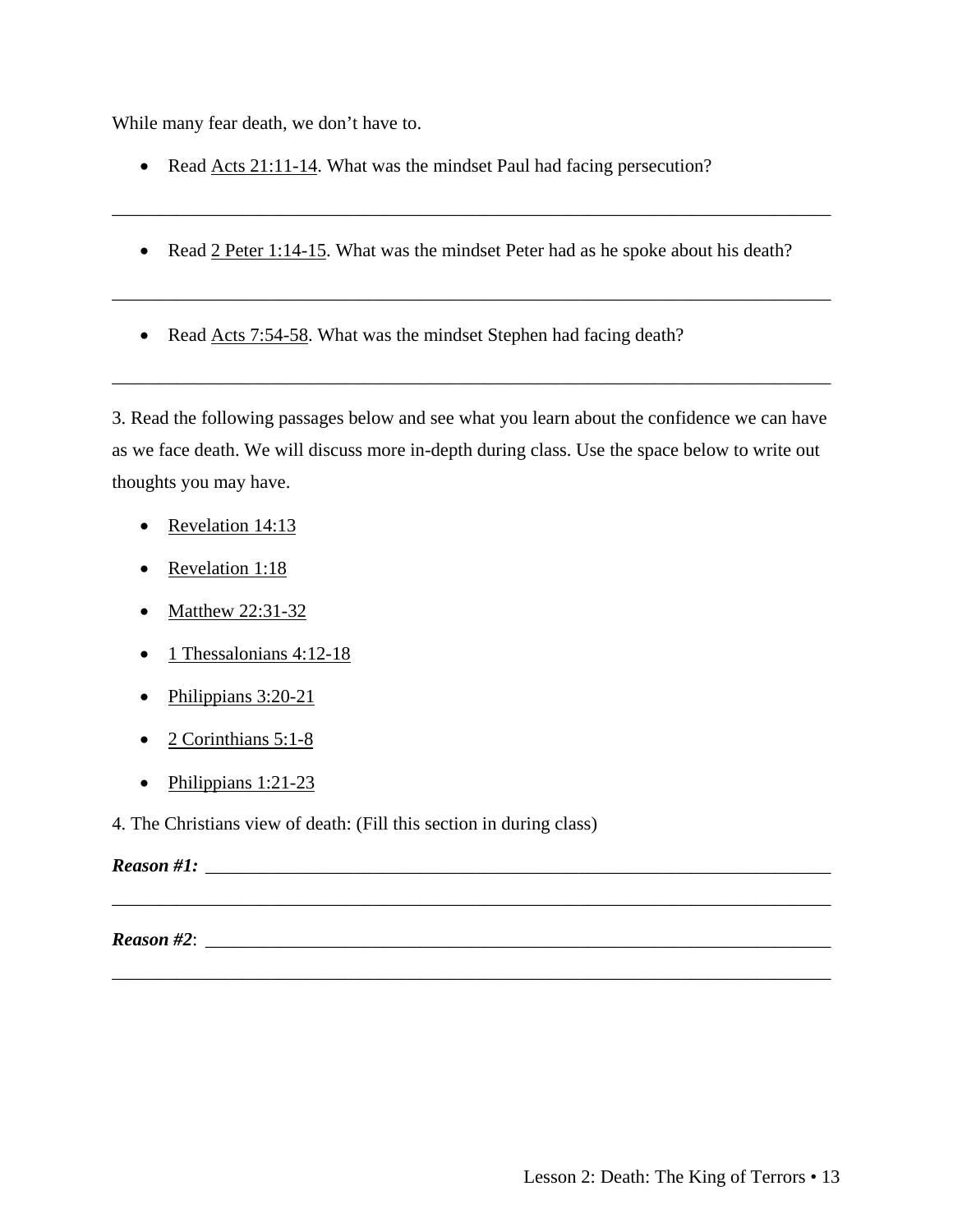While many fear death, we don't have to.

- Read Acts 21:11-14. What was the mindset Paul had facing persecution?

______________________________________________________________________________

- Read 2 Peter 1:14-15. What was the mindset Peter had as he spoke about his death?

______________________________________________________________________________

- Read Acts 7:54-58. What was the mindset Stephen had facing death?

______________________________________________________________________________

3. Read the following passages below and see what you learn about the confidence we can have as we face death. We will discuss more in-depth during class. Use the space below to write out thoughts you may have.

- Revelation 14:13
- Revelation 1:18
- Matthew 22:31-32
- 1 Thessalonians 4:12-18
- Philippians 3:20-21
- 2 Corinthians 5:1-8
- Philippians 1:21-23

4. The Christians view of death: (Fill this section in during class)

***Reason #1:*** _______________________________________________________________________

______________________________________________________________________________

***Reason #2***: _______________________________________________________________________

______________________________________________________________________________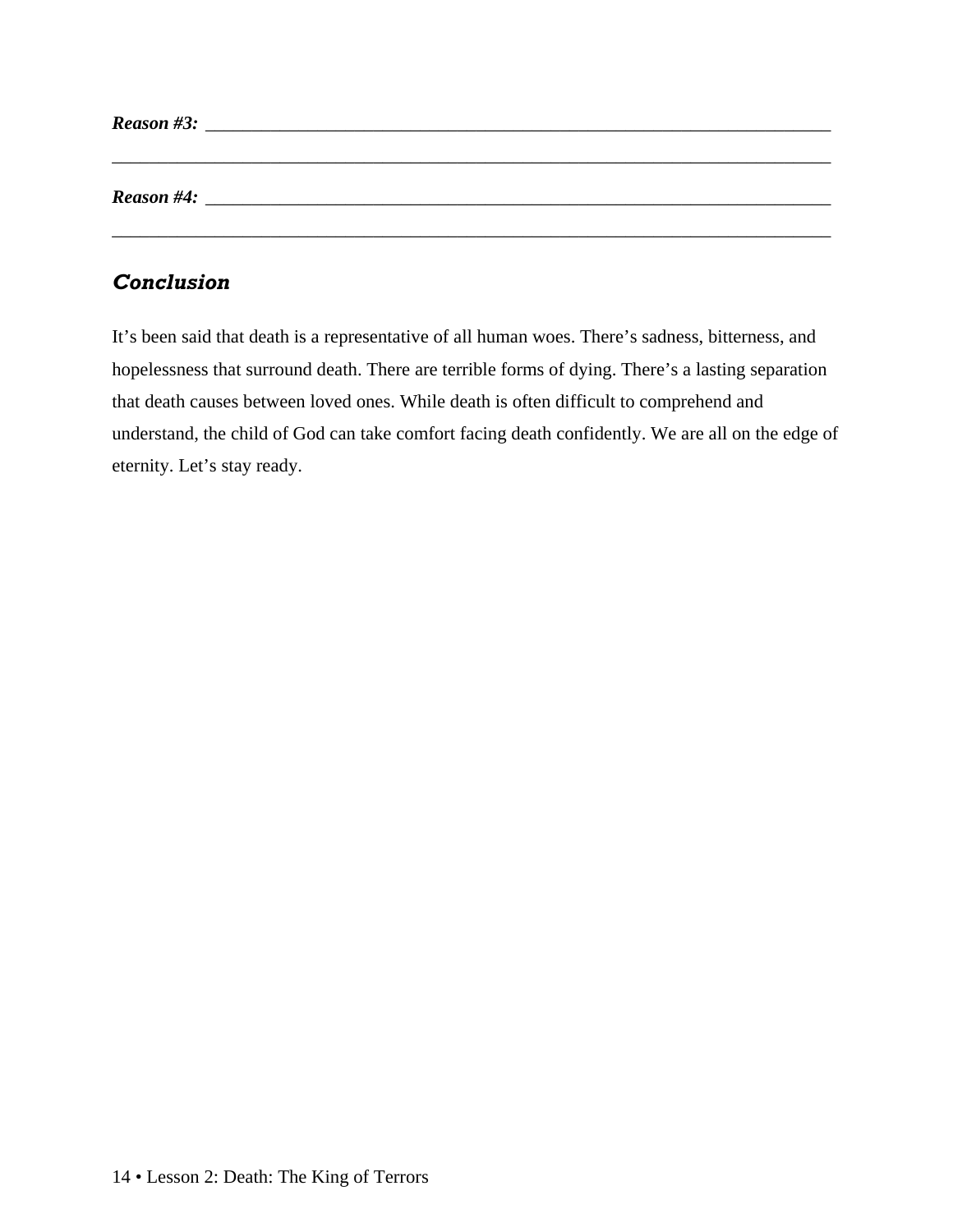***Reason #3:*** ________________________________________________________________________

________________________________________________________________________________

***Reason #4:*** ________________________________________________________________________

________________________________________________________________________________

## *Conclusion*

It's been said that death is a representative of all human woes. There's sadness, bitterness, and hopelessness that surround death. There are terrible forms of dying. There's a lasting separation that death causes between loved ones. While death is often difficult to comprehend and understand, the child of God can take comfort facing death confidently. We are all on the edge of eternity. Let's stay ready.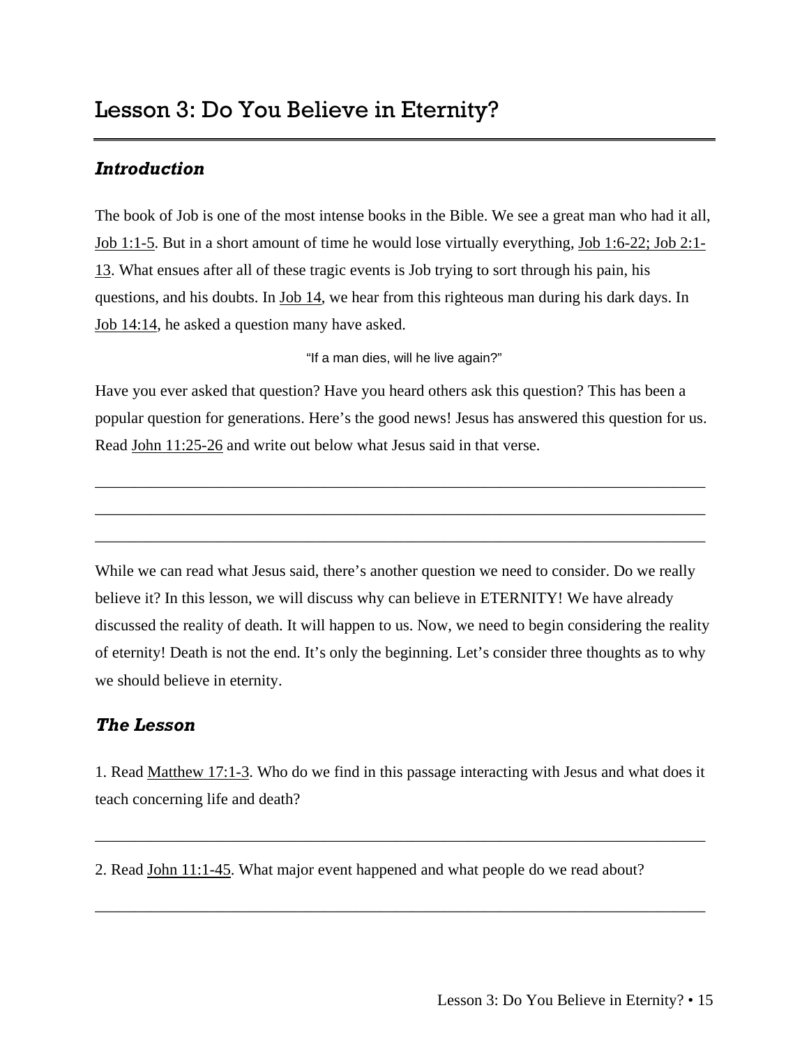# Lesson 3: Do You Believe in Eternity?

### *Introduction*

The book of Job is one of the most intense books in the Bible. We see a great man who had it all, Job 1:1-5. But in a short amount of time he would lose virtually everything, Job 1:6-22; Job 2:1-13. What ensues after all of these tragic events is Job trying to sort through his pain, his questions, and his doubts. In Job 14, we hear from this righteous man during his dark days. In Job 14:14, he asked a question many have asked.

"If a man dies, will he live again?"

Have you ever asked that question? Have you heard others ask this question? This has been a popular question for generations. Here's the good news! Jesus has answered this question for us. Read John 11:25-26 and write out below what Jesus said in that verse.

______________________________________________________________________________

______________________________________________________________________________

______________________________________________________________________________

While we can read what Jesus said, there's another question we need to consider. Do we really believe it? In this lesson, we will discuss why can believe in ETERNITY! We have already discussed the reality of death. It will happen to us. Now, we need to begin considering the reality of eternity! Death is not the end. It's only the beginning. Let's consider three thoughts as to why we should believe in eternity.

### *The Lesson*

1. Read Matthew 17:1-3. Who do we find in this passage interacting with Jesus and what does it teach concerning life and death?

______________________________________________________________________________

2. Read John 11:1-45. What major event happened and what people do we read about?

______________________________________________________________________________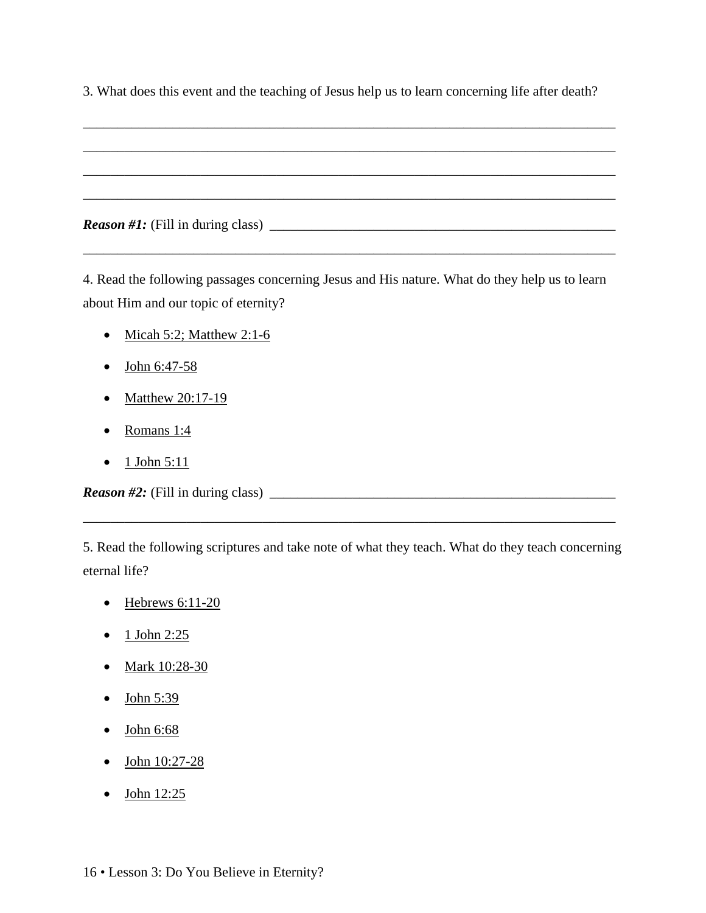3. What does this event and the teaching of Jesus help us to learn concerning life after death?

_______________________________________________________________________________

_______________________________________________________________________________

_______________________________________________________________________________

_______________________________________________________________________________

***Reason #1:*** (Fill in during class) _____________________________________________________

_______________________________________________________________________________

4. Read the following passages concerning Jesus and His nature. What do they help us to learn about Him and our topic of eternity?

- Micah 5:2; Matthew 2:1-6
- John 6:47-58
- Matthew 20:17-19
- Romans 1:4
- 1 John 5:11

***Reason #2:*** (Fill in during class) _____________________________________________________

_______________________________________________________________________________

5. Read the following scriptures and take note of what they teach. What do they teach concerning eternal life?

- Hebrews 6:11-20
- 1 John 2:25
- Mark 10:28-30
- John 5:39
- John 6:68
- John 10:27-28
- John 12:25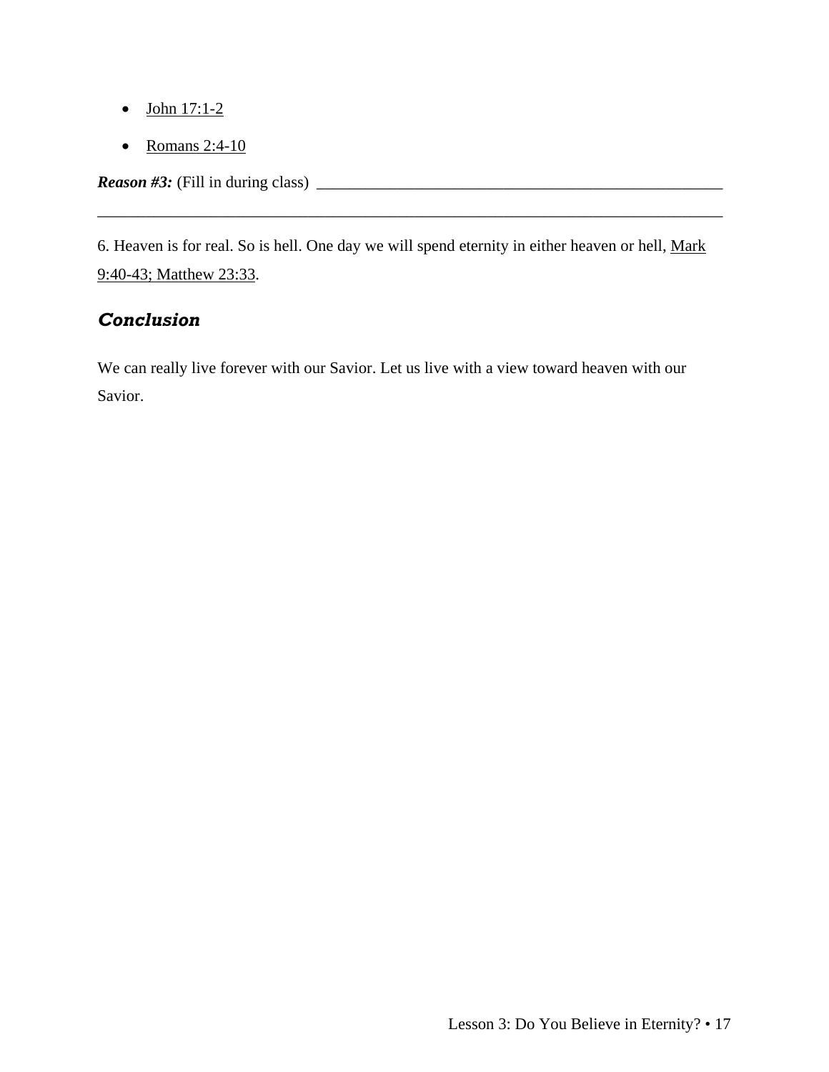- John 17:1-2
- Romans 2:4-10

***Reason #3:*** (Fill in during class) ____________________________________________________

______________________________________________________________________________

6. Heaven is for real. So is hell. One day we will spend eternity in either heaven or hell, Mark 9:40-43; Matthew 23:33.

## *Conclusion*

We can really live forever with our Savior. Let us live with a view toward heaven with our Savior.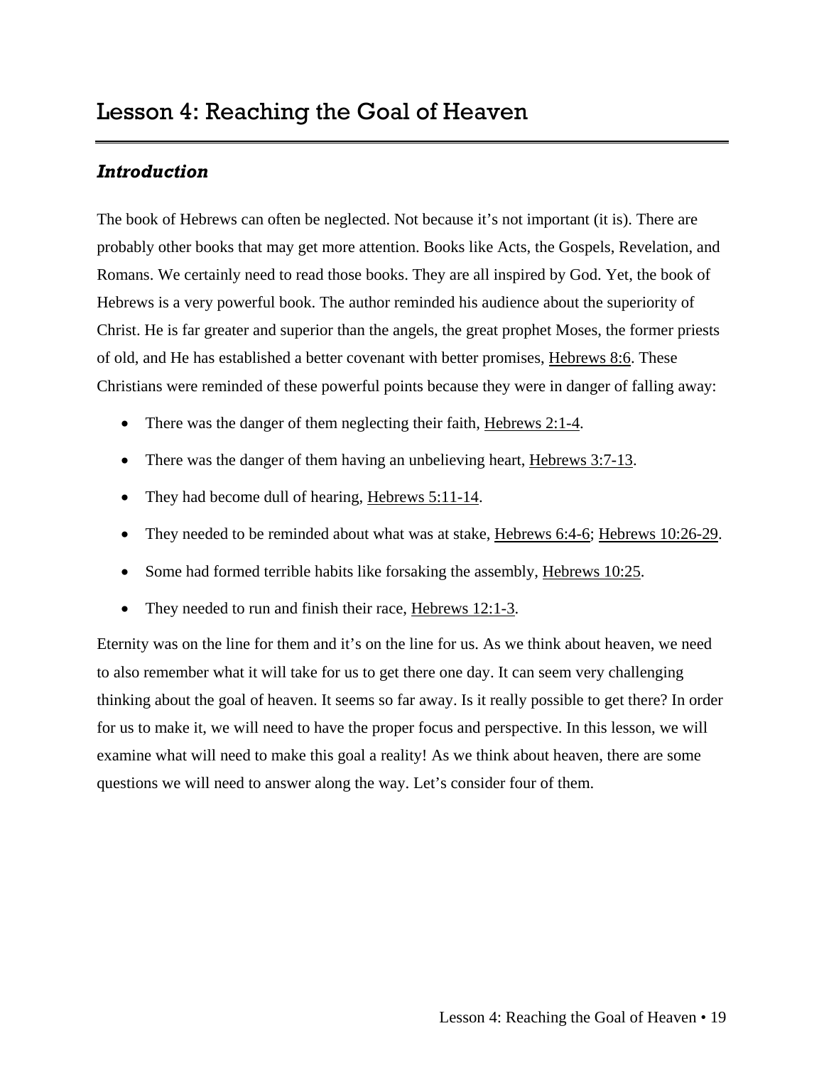# Lesson 4: Reaching the Goal of Heaven

## *Introduction*

The book of Hebrews can often be neglected. Not because it's not important (it is). There are probably other books that may get more attention. Books like Acts, the Gospels, Revelation, and Romans. We certainly need to read those books. They are all inspired by God. Yet, the book of Hebrews is a very powerful book. The author reminded his audience about the superiority of Christ. He is far greater and superior than the angels, the great prophet Moses, the former priests of old, and He has established a better covenant with better promises, Hebrews 8:6. These Christians were reminded of these powerful points because they were in danger of falling away:

- There was the danger of them neglecting their faith, Hebrews 2:1-4.
- There was the danger of them having an unbelieving heart, Hebrews 3:7-13.
- They had become dull of hearing, Hebrews 5:11-14.
- They needed to be reminded about what was at stake, Hebrews 6:4-6; Hebrews 10:26-29.
- Some had formed terrible habits like forsaking the assembly, Hebrews 10:25.
- They needed to run and finish their race, Hebrews 12:1-3.

Eternity was on the line for them and it's on the line for us. As we think about heaven, we need to also remember what it will take for us to get there one day. It can seem very challenging thinking about the goal of heaven. It seems so far away. Is it really possible to get there? In order for us to make it, we will need to have the proper focus and perspective. In this lesson, we will examine what will need to make this goal a reality! As we think about heaven, there are some questions we will need to answer along the way. Let's consider four of them.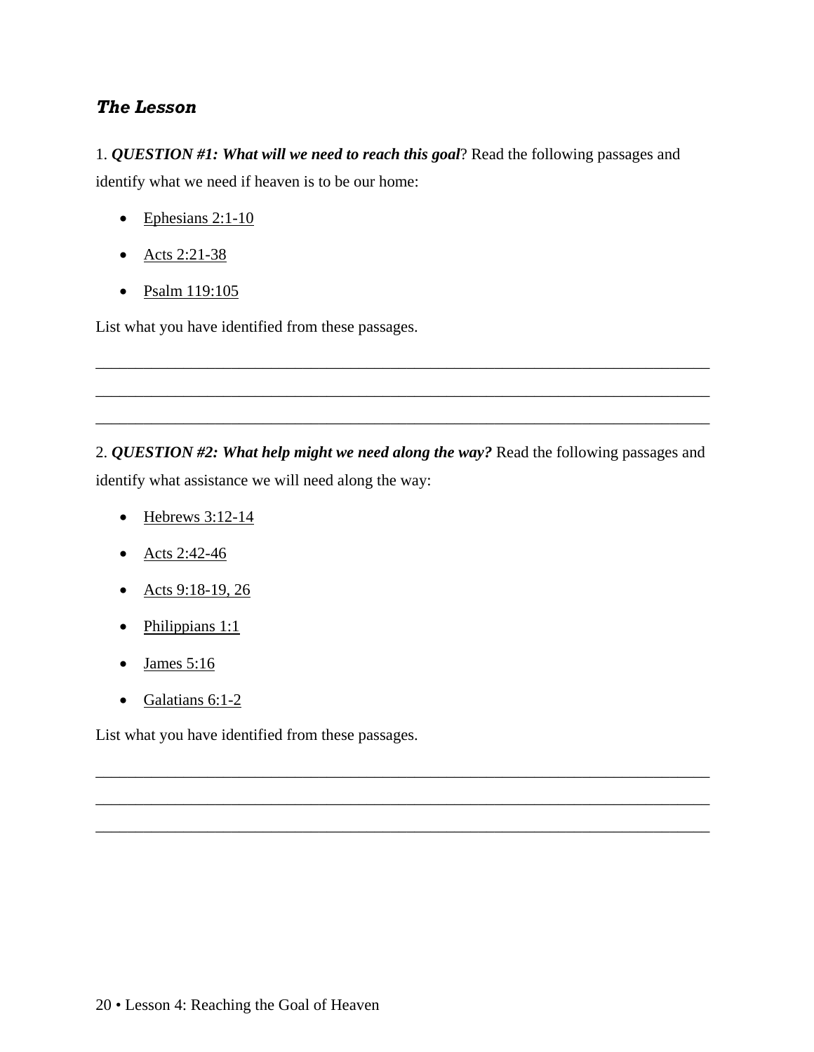### ***The Lesson***

1. ***QUESTION #1: What will we need to reach this goal***? Read the following passages and identify what we need if heaven is to be our home:

- Ephesians 2:1-10
- Acts 2:21-38
- Psalm 119:105

List what you have identified from these passages.

______________________________________________________________________________
______________________________________________________________________________
______________________________________________________________________________

2. ***QUESTION #2: What help might we need along the way?*** Read the following passages and identify what assistance we will need along the way:

- Hebrews 3:12-14
- Acts 2:42-46
- Acts 9:18-19, 26
- Philippians 1:1
- James 5:16
- Galatians 6:1-2

List what you have identified from these passages.

______________________________________________________________________________
______________________________________________________________________________
______________________________________________________________________________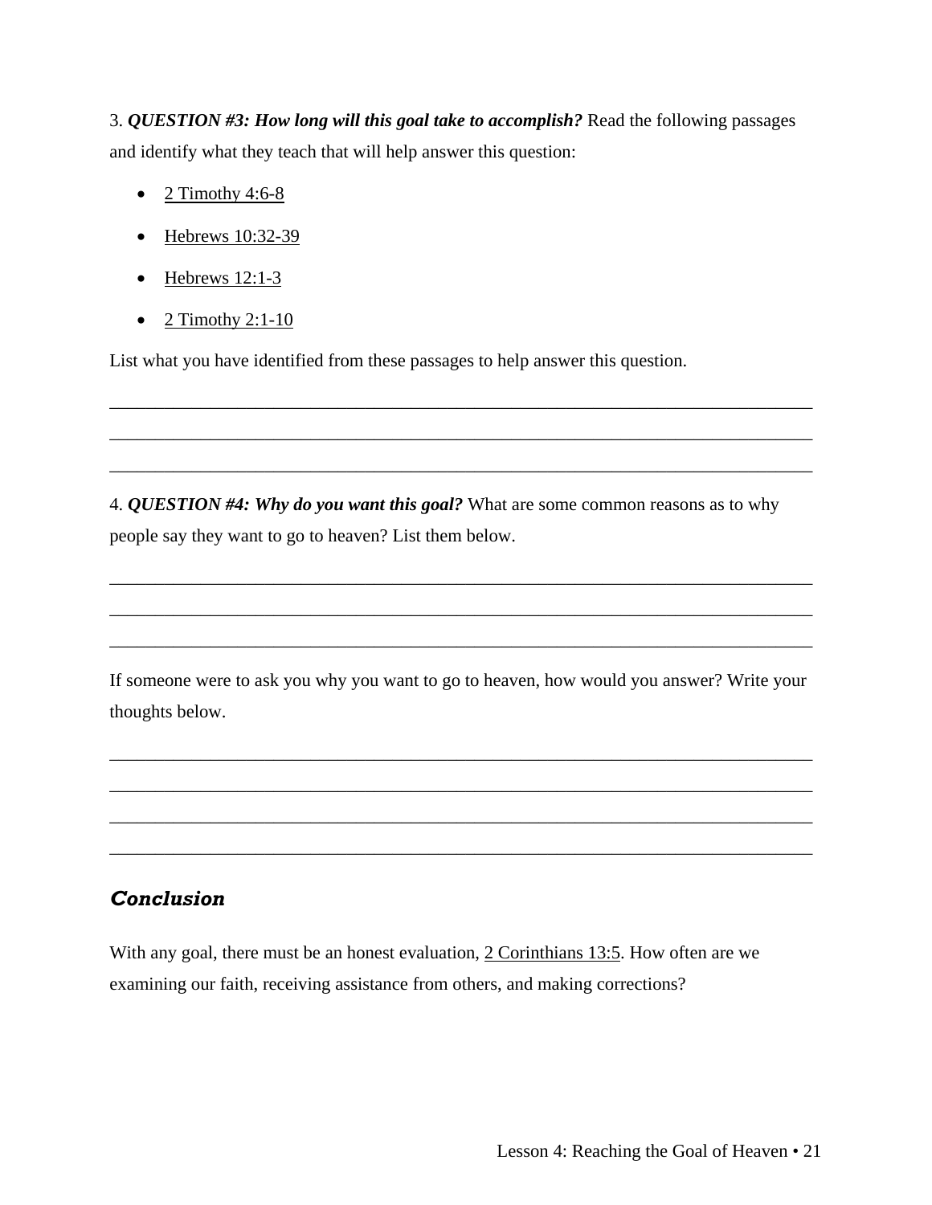3. ***QUESTION #3: How long will this goal take to accomplish?*** Read the following passages and identify what they teach that will help answer this question:

- 2 Timothy 4:6-8
- Hebrews 10:32-39
- Hebrews 12:1-3
- 2 Timothy 2:1-10

List what you have identified from these passages to help answer this question.

_______________________________________________________________________________
_______________________________________________________________________________
_______________________________________________________________________________

4. ***QUESTION #4: Why do you want this goal?*** What are some common reasons as to why people say they want to go to heaven? List them below.

_______________________________________________________________________________
_______________________________________________________________________________
_______________________________________________________________________________

If someone were to ask you why you want to go to heaven, how would you answer? Write your thoughts below.

_______________________________________________________________________________
_______________________________________________________________________________
_______________________________________________________________________________
_______________________________________________________________________________

## *Conclusion*

With any goal, there must be an honest evaluation, 2 Corinthians 13:5. How often are we examining our faith, receiving assistance from others, and making corrections?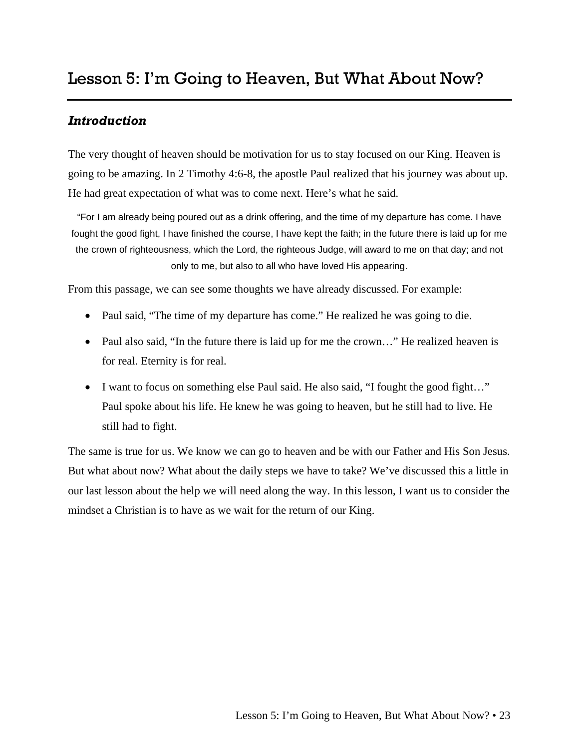# Lesson 5: I'm Going to Heaven, But What About Now?

## *Introduction*

The very thought of heaven should be motivation for us to stay focused on our King. Heaven is going to be amazing. In 2 Timothy 4:6-8, the apostle Paul realized that his journey was about up. He had great expectation of what was to come next. Here's what he said.

> "For I am already being poured out as a drink offering, and the time of my departure has come. I have fought the good fight, I have finished the course, I have kept the faith; in the future there is laid up for me the crown of righteousness, which the Lord, the righteous Judge, will award to me on that day; and not only to me, but also to all who have loved His appearing.

From this passage, we can see some thoughts we have already discussed. For example:

- Paul said, "The time of my departure has come." He realized he was going to die.
- Paul also said, "In the future there is laid up for me the crown…" He realized heaven is for real. Eternity is for real.
- I want to focus on something else Paul said. He also said, "I fought the good fight…" Paul spoke about his life. He knew he was going to heaven, but he still had to live. He still had to fight.

The same is true for us. We know we can go to heaven and be with our Father and His Son Jesus. But what about now? What about the daily steps we have to take? We've discussed this a little in our last lesson about the help we will need along the way. In this lesson, I want us to consider the mindset a Christian is to have as we wait for the return of our King.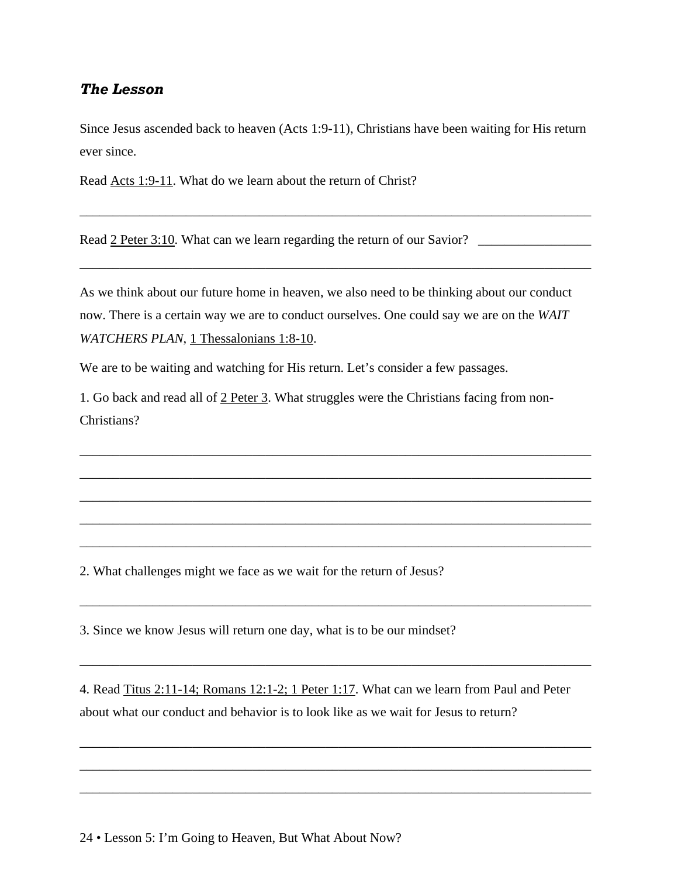### *The Lesson*

Since Jesus ascended back to heaven (Acts 1:9-11), Christians have been waiting for His return ever since.

Read Acts 1:9-11. What do we learn about the return of Christ?

______________________________________________________________________________

Read 2 Peter 3:10. What can we learn regarding the return of our Savior? _________________

______________________________________________________________________________

As we think about our future home in heaven, we also need to be thinking about our conduct now. There is a certain way we are to conduct ourselves. One could say we are on the *WAIT WATCHERS PLAN*, 1 Thessalonians 1:8-10.

We are to be waiting and watching for His return. Let's consider a few passages.

1. Go back and read all of 2 Peter 3. What struggles were the Christians facing from non-Christians?

______________________________________________________________________________

______________________________________________________________________________

______________________________________________________________________________

______________________________________________________________________________

______________________________________________________________________________

2. What challenges might we face as we wait for the return of Jesus?

______________________________________________________________________________

3. Since we know Jesus will return one day, what is to be our mindset?

______________________________________________________________________________

4. Read Titus 2:11-14; Romans 12:1-2; 1 Peter 1:17. What can we learn from Paul and Peter about what our conduct and behavior is to look like as we wait for Jesus to return?

______________________________________________________________________________

______________________________________________________________________________

______________________________________________________________________________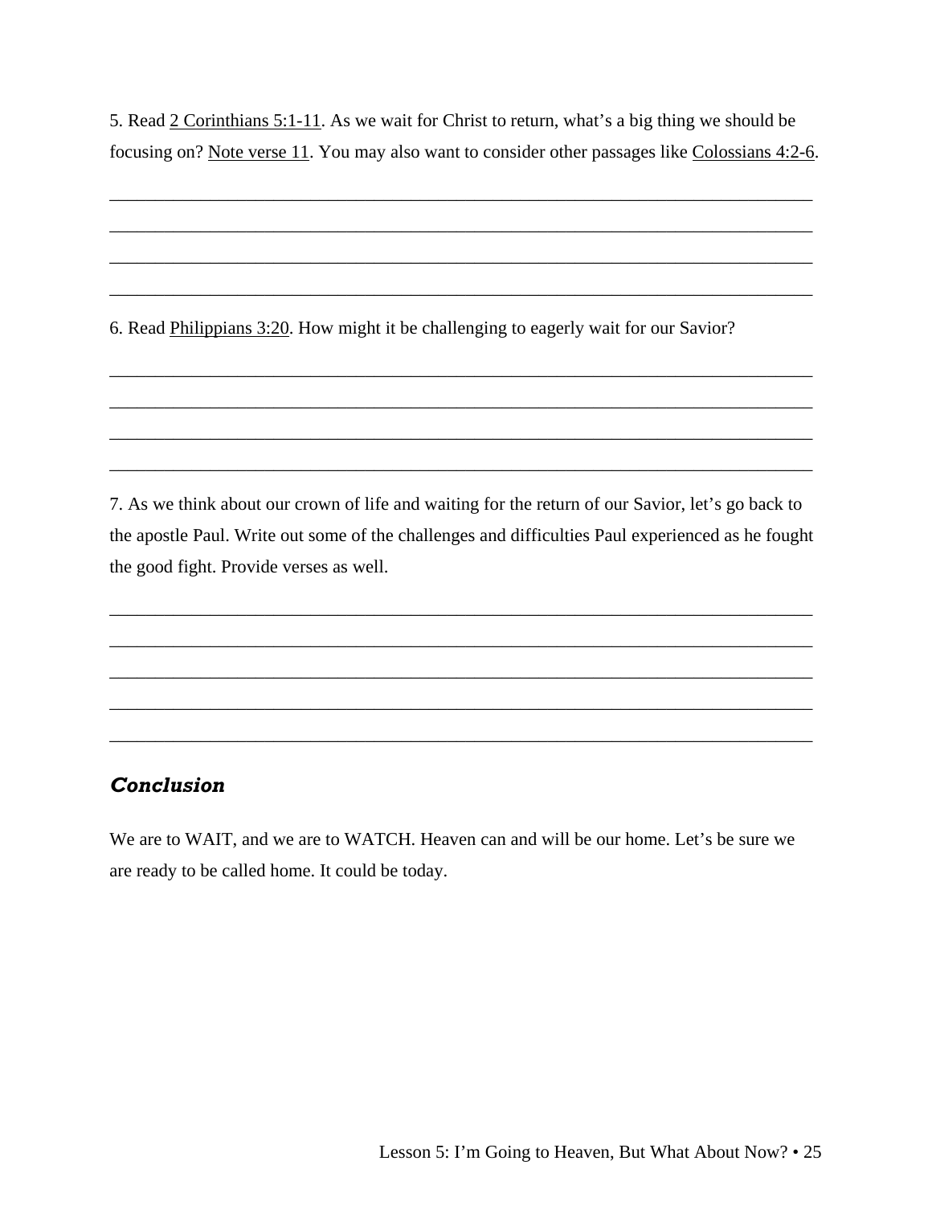5. Read 2 Corinthians 5:1-11. As we wait for Christ to return, what's a big thing we should be focusing on? Note verse 11. You may also want to consider other passages like Colossians 4:2-6.

\_\_\_\_\_\_\_\_\_\_\_\_\_\_\_\_\_\_\_\_\_\_\_\_\_\_\_\_\_\_\_\_\_\_\_\_\_\_\_\_\_\_\_\_\_\_\_\_\_\_\_\_\_\_\_\_\_\_\_\_\_\_\_\_\_\_\_\_\_\_\_\_

\_\_\_\_\_\_\_\_\_\_\_\_\_\_\_\_\_\_\_\_\_\_\_\_\_\_\_\_\_\_\_\_\_\_\_\_\_\_\_\_\_\_\_\_\_\_\_\_\_\_\_\_\_\_\_\_\_\_\_\_\_\_\_\_\_\_\_\_\_\_\_\_

\_\_\_\_\_\_\_\_\_\_\_\_\_\_\_\_\_\_\_\_\_\_\_\_\_\_\_\_\_\_\_\_\_\_\_\_\_\_\_\_\_\_\_\_\_\_\_\_\_\_\_\_\_\_\_\_\_\_\_\_\_\_\_\_\_\_\_\_\_\_\_\_

\_\_\_\_\_\_\_\_\_\_\_\_\_\_\_\_\_\_\_\_\_\_\_\_\_\_\_\_\_\_\_\_\_\_\_\_\_\_\_\_\_\_\_\_\_\_\_\_\_\_\_\_\_\_\_\_\_\_\_\_\_\_\_\_\_\_\_\_\_\_\_\_

6. Read Philippians 3:20. How might it be challenging to eagerly wait for our Savior?

\_\_\_\_\_\_\_\_\_\_\_\_\_\_\_\_\_\_\_\_\_\_\_\_\_\_\_\_\_\_\_\_\_\_\_\_\_\_\_\_\_\_\_\_\_\_\_\_\_\_\_\_\_\_\_\_\_\_\_\_\_\_\_\_\_\_\_\_\_\_\_\_

\_\_\_\_\_\_\_\_\_\_\_\_\_\_\_\_\_\_\_\_\_\_\_\_\_\_\_\_\_\_\_\_\_\_\_\_\_\_\_\_\_\_\_\_\_\_\_\_\_\_\_\_\_\_\_\_\_\_\_\_\_\_\_\_\_\_\_\_\_\_\_\_

\_\_\_\_\_\_\_\_\_\_\_\_\_\_\_\_\_\_\_\_\_\_\_\_\_\_\_\_\_\_\_\_\_\_\_\_\_\_\_\_\_\_\_\_\_\_\_\_\_\_\_\_\_\_\_\_\_\_\_\_\_\_\_\_\_\_\_\_\_\_\_\_

\_\_\_\_\_\_\_\_\_\_\_\_\_\_\_\_\_\_\_\_\_\_\_\_\_\_\_\_\_\_\_\_\_\_\_\_\_\_\_\_\_\_\_\_\_\_\_\_\_\_\_\_\_\_\_\_\_\_\_\_\_\_\_\_\_\_\_\_\_\_\_\_

7. As we think about our crown of life and waiting for the return of our Savior, let's go back to the apostle Paul. Write out some of the challenges and difficulties Paul experienced as he fought the good fight. Provide verses as well.

\_\_\_\_\_\_\_\_\_\_\_\_\_\_\_\_\_\_\_\_\_\_\_\_\_\_\_\_\_\_\_\_\_\_\_\_\_\_\_\_\_\_\_\_\_\_\_\_\_\_\_\_\_\_\_\_\_\_\_\_\_\_\_\_\_\_\_\_\_\_\_\_

\_\_\_\_\_\_\_\_\_\_\_\_\_\_\_\_\_\_\_\_\_\_\_\_\_\_\_\_\_\_\_\_\_\_\_\_\_\_\_\_\_\_\_\_\_\_\_\_\_\_\_\_\_\_\_\_\_\_\_\_\_\_\_\_\_\_\_\_\_\_\_\_

\_\_\_\_\_\_\_\_\_\_\_\_\_\_\_\_\_\_\_\_\_\_\_\_\_\_\_\_\_\_\_\_\_\_\_\_\_\_\_\_\_\_\_\_\_\_\_\_\_\_\_\_\_\_\_\_\_\_\_\_\_\_\_\_\_\_\_\_\_\_\_\_

\_\_\_\_\_\_\_\_\_\_\_\_\_\_\_\_\_\_\_\_\_\_\_\_\_\_\_\_\_\_\_\_\_\_\_\_\_\_\_\_\_\_\_\_\_\_\_\_\_\_\_\_\_\_\_\_\_\_\_\_\_\_\_\_\_\_\_\_\_\_\_\_

\_\_\_\_\_\_\_\_\_\_\_\_\_\_\_\_\_\_\_\_\_\_\_\_\_\_\_\_\_\_\_\_\_\_\_\_\_\_\_\_\_\_\_\_\_\_\_\_\_\_\_\_\_\_\_\_\_\_\_\_\_\_\_\_\_\_\_\_\_\_\_\_

## *Conclusion*

We are to WAIT, and we are to WATCH. Heaven can and will be our home. Let's be sure we are ready to be called home. It could be today.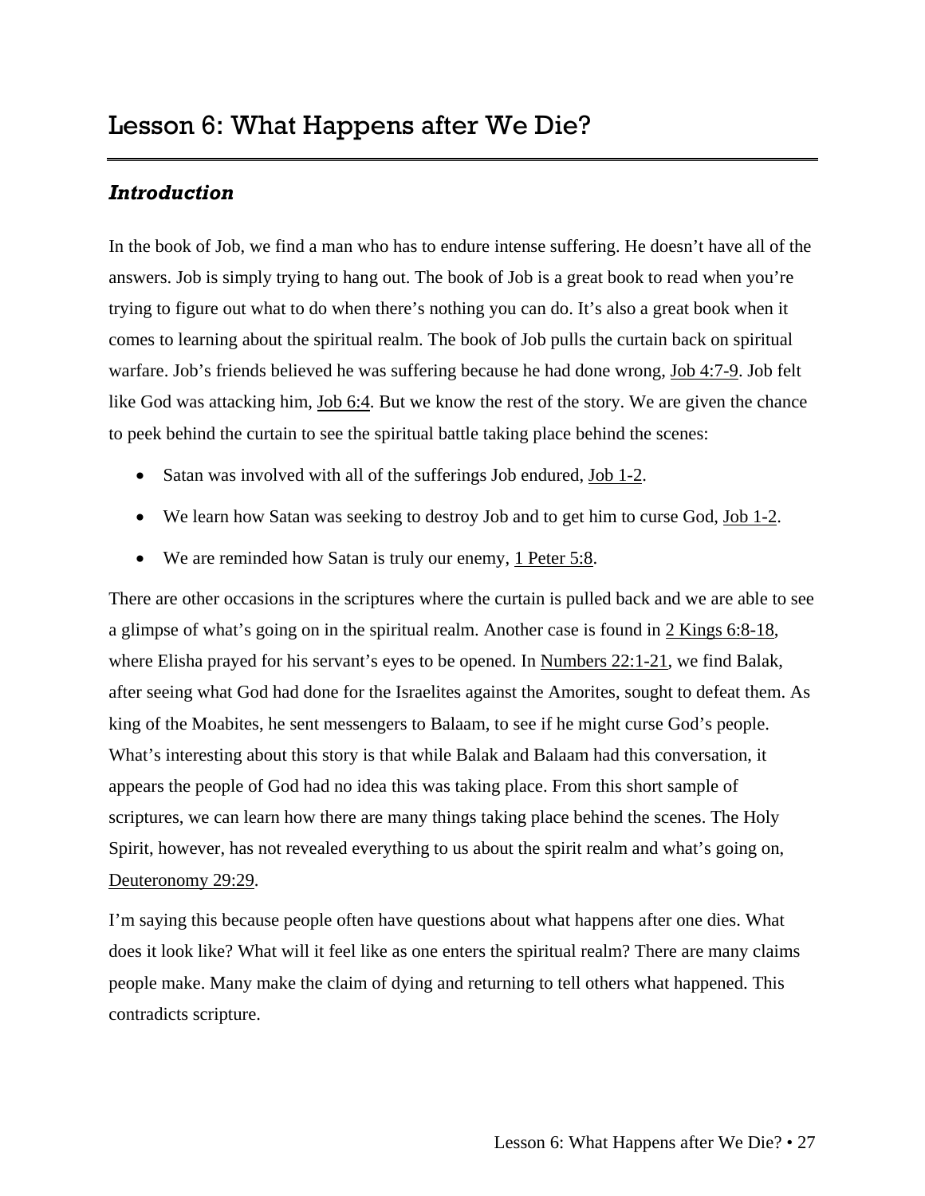# Lesson 6: What Happens after We Die?

## *Introduction*

In the book of Job, we find a man who has to endure intense suffering. He doesn't have all of the answers. Job is simply trying to hang out. The book of Job is a great book to read when you're trying to figure out what to do when there's nothing you can do. It's also a great book when it comes to learning about the spiritual realm. The book of Job pulls the curtain back on spiritual warfare. Job's friends believed he was suffering because he had done wrong, Job 4:7-9. Job felt like God was attacking him, Job 6:4. But we know the rest of the story. We are given the chance to peek behind the curtain to see the spiritual battle taking place behind the scenes:

- Satan was involved with all of the sufferings Job endured, Job 1-2.
- We learn how Satan was seeking to destroy Job and to get him to curse God, Job 1-2.
- We are reminded how Satan is truly our enemy, 1 Peter 5:8.

There are other occasions in the scriptures where the curtain is pulled back and we are able to see a glimpse of what's going on in the spiritual realm. Another case is found in 2 Kings 6:8-18, where Elisha prayed for his servant's eyes to be opened. In Numbers 22:1-21, we find Balak, after seeing what God had done for the Israelites against the Amorites, sought to defeat them. As king of the Moabites, he sent messengers to Balaam, to see if he might curse God's people. What's interesting about this story is that while Balak and Balaam had this conversation, it appears the people of God had no idea this was taking place. From this short sample of scriptures, we can learn how there are many things taking place behind the scenes. The Holy Spirit, however, has not revealed everything to us about the spirit realm and what's going on, Deuteronomy 29:29.

I'm saying this because people often have questions about what happens after one dies. What does it look like? What will it feel like as one enters the spiritual realm? There are many claims people make. Many make the claim of dying and returning to tell others what happened. This contradicts scripture.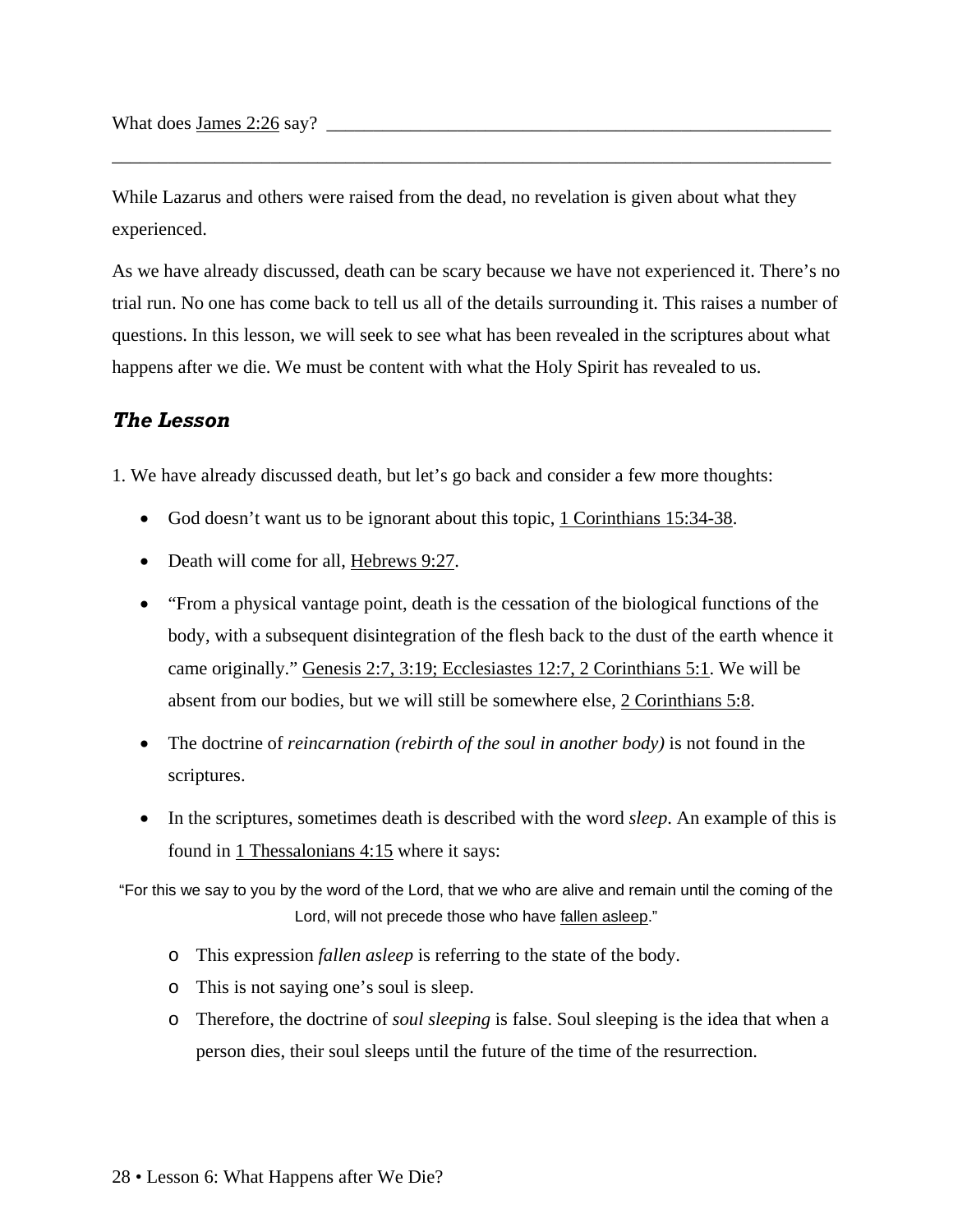What does James 2:26 say? ___________________________________________________________

________________________________________________________________________________

While Lazarus and others were raised from the dead, no revelation is given about what they experienced.

As we have already discussed, death can be scary because we have not experienced it. There's no trial run. No one has come back to tell us all of the details surrounding it. This raises a number of questions. In this lesson, we will seek to see what has been revealed in the scriptures about what happens after we die. We must be content with what the Holy Spirit has revealed to us.

## *The Lesson*

1. We have already discussed death, but let's go back and consider a few more thoughts:

- God doesn't want us to be ignorant about this topic, 1 Corinthians 15:34-38.
- Death will come for all, Hebrews 9:27.
- "From a physical vantage point, death is the cessation of the biological functions of the body, with a subsequent disintegration of the flesh back to the dust of the earth whence it came originally." Genesis 2:7, 3:19; Ecclesiastes 12:7, 2 Corinthians 5:1. We will be absent from our bodies, but we will still be somewhere else, 2 Corinthians 5:8.
- The doctrine of *reincarnation (rebirth of the soul in another body)* is not found in the scriptures.
- In the scriptures, sometimes death is described with the word *sleep*. An example of this is found in 1 Thessalonians 4:15 where it says:

> "For this we say to you by the word of the Lord, that we who are alive and remain until the coming of the Lord, will not precede those who have fallen asleep."

  - This expression *fallen asleep* is referring to the state of the body.
  - This is not saying one's soul is sleep.
  - Therefore, the doctrine of *soul sleeping* is false. Soul sleeping is the idea that when a person dies, their soul sleeps until the future of the time of the resurrection.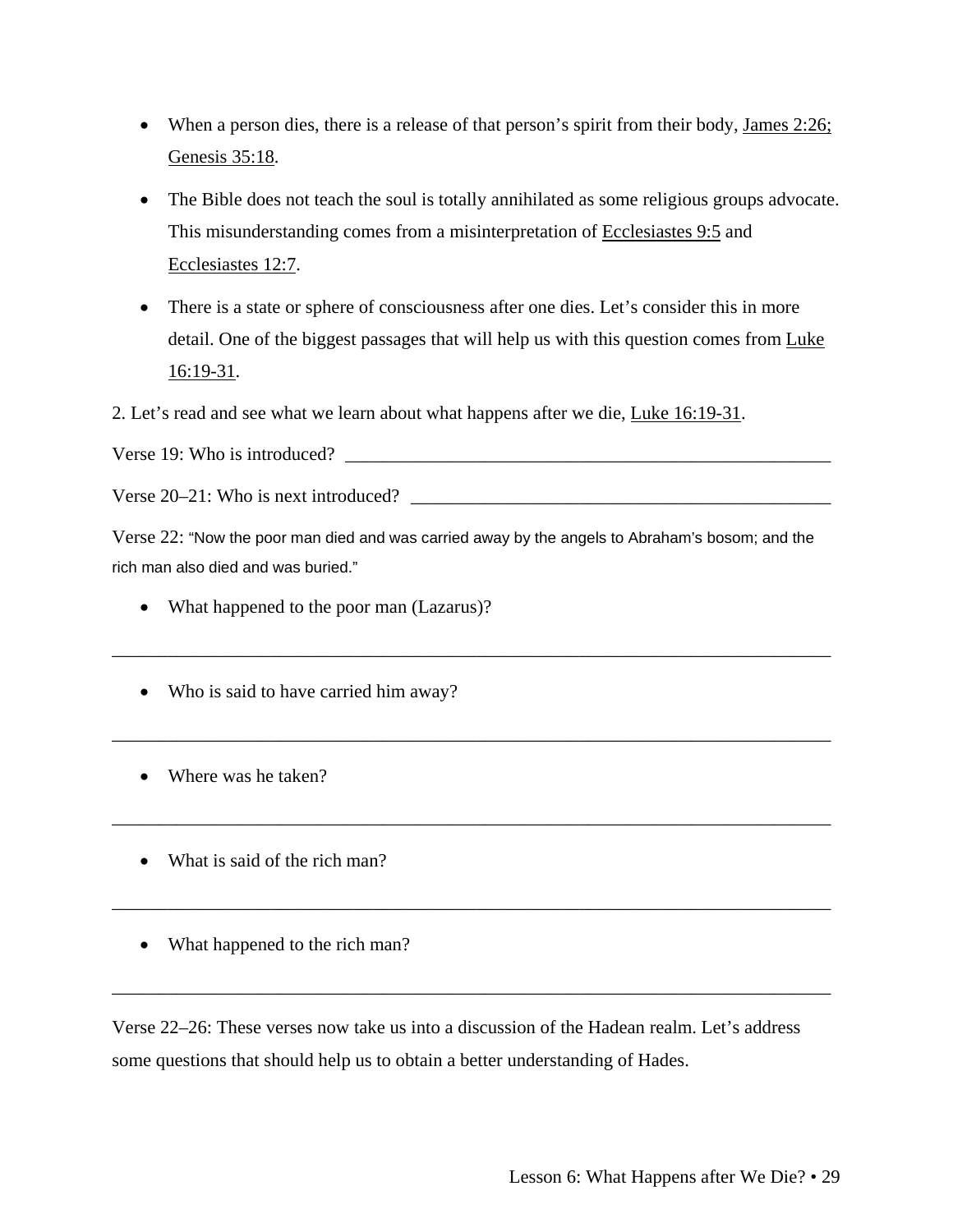- When a person dies, there is a release of that person's spirit from their body, James 2:26; Genesis 35:18.
- The Bible does not teach the soul is totally annihilated as some religious groups advocate. This misunderstanding comes from a misinterpretation of Ecclesiastes 9:5 and Ecclesiastes 12:7.
- There is a state or sphere of consciousness after one dies. Let's consider this in more detail. One of the biggest passages that will help us with this question comes from Luke 16:19-31.

2. Let's read and see what we learn about what happens after we die, Luke 16:19-31.

Verse 19: Who is introduced? ________________________________________________________

Verse 20–21: Who is next introduced? ______________________________________________

Verse 22: "Now the poor man died and was carried away by the angels to Abraham's bosom; and the rich man also died and was buried."

- What happened to the poor man (Lazarus)?

_______________________________________________________________________________

- Who is said to have carried him away?

_______________________________________________________________________________

- Where was he taken?

_______________________________________________________________________________

- What is said of the rich man?

_______________________________________________________________________________

- What happened to the rich man?

_______________________________________________________________________________

Verse 22–26: These verses now take us into a discussion of the Hadean realm. Let's address some questions that should help us to obtain a better understanding of Hades.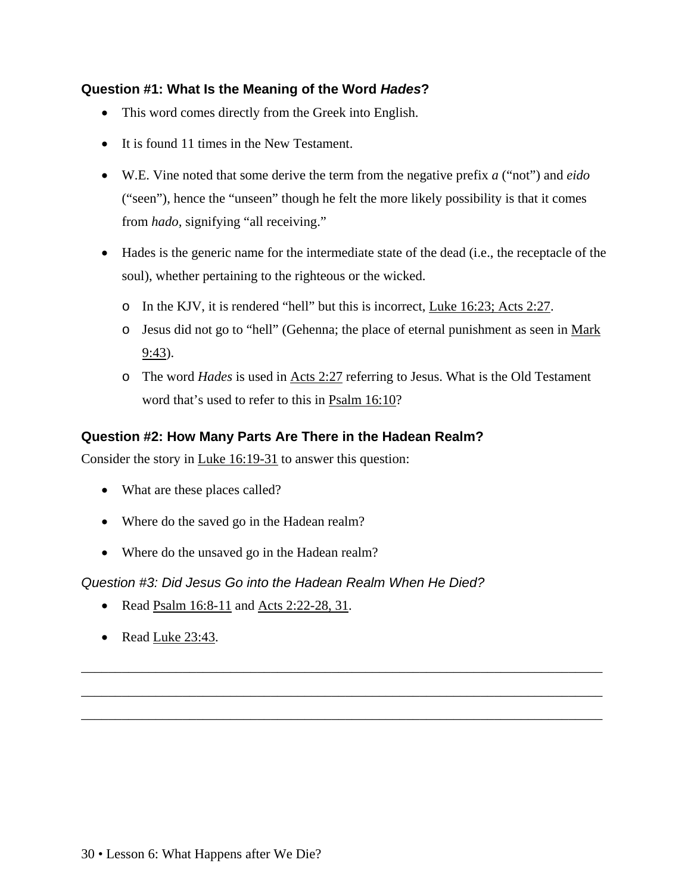### Question #1: What Is the Meaning of the Word *Hades*?

- This word comes directly from the Greek into English.
- It is found 11 times in the New Testament.
- W.E. Vine noted that some derive the term from the negative prefix *a* ("not") and *eido* ("seen"), hence the "unseen" though he felt the more likely possibility is that it comes from *hado,* signifying "all receiving."
- Hades is the generic name for the intermediate state of the dead (i.e., the receptacle of the soul), whether pertaining to the righteous or the wicked.
  - In the KJV, it is rendered "hell" but this is incorrect, Luke 16:23; Acts 2:27.
  - Jesus did not go to "hell" (Gehenna; the place of eternal punishment as seen in Mark 9:43).
  - The word *Hades* is used in Acts 2:27 referring to Jesus. What is the Old Testament word that's used to refer to this in Psalm 16:10?

### Question #2: How Many Parts Are There in the Hadean Realm?

Consider the story in Luke 16:19-31 to answer this question:

- What are these places called?
- Where do the saved go in the Hadean realm?
- Where do the unsaved go in the Hadean realm?

### *Question #3: Did Jesus Go into the Hadean Realm When He Died?*

- Read Psalm 16:8-11 and Acts 2:22-28, 31.
- Read Luke 23:43.

_______________________________________________________________________________

_______________________________________________________________________________

_______________________________________________________________________________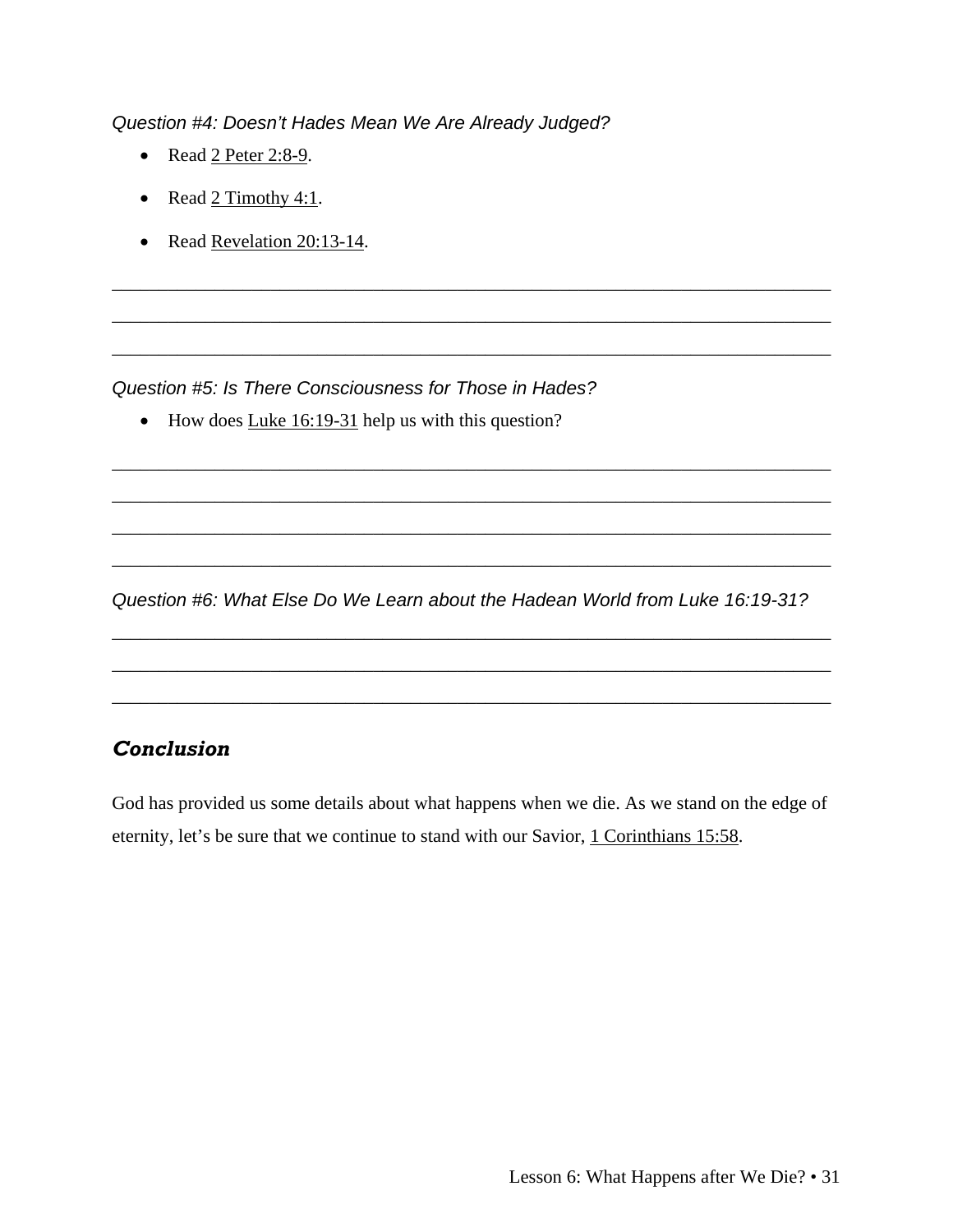*Question #4: Doesn't Hades Mean We Are Already Judged?*

- Read 2 Peter 2:8-9.
- Read 2 Timothy 4:1.
- Read Revelation 20:13-14.

___________________________________________________________________________

___________________________________________________________________________

___________________________________________________________________________

*Question #5: Is There Consciousness for Those in Hades?*

- How does Luke 16:19-31 help us with this question?

___________________________________________________________________________

___________________________________________________________________________

___________________________________________________________________________

___________________________________________________________________________

*Question #6: What Else Do We Learn about the Hadean World from Luke 16:19-31?*

___________________________________________________________________________

___________________________________________________________________________

___________________________________________________________________________

## ***Conclusion***

God has provided us some details about what happens when we die. As we stand on the edge of eternity, let's be sure that we continue to stand with our Savior, 1 Corinthians 15:58.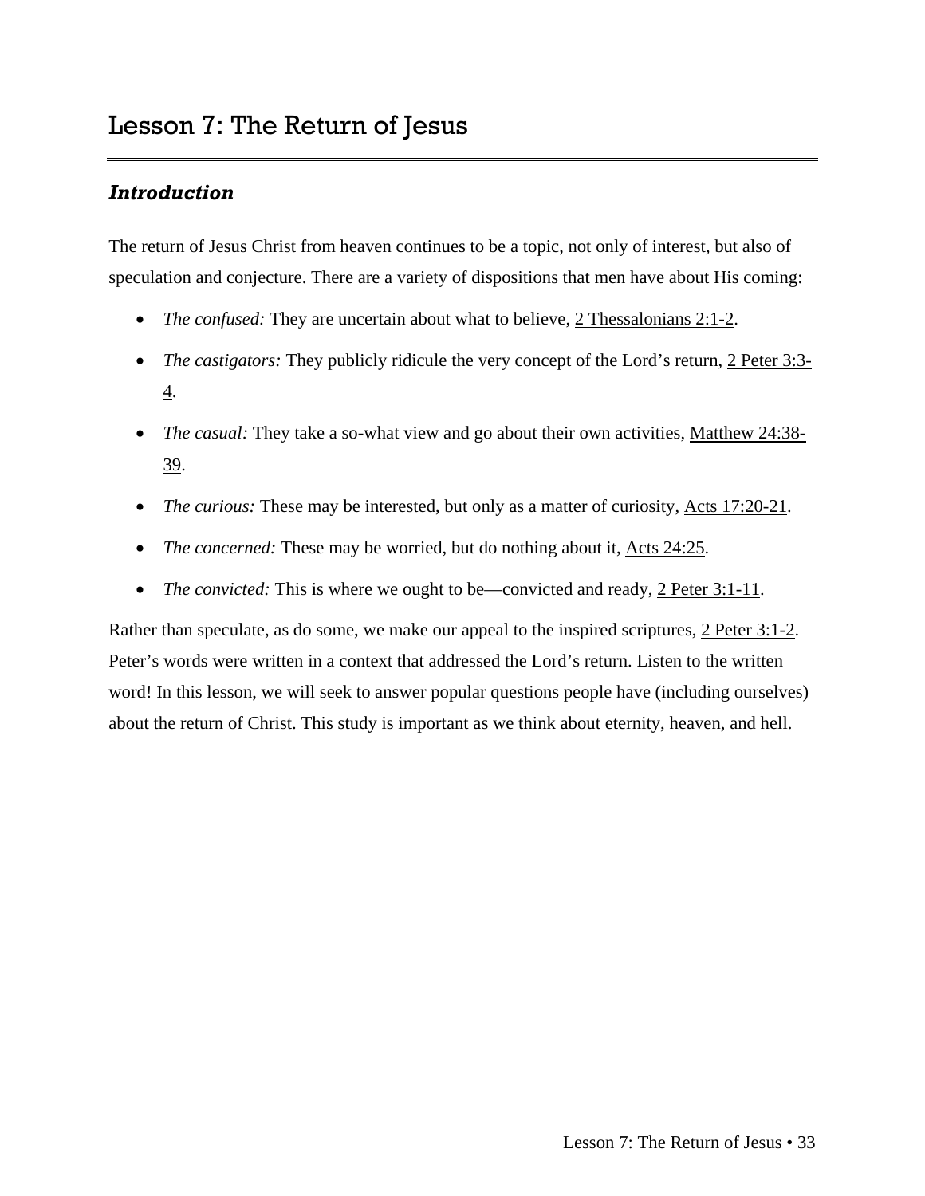# Lesson 7: The Return of Jesus

## *Introduction*

The return of Jesus Christ from heaven continues to be a topic, not only of interest, but also of speculation and conjecture. There are a variety of dispositions that men have about His coming:

- *The confused:* They are uncertain about what to believe, 2 Thessalonians 2:1-2.
- *The castigators:* They publicly ridicule the very concept of the Lord's return, 2 Peter 3:3-4.
- *The casual:* They take a so-what view and go about their own activities, Matthew 24:38-39.
- *The curious:* These may be interested, but only as a matter of curiosity, Acts 17:20-21.
- *The concerned:* These may be worried, but do nothing about it, Acts 24:25.
- *The convicted:* This is where we ought to be—convicted and ready, 2 Peter 3:1-11.

Rather than speculate, as do some, we make our appeal to the inspired scriptures, 2 Peter 3:1-2. Peter's words were written in a context that addressed the Lord's return. Listen to the written word! In this lesson, we will seek to answer popular questions people have (including ourselves) about the return of Christ. This study is important as we think about eternity, heaven, and hell.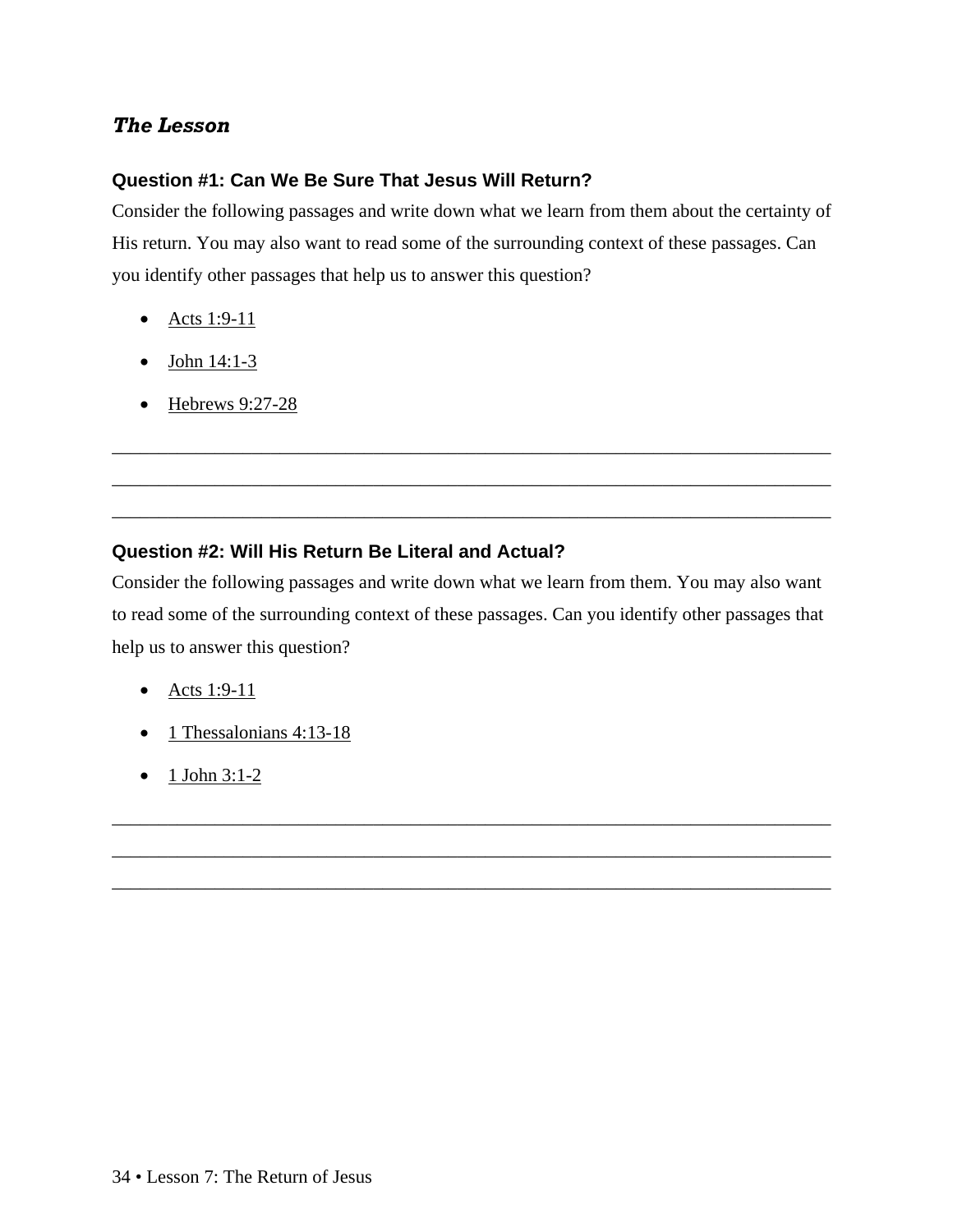## ***The Lesson***

### Question #1: Can We Be Sure That Jesus Will Return?

Consider the following passages and write down what we learn from them about the certainty of His return. You may also want to read some of the surrounding context of these passages. Can you identify other passages that help us to answer this question?

- Acts 1:9-11
- John 14:1-3
- Hebrews 9:27-28

___________________________________________________________________________

___________________________________________________________________________

___________________________________________________________________________

### Question #2: Will His Return Be Literal and Actual?

Consider the following passages and write down what we learn from them. You may also want to read some of the surrounding context of these passages. Can you identify other passages that help us to answer this question?

- Acts 1:9-11
- 1 Thessalonians 4:13-18
- 1 John 3:1-2

___________________________________________________________________________

___________________________________________________________________________

___________________________________________________________________________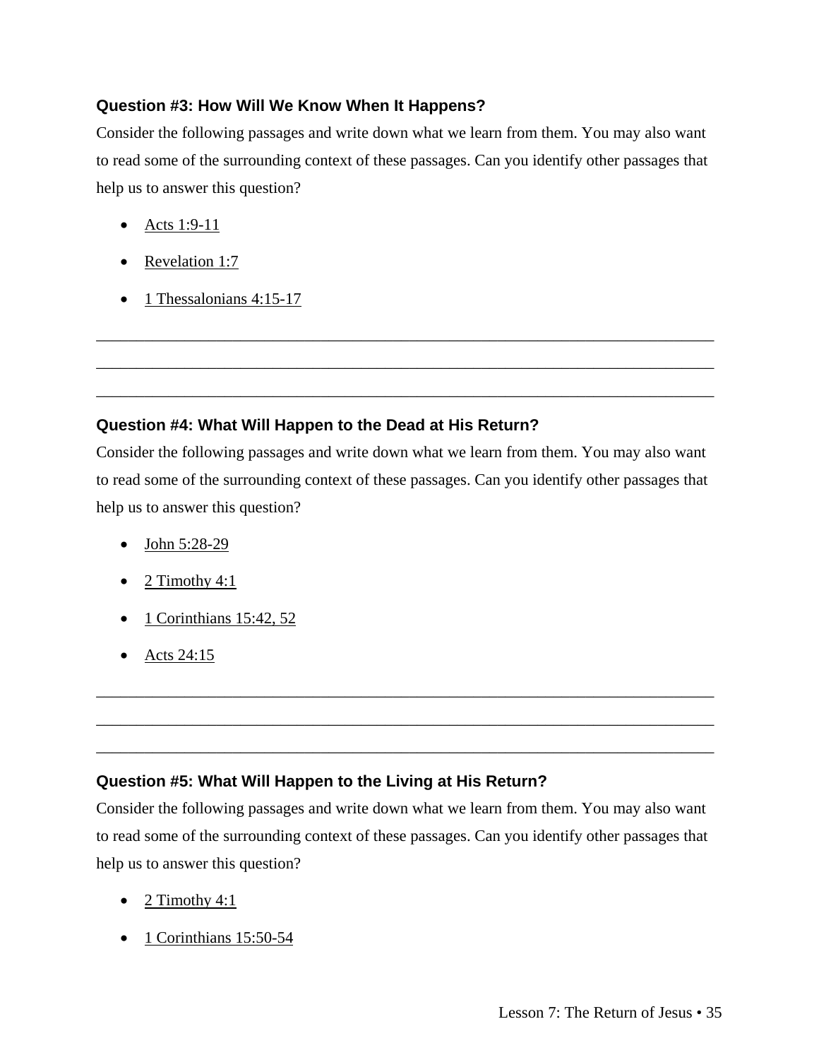### Question #3: How Will We Know When It Happens?

Consider the following passages and write down what we learn from them. You may also want to read some of the surrounding context of these passages. Can you identify other passages that help us to answer this question?

- Acts 1:9-11
- Revelation 1:7
- 1 Thessalonians 4:15-17

\_\_\_\_\_\_\_\_\_\_\_\_\_\_\_\_\_\_\_\_\_\_\_\_\_\_\_\_\_\_\_\_\_\_\_\_\_\_\_\_\_\_\_\_\_\_\_\_\_\_\_\_\_\_\_\_\_\_\_\_\_\_\_\_\_\_\_\_\_\_\_\_

\_\_\_\_\_\_\_\_\_\_\_\_\_\_\_\_\_\_\_\_\_\_\_\_\_\_\_\_\_\_\_\_\_\_\_\_\_\_\_\_\_\_\_\_\_\_\_\_\_\_\_\_\_\_\_\_\_\_\_\_\_\_\_\_\_\_\_\_\_\_\_\_

\_\_\_\_\_\_\_\_\_\_\_\_\_\_\_\_\_\_\_\_\_\_\_\_\_\_\_\_\_\_\_\_\_\_\_\_\_\_\_\_\_\_\_\_\_\_\_\_\_\_\_\_\_\_\_\_\_\_\_\_\_\_\_\_\_\_\_\_\_\_\_\_

### Question #4: What Will Happen to the Dead at His Return?

Consider the following passages and write down what we learn from them. You may also want to read some of the surrounding context of these passages. Can you identify other passages that help us to answer this question?

- John 5:28-29
- 2 Timothy 4:1
- 1 Corinthians 15:42, 52
- Acts 24:15

\_\_\_\_\_\_\_\_\_\_\_\_\_\_\_\_\_\_\_\_\_\_\_\_\_\_\_\_\_\_\_\_\_\_\_\_\_\_\_\_\_\_\_\_\_\_\_\_\_\_\_\_\_\_\_\_\_\_\_\_\_\_\_\_\_\_\_\_\_\_\_\_

\_\_\_\_\_\_\_\_\_\_\_\_\_\_\_\_\_\_\_\_\_\_\_\_\_\_\_\_\_\_\_\_\_\_\_\_\_\_\_\_\_\_\_\_\_\_\_\_\_\_\_\_\_\_\_\_\_\_\_\_\_\_\_\_\_\_\_\_\_\_\_\_

\_\_\_\_\_\_\_\_\_\_\_\_\_\_\_\_\_\_\_\_\_\_\_\_\_\_\_\_\_\_\_\_\_\_\_\_\_\_\_\_\_\_\_\_\_\_\_\_\_\_\_\_\_\_\_\_\_\_\_\_\_\_\_\_\_\_\_\_\_\_\_\_

### Question #5: What Will Happen to the Living at His Return?

Consider the following passages and write down what we learn from them. You may also want to read some of the surrounding context of these passages. Can you identify other passages that help us to answer this question?

- 2 Timothy 4:1
- 1 Corinthians 15:50-54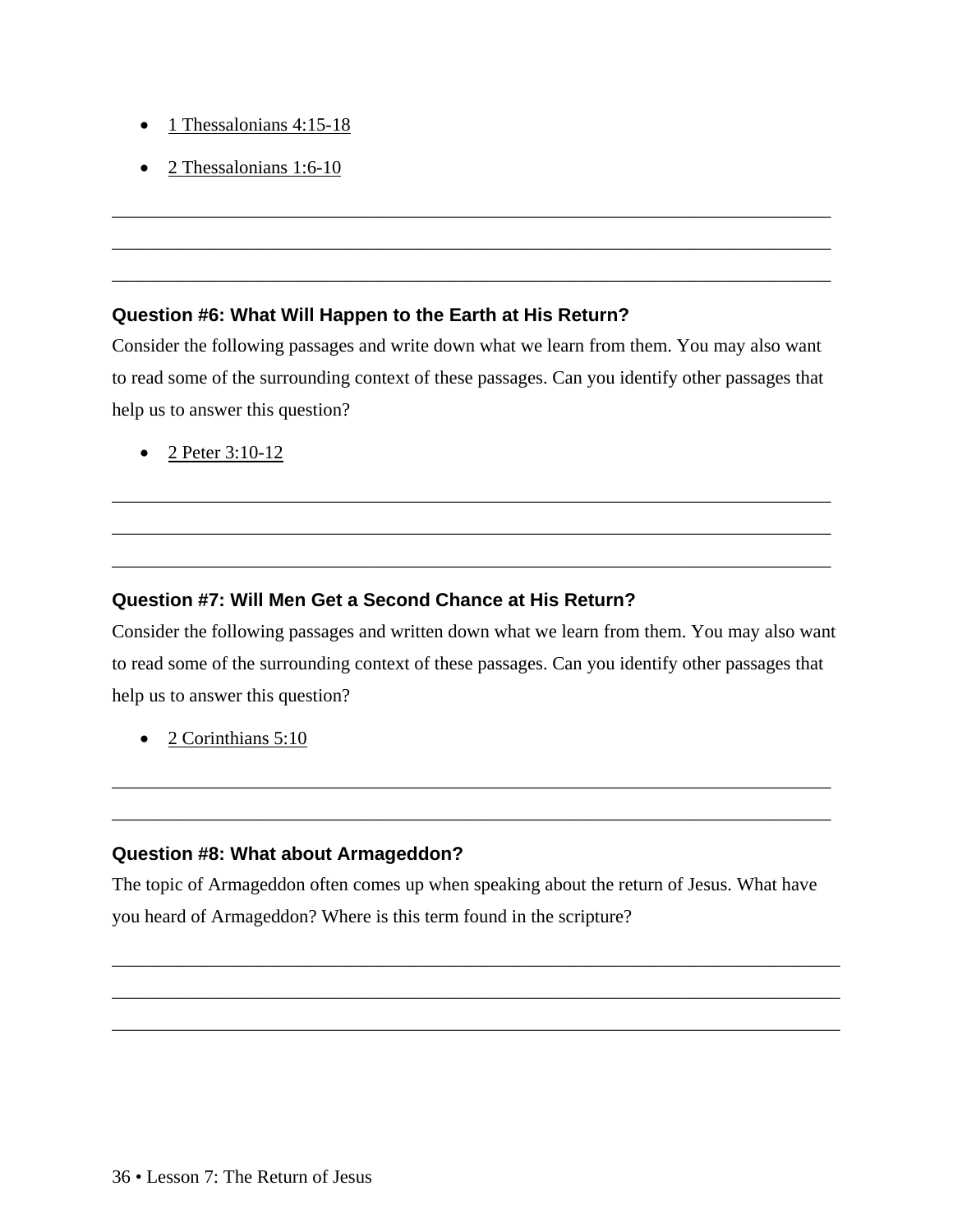- 1 Thessalonians 4:15-18
- 2 Thessalonians 1:6-10

________________________________________________________________________________
________________________________________________________________________________
________________________________________________________________________________

### Question #6: What Will Happen to the Earth at His Return?

Consider the following passages and write down what we learn from them. You may also want to read some of the surrounding context of these passages. Can you identify other passages that help us to answer this question?

- 2 Peter 3:10-12

________________________________________________________________________________
________________________________________________________________________________
________________________________________________________________________________

### Question #7: Will Men Get a Second Chance at His Return?

Consider the following passages and written down what we learn from them. You may also want to read some of the surrounding context of these passages. Can you identify other passages that help us to answer this question?

- 2 Corinthians 5:10

________________________________________________________________________________
________________________________________________________________________________

### Question #8: What about Armageddon?

The topic of Armageddon often comes up when speaking about the return of Jesus. What have you heard of Armageddon? Where is this term found in the scripture?

________________________________________________________________________________
________________________________________________________________________________
________________________________________________________________________________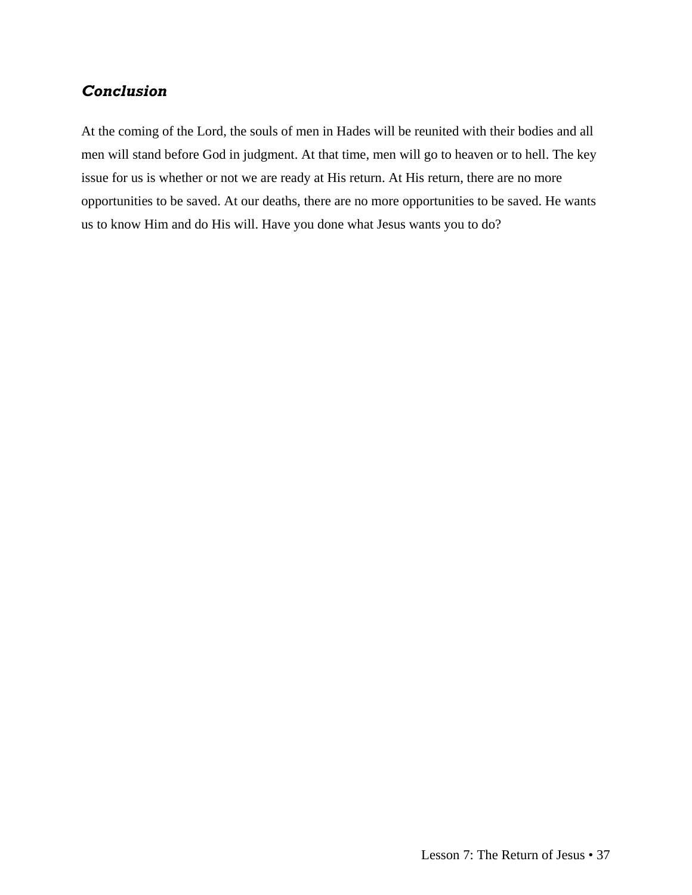### *Conclusion*

At the coming of the Lord, the souls of men in Hades will be reunited with their bodies and all men will stand before God in judgment. At that time, men will go to heaven or to hell. The key issue for us is whether or not we are ready at His return. At His return, there are no more opportunities to be saved. At our deaths, there are no more opportunities to be saved. He wants us to know Him and do His will. Have you done what Jesus wants you to do?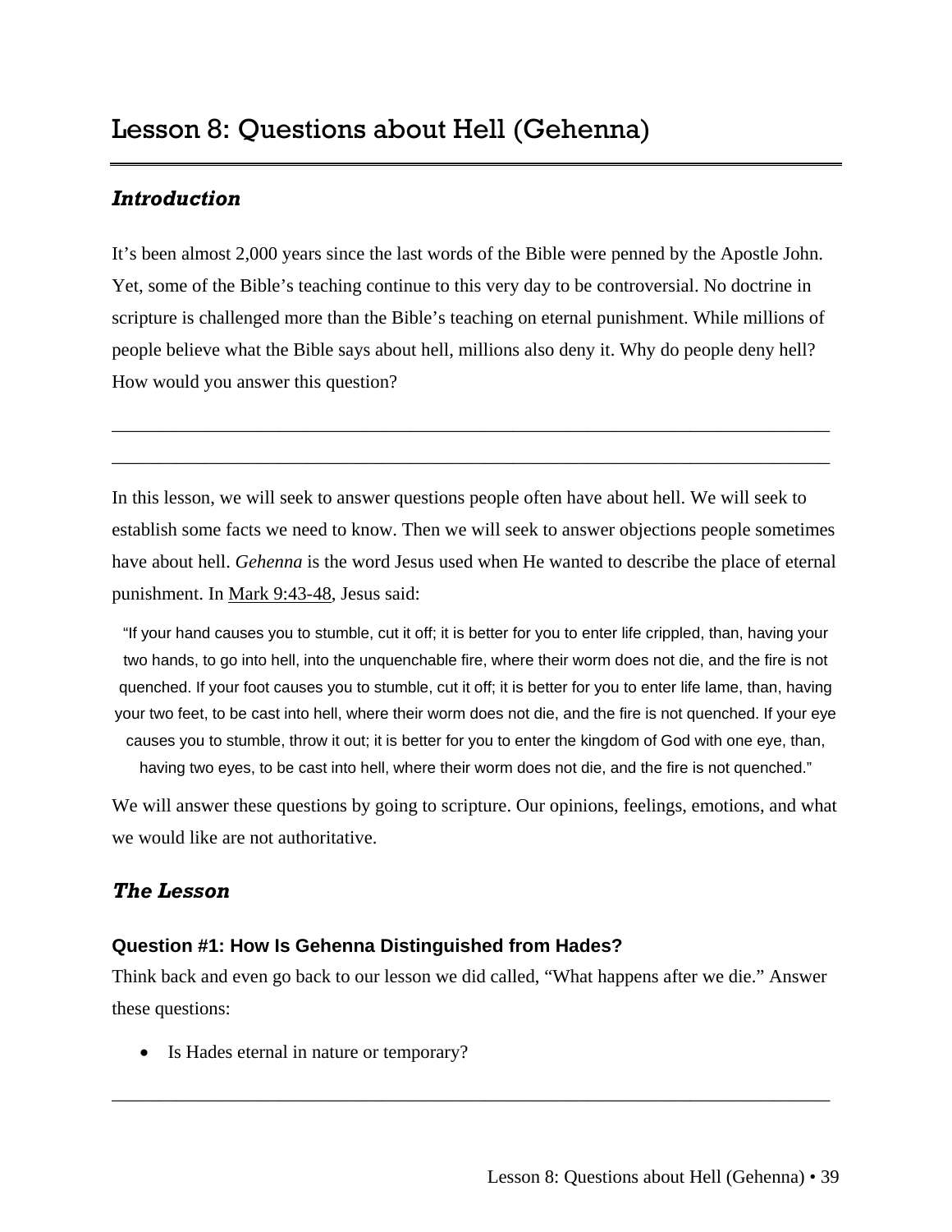# Lesson 8: Questions about Hell (Gehenna)

## *Introduction*

It's been almost 2,000 years since the last words of the Bible were penned by the Apostle John. Yet, some of the Bible's teaching continue to this very day to be controversial. No doctrine in scripture is challenged more than the Bible's teaching on eternal punishment. While millions of people believe what the Bible says about hell, millions also deny it. Why do people deny hell? How would you answer this question?

\_\_\_\_\_\_\_\_\_\_\_\_\_\_\_\_\_\_\_\_\_\_\_\_\_\_\_\_\_\_\_\_\_\_\_\_\_\_\_\_\_\_\_\_\_\_\_\_\_\_\_\_\_\_\_\_\_\_\_\_\_\_\_\_\_\_\_\_\_\_\_\_\_\_

\_\_\_\_\_\_\_\_\_\_\_\_\_\_\_\_\_\_\_\_\_\_\_\_\_\_\_\_\_\_\_\_\_\_\_\_\_\_\_\_\_\_\_\_\_\_\_\_\_\_\_\_\_\_\_\_\_\_\_\_\_\_\_\_\_\_\_\_\_\_\_\_\_\_

In this lesson, we will seek to answer questions people often have about hell. We will seek to establish some facts we need to know. Then we will seek to answer objections people sometimes have about hell. *Gehenna* is the word Jesus used when He wanted to describe the place of eternal punishment. In Mark 9:43-48, Jesus said:

> "If your hand causes you to stumble, cut it off; it is better for you to enter life crippled, than, having your two hands, to go into hell, into the unquenchable fire, where their worm does not die, and the fire is not quenched. If your foot causes you to stumble, cut it off; it is better for you to enter life lame, than, having your two feet, to be cast into hell, where their worm does not die, and the fire is not quenched. If your eye causes you to stumble, throw it out; it is better for you to enter the kingdom of God with one eye, than, having two eyes, to be cast into hell, where their worm does not die, and the fire is not quenched."

We will answer these questions by going to scripture. Our opinions, feelings, emotions, and what we would like are not authoritative.

## *The Lesson*

### Question #1: How Is Gehenna Distinguished from Hades?

Think back and even go back to our lesson we did called, "What happens after we die." Answer these questions:

- Is Hades eternal in nature or temporary?

\_\_\_\_\_\_\_\_\_\_\_\_\_\_\_\_\_\_\_\_\_\_\_\_\_\_\_\_\_\_\_\_\_\_\_\_\_\_\_\_\_\_\_\_\_\_\_\_\_\_\_\_\_\_\_\_\_\_\_\_\_\_\_\_\_\_\_\_\_\_\_\_\_\_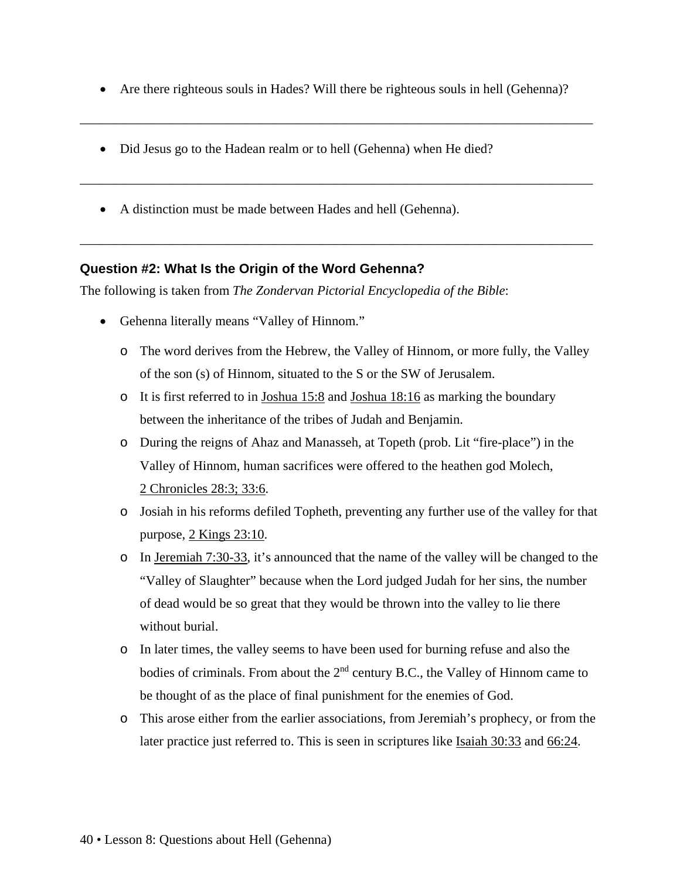- Are there righteous souls in Hades? Will there be righteous souls in hell (Gehenna)?

______________________________________________________________________________

- Did Jesus go to the Hadean realm or to hell (Gehenna) when He died?

______________________________________________________________________________

- A distinction must be made between Hades and hell (Gehenna).

______________________________________________________________________________

### Question #2: What Is the Origin of the Word Gehenna?

The following is taken from *The Zondervan Pictorial Encyclopedia of the Bible*:

- Gehenna literally means "Valley of Hinnom."
    - The word derives from the Hebrew, the Valley of Hinnom, or more fully, the Valley of the son (s) of Hinnom, situated to the S or the SW of Jerusalem.
    - It is first referred to in Joshua 15:8 and Joshua 18:16 as marking the boundary between the inheritance of the tribes of Judah and Benjamin.
    - During the reigns of Ahaz and Manasseh, at Topeth (prob. Lit "fire-place") in the Valley of Hinnom, human sacrifices were offered to the heathen god Molech, 2 Chronicles 28:3; 33:6.
    - Josiah in his reforms defiled Topheth, preventing any further use of the valley for that purpose, 2 Kings 23:10.
    - In Jeremiah 7:30-33, it's announced that the name of the valley will be changed to the "Valley of Slaughter" because when the Lord judged Judah for her sins, the number of dead would be so great that they would be thrown into the valley to lie there without burial.
    - In later times, the valley seems to have been used for burning refuse and also the bodies of criminals. From about the 2nd century B.C., the Valley of Hinnom came to be thought of as the place of final punishment for the enemies of God.
    - This arose either from the earlier associations, from Jeremiah's prophecy, or from the later practice just referred to. This is seen in scriptures like Isaiah 30:33 and 66:24.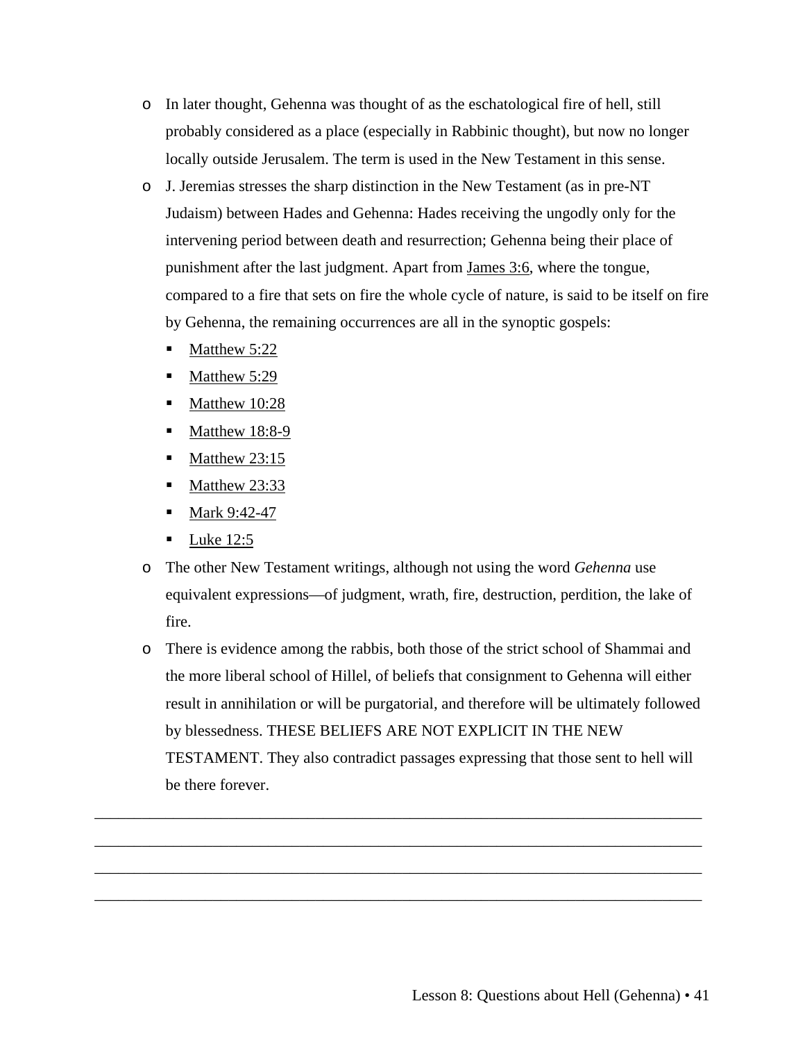- In later thought, Gehenna was thought of as the eschatological fire of hell, still probably considered as a place (especially in Rabbinic thought), but now no longer locally outside Jerusalem. The term is used in the New Testament in this sense.
- J. Jeremias stresses the sharp distinction in the New Testament (as in pre-NT Judaism) between Hades and Gehenna: Hades receiving the ungodly only for the intervening period between death and resurrection; Gehenna being their place of punishment after the last judgment. Apart from James 3:6, where the tongue, compared to a fire that sets on fire the whole cycle of nature, is said to be itself on fire by Gehenna, the remaining occurrences are all in the synoptic gospels:
  - Matthew 5:22
  - Matthew 5:29
  - Matthew 10:28
  - Matthew 18:8-9
  - Matthew 23:15
  - Matthew 23:33
  - Mark 9:42-47
  - Luke 12:5
- The other New Testament writings, although not using the word *Gehenna* use equivalent expressions—of judgment, wrath, fire, destruction, perdition, the lake of fire.
- There is evidence among the rabbis, both those of the strict school of Shammai and the more liberal school of Hillel, of beliefs that consignment to Gehenna will either result in annihilation or will be purgatorial, and therefore will be ultimately followed by blessedness. THESE BELIEFS ARE NOT EXPLICIT IN THE NEW TESTAMENT. They also contradict passages expressing that those sent to hell will be there forever.

\_\_\_\_\_\_\_\_\_\_\_\_\_\_\_\_\_\_\_\_\_\_\_\_\_\_\_\_\_\_\_\_\_\_\_\_\_\_\_\_\_\_\_\_\_\_\_\_\_\_\_\_\_\_\_\_\_\_\_\_\_\_\_\_\_\_\_\_\_\_\_\_

\_\_\_\_\_\_\_\_\_\_\_\_\_\_\_\_\_\_\_\_\_\_\_\_\_\_\_\_\_\_\_\_\_\_\_\_\_\_\_\_\_\_\_\_\_\_\_\_\_\_\_\_\_\_\_\_\_\_\_\_\_\_\_\_\_\_\_\_\_\_\_\_

\_\_\_\_\_\_\_\_\_\_\_\_\_\_\_\_\_\_\_\_\_\_\_\_\_\_\_\_\_\_\_\_\_\_\_\_\_\_\_\_\_\_\_\_\_\_\_\_\_\_\_\_\_\_\_\_\_\_\_\_\_\_\_\_\_\_\_\_\_\_\_\_

\_\_\_\_\_\_\_\_\_\_\_\_\_\_\_\_\_\_\_\_\_\_\_\_\_\_\_\_\_\_\_\_\_\_\_\_\_\_\_\_\_\_\_\_\_\_\_\_\_\_\_\_\_\_\_\_\_\_\_\_\_\_\_\_\_\_\_\_\_\_\_\_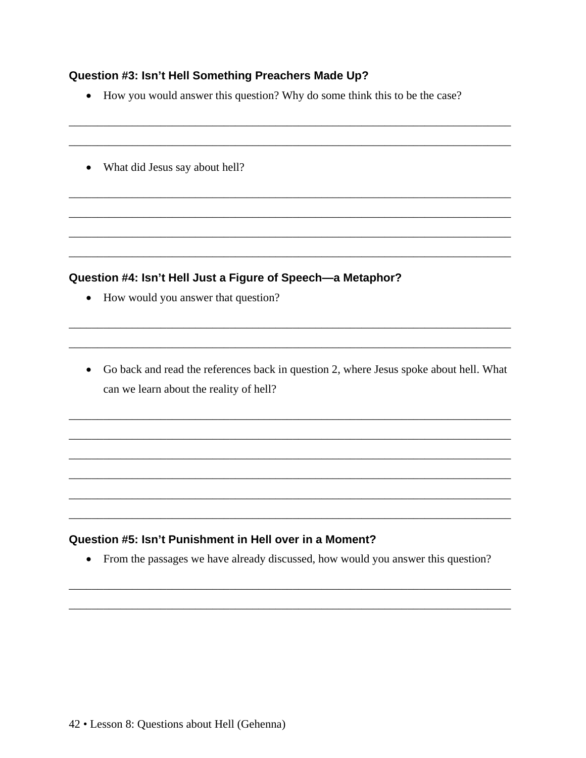### Question #3: Isn't Hell Something Preachers Made Up?

- How you would answer this question? Why do some think this to be the case?

______________________________________________________________________________

______________________________________________________________________________

- What did Jesus say about hell?

______________________________________________________________________________

______________________________________________________________________________

______________________________________________________________________________

______________________________________________________________________________

### Question #4: Isn't Hell Just a Figure of Speech—a Metaphor?

- How would you answer that question?

______________________________________________________________________________

______________________________________________________________________________

- Go back and read the references back in question 2, where Jesus spoke about hell. What can we learn about the reality of hell?

______________________________________________________________________________

______________________________________________________________________________

______________________________________________________________________________

______________________________________________________________________________

______________________________________________________________________________

______________________________________________________________________________

### Question #5: Isn't Punishment in Hell over in a Moment?

- From the passages we have already discussed, how would you answer this question?

______________________________________________________________________________

______________________________________________________________________________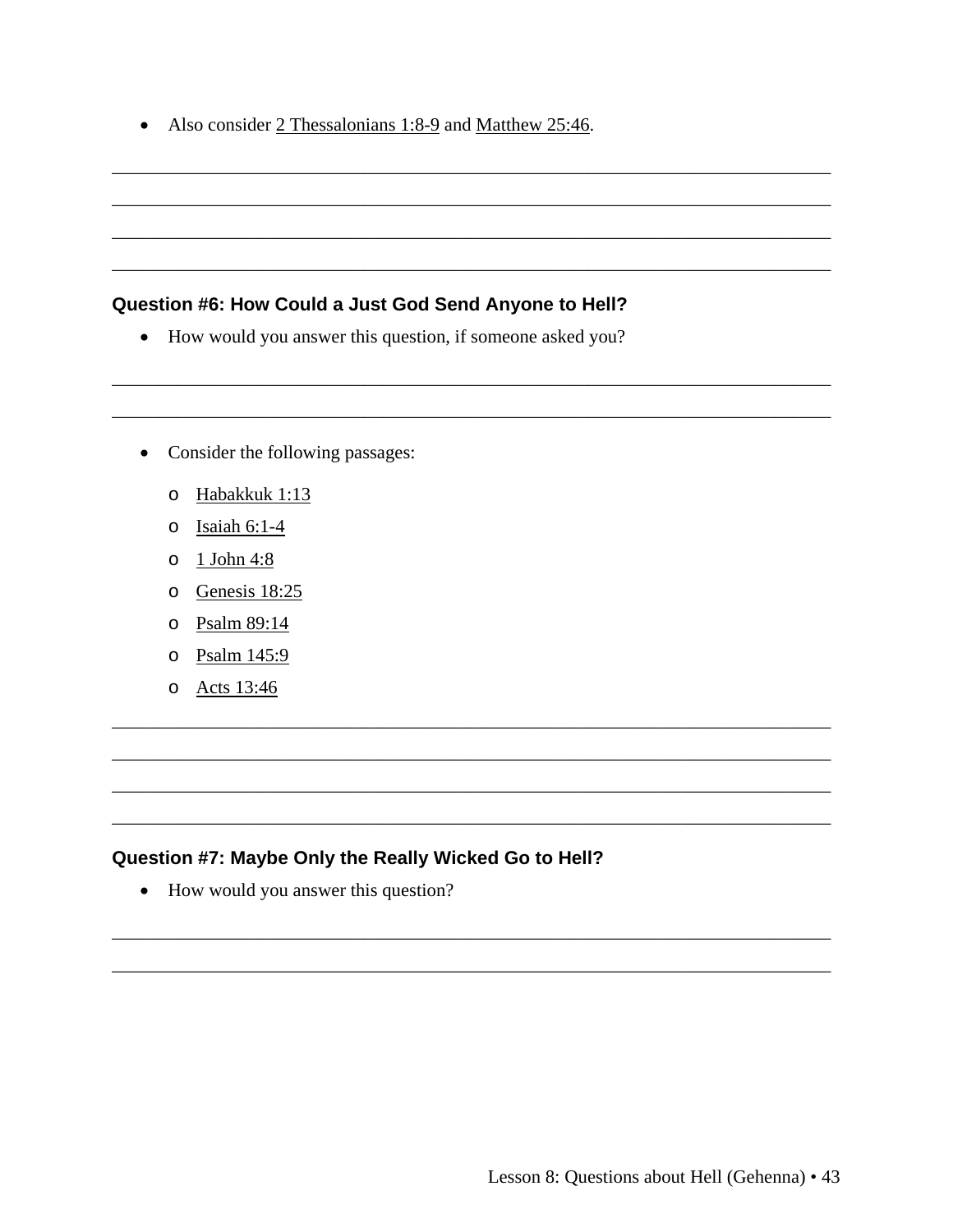- Also consider 2 Thessalonians 1:8-9 and Matthew 25:46.

______________________________________________________________________________
______________________________________________________________________________
______________________________________________________________________________
______________________________________________________________________________

### Question #6: How Could a Just God Send Anyone to Hell?

- How would you answer this question, if someone asked you?

______________________________________________________________________________
______________________________________________________________________________

- Consider the following passages:
  - Habakkuk 1:13
  - Isaiah 6:1-4
  - 1 John 4:8
  - Genesis 18:25
  - Psalm 89:14
  - Psalm 145:9
  - Acts 13:46

______________________________________________________________________________
______________________________________________________________________________
______________________________________________________________________________
______________________________________________________________________________

### Question #7: Maybe Only the Really Wicked Go to Hell?

- How would you answer this question?

______________________________________________________________________________
______________________________________________________________________________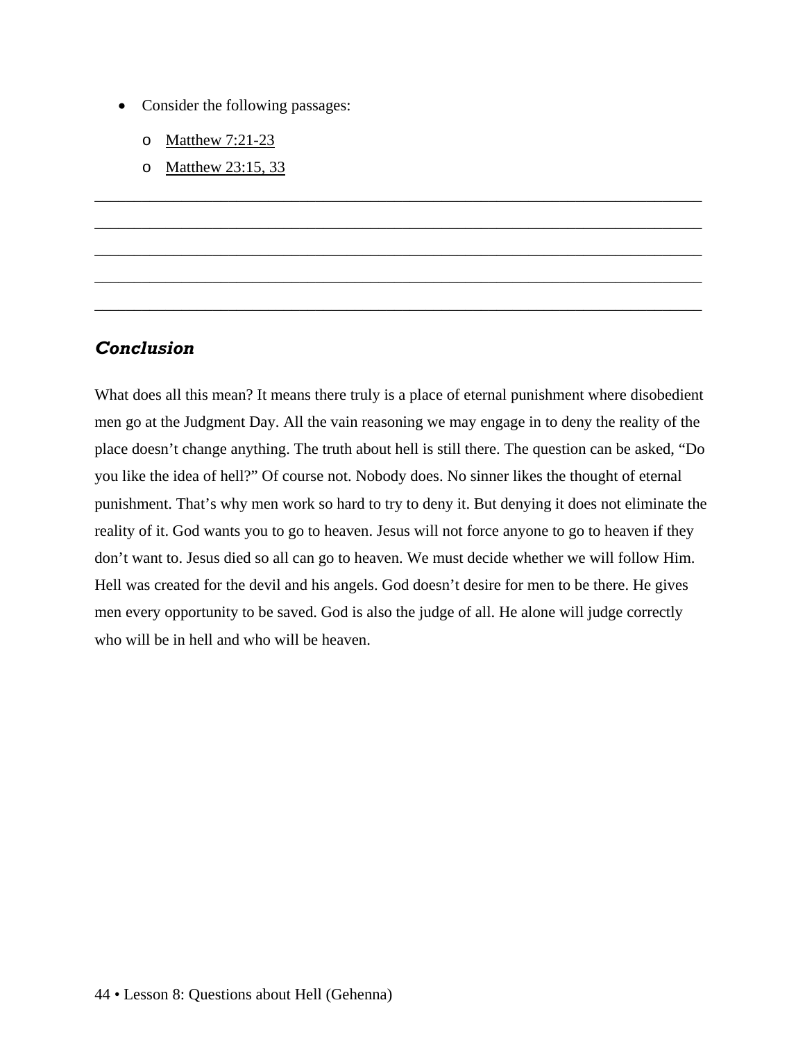- Consider the following passages:
  - Matthew 7:21-23
  - Matthew 23:15, 33

_______________________________________________________________________________
_______________________________________________________________________________
_______________________________________________________________________________
_______________________________________________________________________________
_______________________________________________________________________________

### *Conclusion*

What does all this mean? It means there truly is a place of eternal punishment where disobedient men go at the Judgment Day. All the vain reasoning we may engage in to deny the reality of the place doesn't change anything. The truth about hell is still there. The question can be asked, "Do you like the idea of hell?" Of course not. Nobody does. No sinner likes the thought of eternal punishment. That's why men work so hard to try to deny it. But denying it does not eliminate the reality of it. God wants you to go to heaven. Jesus will not force anyone to go to heaven if they don't want to. Jesus died so all can go to heaven. We must decide whether we will follow Him. Hell was created for the devil and his angels. God doesn't desire for men to be there. He gives men every opportunity to be saved. God is also the judge of all. He alone will judge correctly who will be in hell and who will be heaven.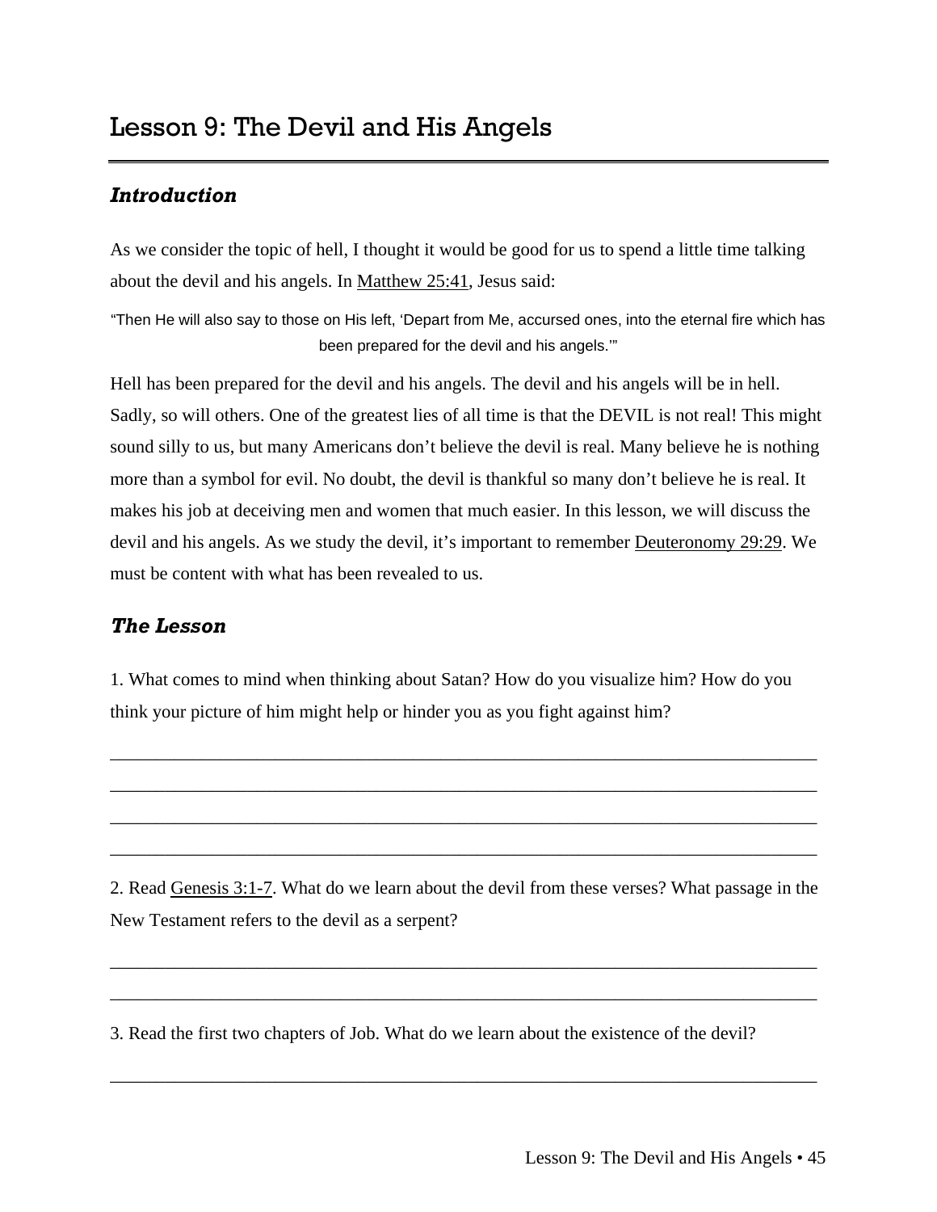# Lesson 9: The Devil and His Angels

## *Introduction*

As we consider the topic of hell, I thought it would be good for us to spend a little time talking about the devil and his angels. In Matthew 25:41, Jesus said:

> "Then He will also say to those on His left, 'Depart from Me, accursed ones, into the eternal fire which has been prepared for the devil and his angels.'"

Hell has been prepared for the devil and his angels. The devil and his angels will be in hell. Sadly, so will others. One of the greatest lies of all time is that the DEVIL is not real! This might sound silly to us, but many Americans don't believe the devil is real. Many believe he is nothing more than a symbol for evil. No doubt, the devil is thankful so many don't believe he is real. It makes his job at deceiving men and women that much easier. In this lesson, we will discuss the devil and his angels. As we study the devil, it's important to remember Deuteronomy 29:29. We must be content with what has been revealed to us.

## *The Lesson*

1. What comes to mind when thinking about Satan? How do you visualize him? How do you think your picture of him might help or hinder you as you fight against him?

\_\_\_\_\_\_\_\_\_\_\_\_\_\_\_\_\_\_\_\_\_\_\_\_\_\_\_\_\_\_\_\_\_\_\_\_\_\_\_\_\_\_\_\_\_\_\_\_\_\_\_\_\_\_\_\_\_\_\_\_\_\_\_\_\_\_\_\_\_\_\_\_\_\_\_\_

\_\_\_\_\_\_\_\_\_\_\_\_\_\_\_\_\_\_\_\_\_\_\_\_\_\_\_\_\_\_\_\_\_\_\_\_\_\_\_\_\_\_\_\_\_\_\_\_\_\_\_\_\_\_\_\_\_\_\_\_\_\_\_\_\_\_\_\_\_\_\_\_\_\_\_\_

\_\_\_\_\_\_\_\_\_\_\_\_\_\_\_\_\_\_\_\_\_\_\_\_\_\_\_\_\_\_\_\_\_\_\_\_\_\_\_\_\_\_\_\_\_\_\_\_\_\_\_\_\_\_\_\_\_\_\_\_\_\_\_\_\_\_\_\_\_\_\_\_\_\_\_\_

\_\_\_\_\_\_\_\_\_\_\_\_\_\_\_\_\_\_\_\_\_\_\_\_\_\_\_\_\_\_\_\_\_\_\_\_\_\_\_\_\_\_\_\_\_\_\_\_\_\_\_\_\_\_\_\_\_\_\_\_\_\_\_\_\_\_\_\_\_\_\_\_\_\_\_\_

2. Read Genesis 3:1-7. What do we learn about the devil from these verses? What passage in the New Testament refers to the devil as a serpent?

\_\_\_\_\_\_\_\_\_\_\_\_\_\_\_\_\_\_\_\_\_\_\_\_\_\_\_\_\_\_\_\_\_\_\_\_\_\_\_\_\_\_\_\_\_\_\_\_\_\_\_\_\_\_\_\_\_\_\_\_\_\_\_\_\_\_\_\_\_\_\_\_\_\_\_\_

\_\_\_\_\_\_\_\_\_\_\_\_\_\_\_\_\_\_\_\_\_\_\_\_\_\_\_\_\_\_\_\_\_\_\_\_\_\_\_\_\_\_\_\_\_\_\_\_\_\_\_\_\_\_\_\_\_\_\_\_\_\_\_\_\_\_\_\_\_\_\_\_\_\_\_\_

3. Read the first two chapters of Job. What do we learn about the existence of the devil?

\_\_\_\_\_\_\_\_\_\_\_\_\_\_\_\_\_\_\_\_\_\_\_\_\_\_\_\_\_\_\_\_\_\_\_\_\_\_\_\_\_\_\_\_\_\_\_\_\_\_\_\_\_\_\_\_\_\_\_\_\_\_\_\_\_\_\_\_\_\_\_\_\_\_\_\_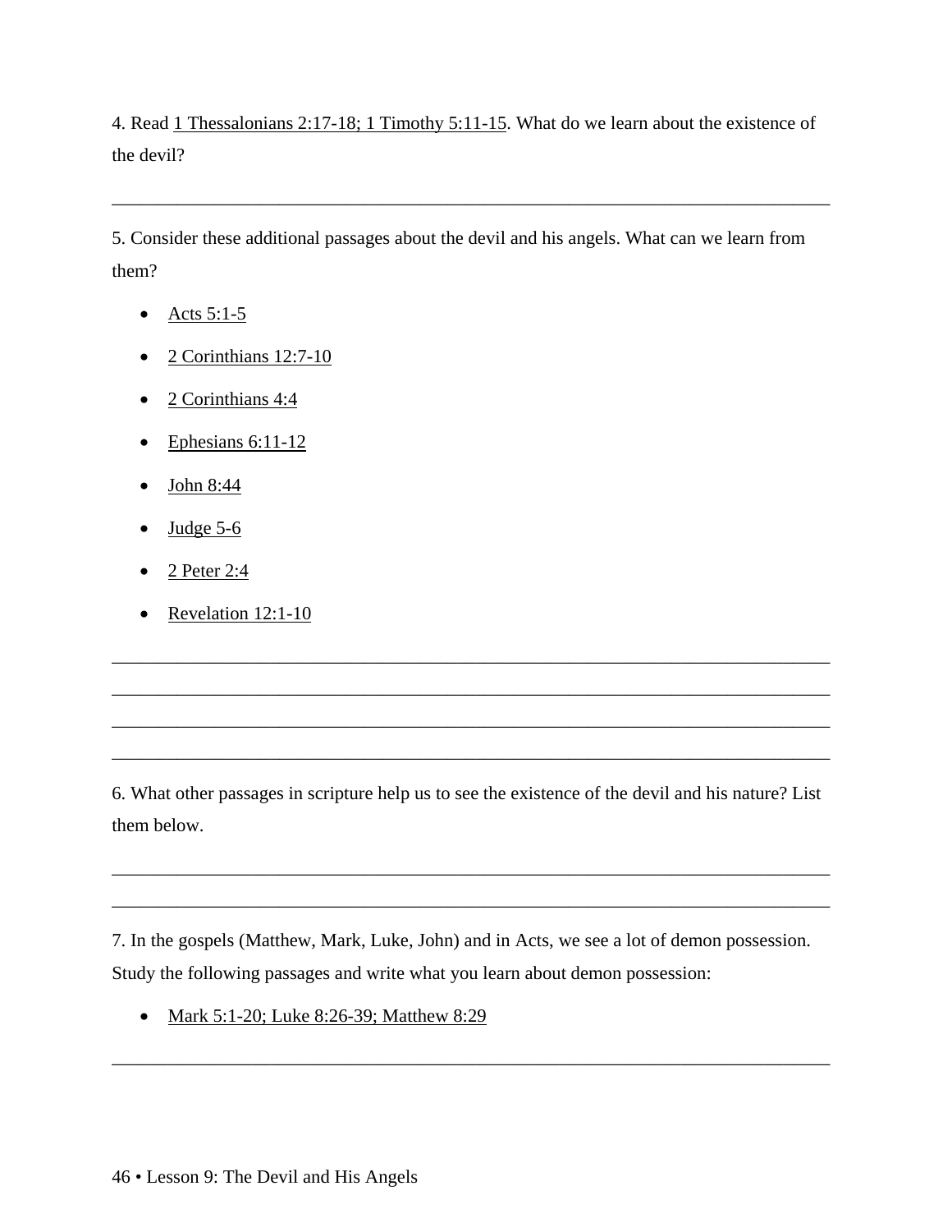4. Read 1 Thessalonians 2:17-18; 1 Timothy 5:11-15. What do we learn about the existence of the devil?

________________________________________________________________________________

5. Consider these additional passages about the devil and his angels. What can we learn from them?

- Acts 5:1-5
- 2 Corinthians 12:7-10
- 2 Corinthians 4:4
- Ephesians 6:11-12
- John 8:44
- Judge 5-6
- 2 Peter 2:4
- Revelation 12:1-10

________________________________________________________________________________
________________________________________________________________________________
________________________________________________________________________________
________________________________________________________________________________

6. What other passages in scripture help us to see the existence of the devil and his nature? List them below.

________________________________________________________________________________
________________________________________________________________________________

7. In the gospels (Matthew, Mark, Luke, John) and in Acts, we see a lot of demon possession. Study the following passages and write what you learn about demon possession:

- Mark 5:1-20; Luke 8:26-39; Matthew 8:29

________________________________________________________________________________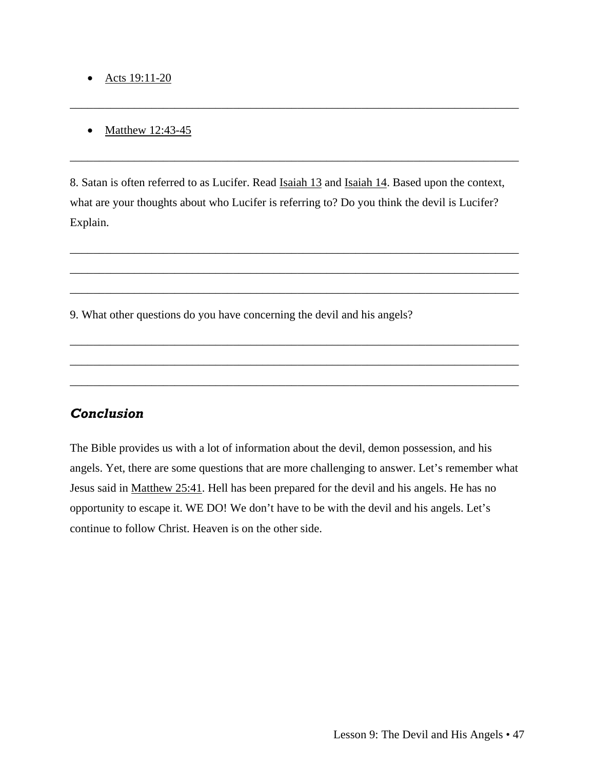- Acts 19:11-20

_______________________________________________________________________________

- Matthew 12:43-45

_______________________________________________________________________________

8. Satan is often referred to as Lucifer. Read Isaiah 13 and Isaiah 14. Based upon the context, what are your thoughts about who Lucifer is referring to? Do you think the devil is Lucifer? Explain.

_______________________________________________________________________________
_______________________________________________________________________________
_______________________________________________________________________________

9. What other questions do you have concerning the devil and his angels?

_______________________________________________________________________________
_______________________________________________________________________________
_______________________________________________________________________________

## *Conclusion*

The Bible provides us with a lot of information about the devil, demon possession, and his angels. Yet, there are some questions that are more challenging to answer. Let's remember what Jesus said in Matthew 25:41. Hell has been prepared for the devil and his angels. He has no opportunity to escape it. WE DO! We don't have to be with the devil and his angels. Let's continue to follow Christ. Heaven is on the other side.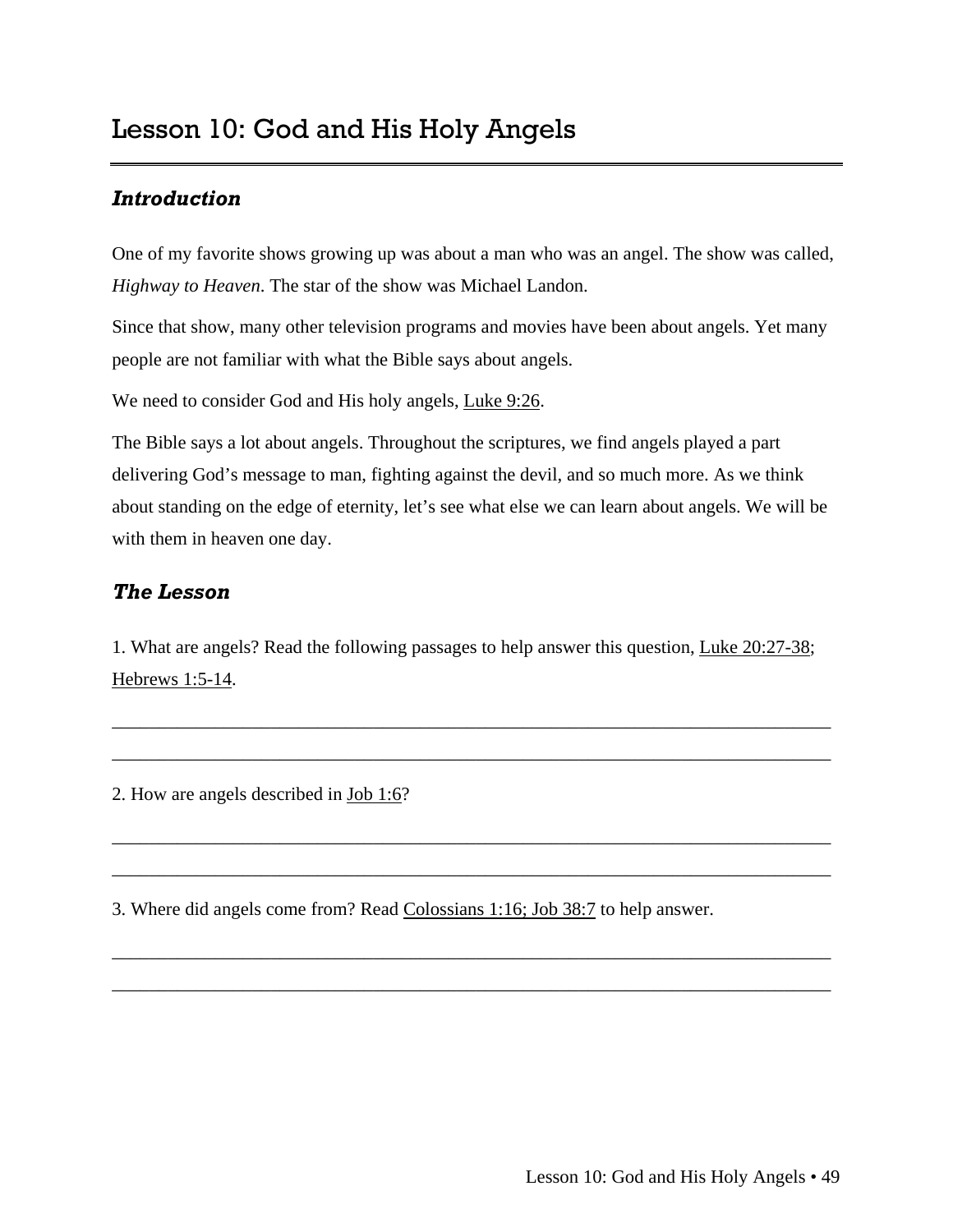# Lesson 10: God and His Holy Angels

## *Introduction*

One of my favorite shows growing up was about a man who was an angel. The show was called, *Highway to Heaven*. The star of the show was Michael Landon.

Since that show, many other television programs and movies have been about angels. Yet many people are not familiar with what the Bible says about angels.

We need to consider God and His holy angels, Luke 9:26.

The Bible says a lot about angels. Throughout the scriptures, we find angels played a part delivering God's message to man, fighting against the devil, and so much more. As we think about standing on the edge of eternity, let's see what else we can learn about angels. We will be with them in heaven one day.

## *The Lesson*

1. What are angels? Read the following passages to help answer this question, Luke 20:27-38; Hebrews 1:5-14.

______________________________________________________________________________

______________________________________________________________________________

2. How are angels described in Job 1:6?

______________________________________________________________________________

______________________________________________________________________________

3. Where did angels come from? Read Colossians 1:16; Job 38:7 to help answer.

______________________________________________________________________________

______________________________________________________________________________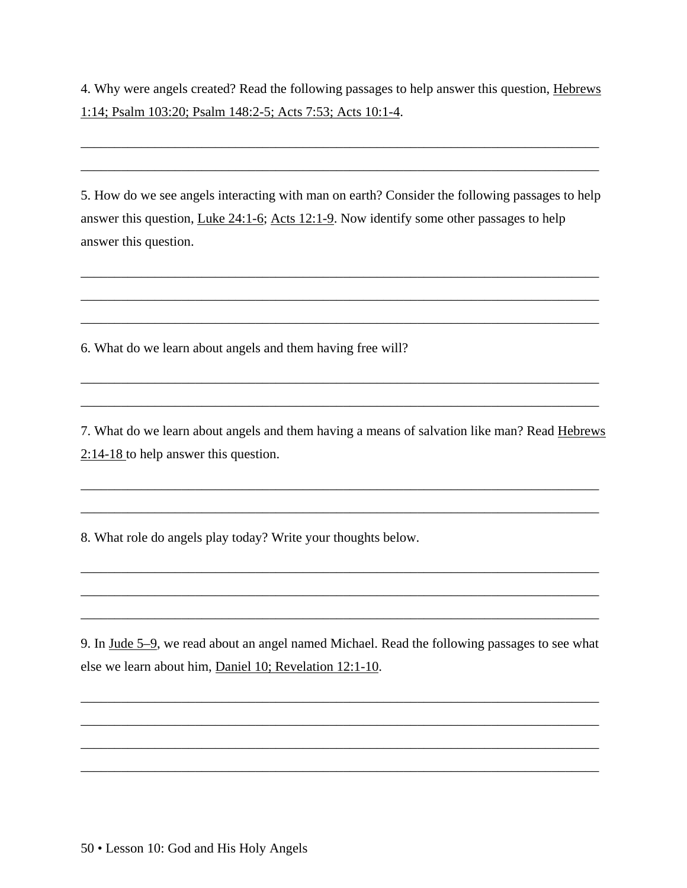4. Why were angels created? Read the following passages to help answer this question, Hebrews 1:14; Psalm 103:20; Psalm 148:2-5; Acts 7:53; Acts 10:1-4.

\_\_\_\_\_\_\_\_\_\_\_\_\_\_\_\_\_\_\_\_\_\_\_\_\_\_\_\_\_\_\_\_\_\_\_\_\_\_\_\_\_\_\_\_\_\_\_\_\_\_\_\_\_\_\_\_\_\_\_\_\_\_\_\_\_\_\_\_\_\_\_\_\_\_\_\_

\_\_\_\_\_\_\_\_\_\_\_\_\_\_\_\_\_\_\_\_\_\_\_\_\_\_\_\_\_\_\_\_\_\_\_\_\_\_\_\_\_\_\_\_\_\_\_\_\_\_\_\_\_\_\_\_\_\_\_\_\_\_\_\_\_\_\_\_\_\_\_\_\_\_\_\_

5. How do we see angels interacting with man on earth? Consider the following passages to help answer this question, Luke 24:1-6; Acts 12:1-9. Now identify some other passages to help answer this question.

\_\_\_\_\_\_\_\_\_\_\_\_\_\_\_\_\_\_\_\_\_\_\_\_\_\_\_\_\_\_\_\_\_\_\_\_\_\_\_\_\_\_\_\_\_\_\_\_\_\_\_\_\_\_\_\_\_\_\_\_\_\_\_\_\_\_\_\_\_\_\_\_\_\_\_\_

\_\_\_\_\_\_\_\_\_\_\_\_\_\_\_\_\_\_\_\_\_\_\_\_\_\_\_\_\_\_\_\_\_\_\_\_\_\_\_\_\_\_\_\_\_\_\_\_\_\_\_\_\_\_\_\_\_\_\_\_\_\_\_\_\_\_\_\_\_\_\_\_\_\_\_\_

\_\_\_\_\_\_\_\_\_\_\_\_\_\_\_\_\_\_\_\_\_\_\_\_\_\_\_\_\_\_\_\_\_\_\_\_\_\_\_\_\_\_\_\_\_\_\_\_\_\_\_\_\_\_\_\_\_\_\_\_\_\_\_\_\_\_\_\_\_\_\_\_\_\_\_\_

6. What do we learn about angels and them having free will?

\_\_\_\_\_\_\_\_\_\_\_\_\_\_\_\_\_\_\_\_\_\_\_\_\_\_\_\_\_\_\_\_\_\_\_\_\_\_\_\_\_\_\_\_\_\_\_\_\_\_\_\_\_\_\_\_\_\_\_\_\_\_\_\_\_\_\_\_\_\_\_\_\_\_\_\_

\_\_\_\_\_\_\_\_\_\_\_\_\_\_\_\_\_\_\_\_\_\_\_\_\_\_\_\_\_\_\_\_\_\_\_\_\_\_\_\_\_\_\_\_\_\_\_\_\_\_\_\_\_\_\_\_\_\_\_\_\_\_\_\_\_\_\_\_\_\_\_\_\_\_\_\_

7. What do we learn about angels and them having a means of salvation like man? Read Hebrews 2:14-18 to help answer this question.

\_\_\_\_\_\_\_\_\_\_\_\_\_\_\_\_\_\_\_\_\_\_\_\_\_\_\_\_\_\_\_\_\_\_\_\_\_\_\_\_\_\_\_\_\_\_\_\_\_\_\_\_\_\_\_\_\_\_\_\_\_\_\_\_\_\_\_\_\_\_\_\_\_\_\_\_

\_\_\_\_\_\_\_\_\_\_\_\_\_\_\_\_\_\_\_\_\_\_\_\_\_\_\_\_\_\_\_\_\_\_\_\_\_\_\_\_\_\_\_\_\_\_\_\_\_\_\_\_\_\_\_\_\_\_\_\_\_\_\_\_\_\_\_\_\_\_\_\_\_\_\_\_

8. What role do angels play today? Write your thoughts below.

\_\_\_\_\_\_\_\_\_\_\_\_\_\_\_\_\_\_\_\_\_\_\_\_\_\_\_\_\_\_\_\_\_\_\_\_\_\_\_\_\_\_\_\_\_\_\_\_\_\_\_\_\_\_\_\_\_\_\_\_\_\_\_\_\_\_\_\_\_\_\_\_\_\_\_\_

\_\_\_\_\_\_\_\_\_\_\_\_\_\_\_\_\_\_\_\_\_\_\_\_\_\_\_\_\_\_\_\_\_\_\_\_\_\_\_\_\_\_\_\_\_\_\_\_\_\_\_\_\_\_\_\_\_\_\_\_\_\_\_\_\_\_\_\_\_\_\_\_\_\_\_\_

\_\_\_\_\_\_\_\_\_\_\_\_\_\_\_\_\_\_\_\_\_\_\_\_\_\_\_\_\_\_\_\_\_\_\_\_\_\_\_\_\_\_\_\_\_\_\_\_\_\_\_\_\_\_\_\_\_\_\_\_\_\_\_\_\_\_\_\_\_\_\_\_\_\_\_\_

9. In Jude 5–9, we read about an angel named Michael. Read the following passages to see what else we learn about him, Daniel 10; Revelation 12:1-10.

\_\_\_\_\_\_\_\_\_\_\_\_\_\_\_\_\_\_\_\_\_\_\_\_\_\_\_\_\_\_\_\_\_\_\_\_\_\_\_\_\_\_\_\_\_\_\_\_\_\_\_\_\_\_\_\_\_\_\_\_\_\_\_\_\_\_\_\_\_\_\_\_\_\_\_\_

\_\_\_\_\_\_\_\_\_\_\_\_\_\_\_\_\_\_\_\_\_\_\_\_\_\_\_\_\_\_\_\_\_\_\_\_\_\_\_\_\_\_\_\_\_\_\_\_\_\_\_\_\_\_\_\_\_\_\_\_\_\_\_\_\_\_\_\_\_\_\_\_\_\_\_\_

\_\_\_\_\_\_\_\_\_\_\_\_\_\_\_\_\_\_\_\_\_\_\_\_\_\_\_\_\_\_\_\_\_\_\_\_\_\_\_\_\_\_\_\_\_\_\_\_\_\_\_\_\_\_\_\_\_\_\_\_\_\_\_\_\_\_\_\_\_\_\_\_\_\_\_\_

\_\_\_\_\_\_\_\_\_\_\_\_\_\_\_\_\_\_\_\_\_\_\_\_\_\_\_\_\_\_\_\_\_\_\_\_\_\_\_\_\_\_\_\_\_\_\_\_\_\_\_\_\_\_\_\_\_\_\_\_\_\_\_\_\_\_\_\_\_\_\_\_\_\_\_\_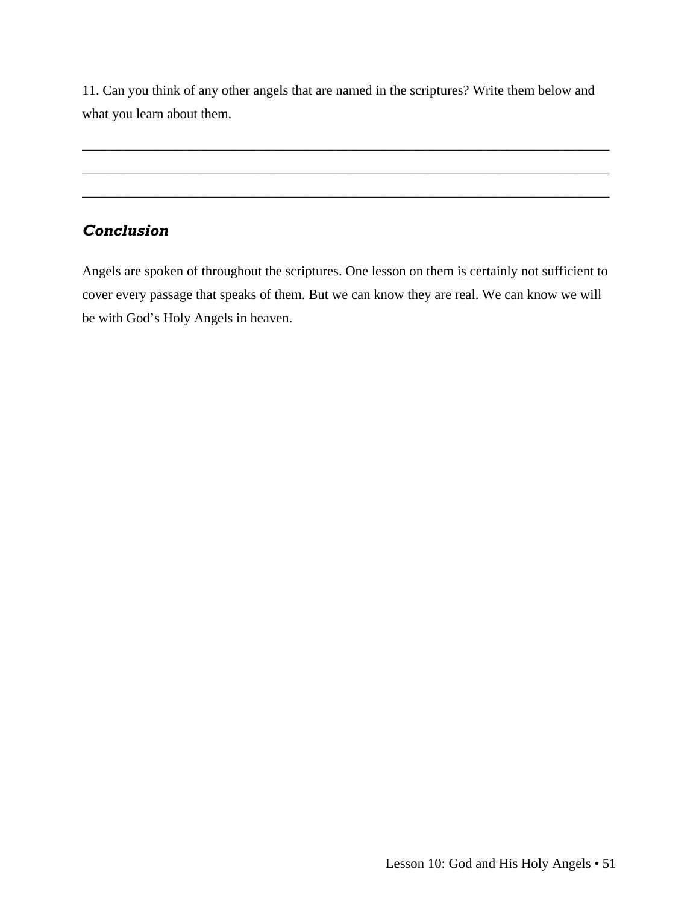11. Can you think of any other angels that are named in the scriptures? Write them below and what you learn about them.

_______________________________________________________________________________

_______________________________________________________________________________

_______________________________________________________________________________

## *Conclusion*

Angels are spoken of throughout the scriptures. One lesson on them is certainly not sufficient to cover every passage that speaks of them. But we can know they are real. We can know we will be with God's Holy Angels in heaven.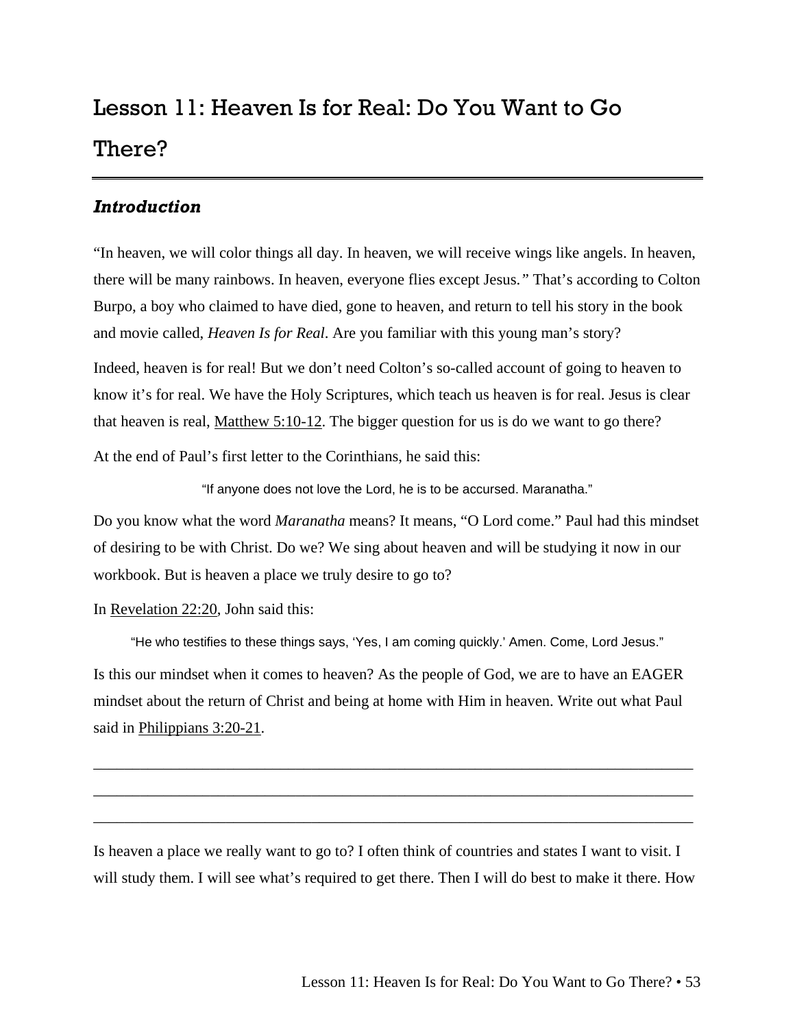# Lesson 11: Heaven Is for Real: Do You Want to Go There?

## *Introduction*

"In heaven, we will color things all day. In heaven, we will receive wings like angels. In heaven, there will be many rainbows. In heaven, everyone flies except Jesus." That's according to Colton Burpo, a boy who claimed to have died, gone to heaven, and return to tell his story in the book and movie called, *Heaven Is for Real*. Are you familiar with this young man's story?

Indeed, heaven is for real! But we don't need Colton's so-called account of going to heaven to know it's for real. We have the Holy Scriptures, which teach us heaven is for real. Jesus is clear that heaven is real, Matthew 5:10-12. The bigger question for us is do we want to go there?

At the end of Paul's first letter to the Corinthians, he said this:

> "If anyone does not love the Lord, he is to be accursed. Maranatha."

Do you know what the word *Maranatha* means? It means, "O Lord come." Paul had this mindset of desiring to be with Christ. Do we? We sing about heaven and will be studying it now in our workbook. But is heaven a place we truly desire to go to?

In Revelation 22:20, John said this:

> "He who testifies to these things says, 'Yes, I am coming quickly.' Amen. Come, Lord Jesus."

Is this our mindset when it comes to heaven? As the people of God, we are to have an EAGER mindset about the return of Christ and being at home with Him in heaven. Write out what Paul said in Philippians 3:20-21.

______________________________________________________________________________

______________________________________________________________________________

______________________________________________________________________________

Is heaven a place we really want to go to? I often think of countries and states I want to visit. I will study them. I will see what's required to get there. Then I will do best to make it there. How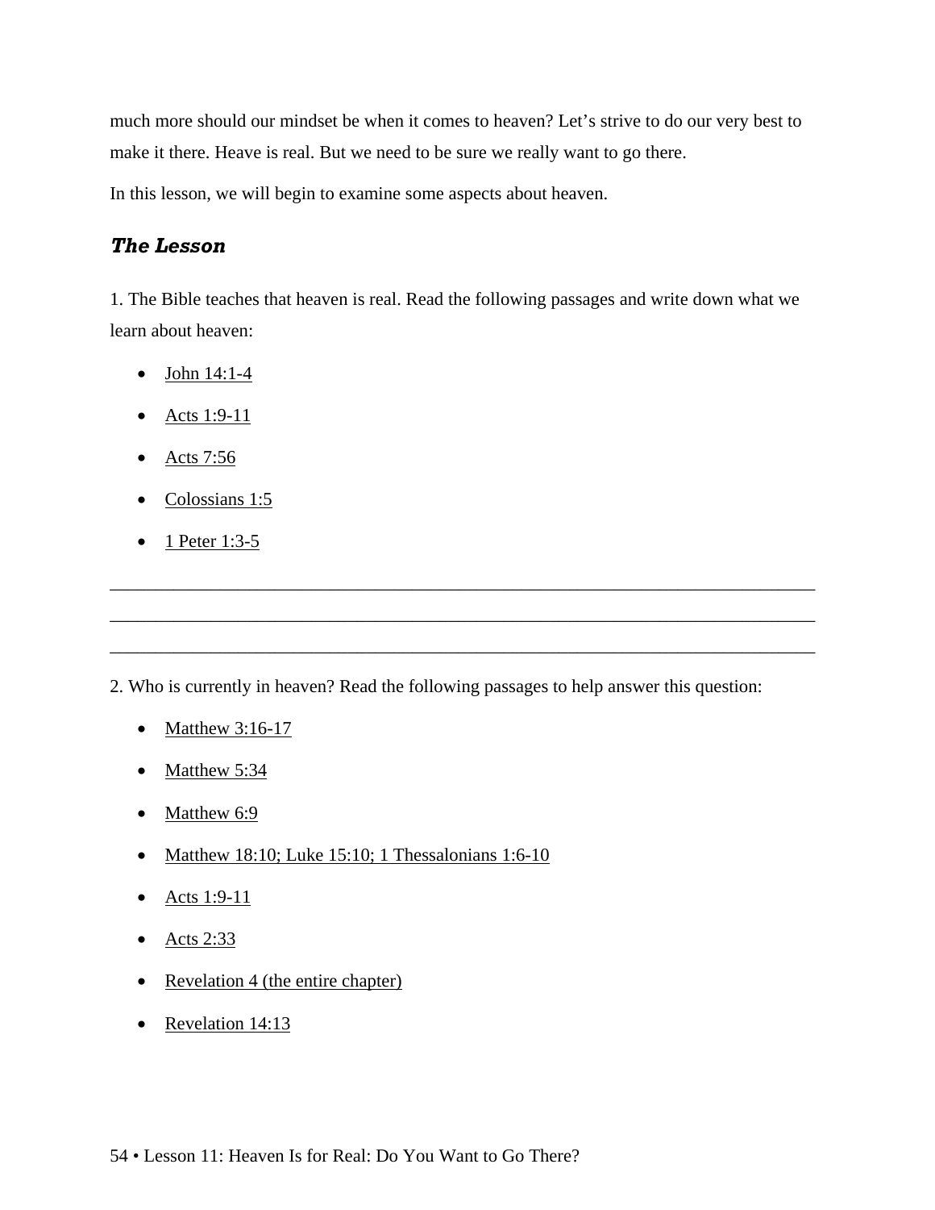much more should our mindset be when it comes to heaven? Let's strive to do our very best to make it there. Heave is real. But we need to be sure we really want to go there.

In this lesson, we will begin to examine some aspects about heaven.

### ***The Lesson***

1. The Bible teaches that heaven is real. Read the following passages and write down what we learn about heaven:

- John 14:1-4
- Acts 1:9-11
- Acts 7:56
- Colossians 1:5
- 1 Peter 1:3-5

_______________________________________________________________________________

_______________________________________________________________________________

_______________________________________________________________________________

2. Who is currently in heaven? Read the following passages to help answer this question:

- Matthew 3:16-17
- Matthew 5:34
- Matthew 6:9
- Matthew 18:10; Luke 15:10; 1 Thessalonians 1:6-10
- Acts 1:9-11
- Acts 2:33
- Revelation 4 (the entire chapter)
- Revelation 14:13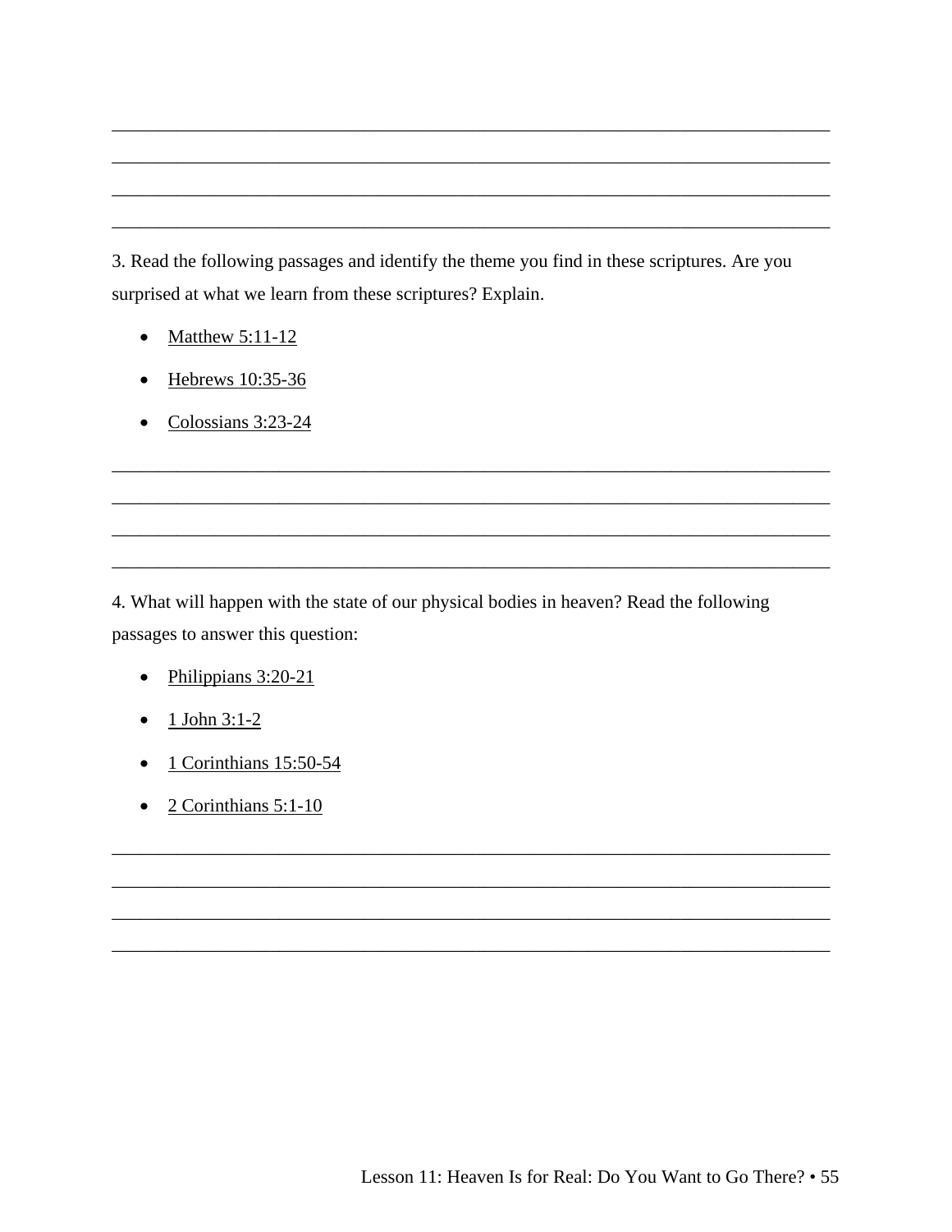______________________________________________________________________________
______________________________________________________________________________
______________________________________________________________________________
______________________________________________________________________________

3. Read the following passages and identify the theme you find in these scriptures. Are you surprised at what we learn from these scriptures? Explain.

- Matthew 5:11-12
- Hebrews 10:35-36
- Colossians 3:23-24

______________________________________________________________________________
______________________________________________________________________________
______________________________________________________________________________
______________________________________________________________________________

4. What will happen with the state of our physical bodies in heaven? Read the following passages to answer this question:

- Philippians 3:20-21
- 1 John 3:1-2
- 1 Corinthians 15:50-54
- 2 Corinthians 5:1-10

______________________________________________________________________________
______________________________________________________________________________
______________________________________________________________________________
______________________________________________________________________________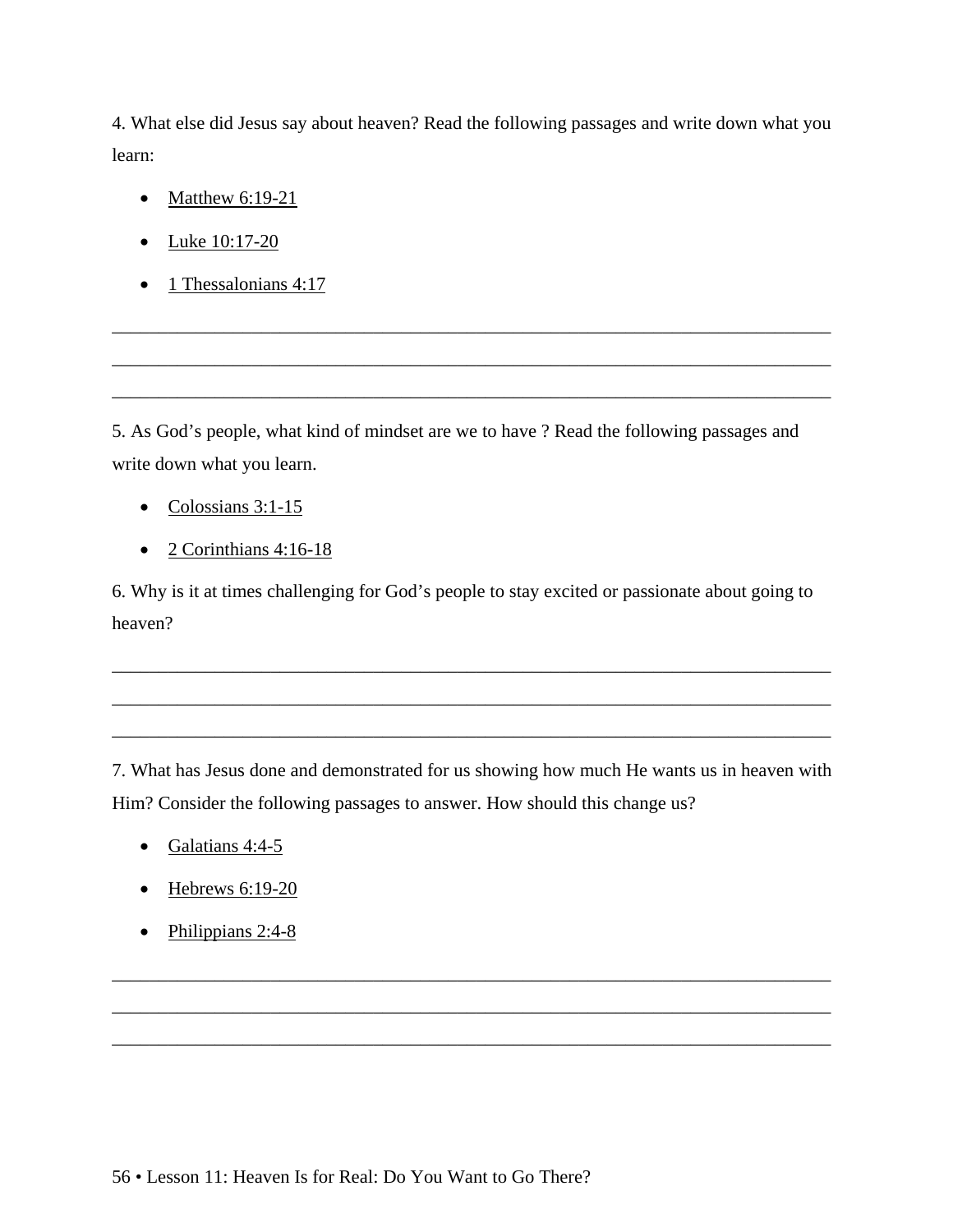4. What else did Jesus say about heaven? Read the following passages and write down what you learn:

- Matthew 6:19-21
- Luke 10:17-20
- 1 Thessalonians 4:17

_______________________________________________________________________________
_______________________________________________________________________________
_______________________________________________________________________________

5. As God's people, what kind of mindset are we to have ? Read the following passages and write down what you learn.

- Colossians 3:1-15
- 2 Corinthians 4:16-18

6. Why is it at times challenging for God's people to stay excited or passionate about going to heaven?

_______________________________________________________________________________
_______________________________________________________________________________
_______________________________________________________________________________

7. What has Jesus done and demonstrated for us showing how much He wants us in heaven with Him? Consider the following passages to answer. How should this change us?

- Galatians 4:4-5
- Hebrews 6:19-20
- Philippians 2:4-8

_______________________________________________________________________________
_______________________________________________________________________________
_______________________________________________________________________________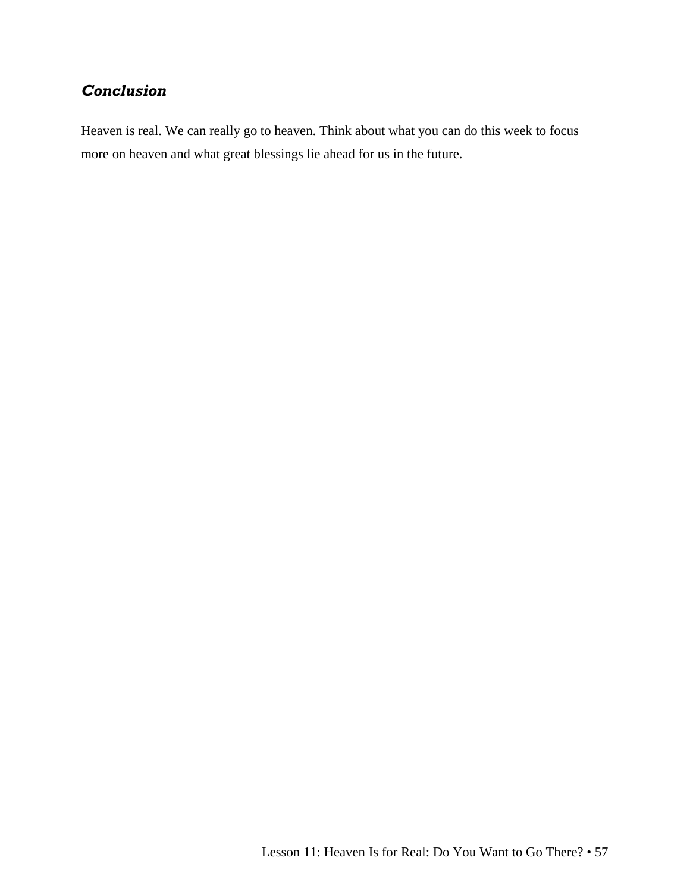### *Conclusion*

Heaven is real. We can really go to heaven. Think about what you can do this week to focus more on heaven and what great blessings lie ahead for us in the future.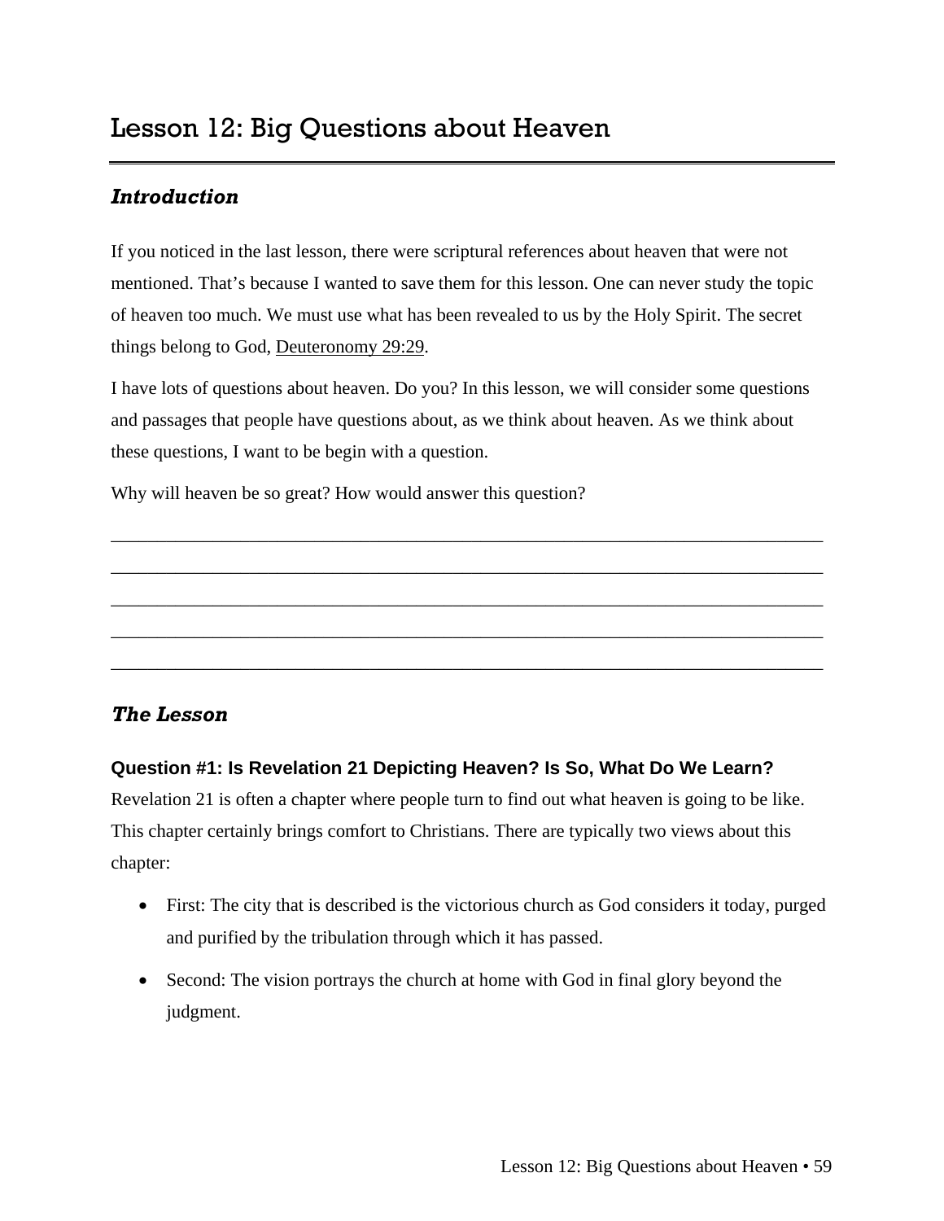# Lesson 12: Big Questions about Heaven

## *Introduction*

If you noticed in the last lesson, there were scriptural references about heaven that were not mentioned. That's because I wanted to save them for this lesson. One can never study the topic of heaven too much. We must use what has been revealed to us by the Holy Spirit. The secret things belong to God, Deuteronomy 29:29.

I have lots of questions about heaven. Do you? In this lesson, we will consider some questions and passages that people have questions about, as we think about heaven. As we think about these questions, I want to be begin with a question.

Why will heaven be so great? How would answer this question?

________________________________________________________________________________

________________________________________________________________________________

________________________________________________________________________________

________________________________________________________________________________

________________________________________________________________________________

## *The Lesson*

### Question #1: Is Revelation 21 Depicting Heaven? Is So, What Do We Learn?

Revelation 21 is often a chapter where people turn to find out what heaven is going to be like. This chapter certainly brings comfort to Christians. There are typically two views about this chapter:

- First: The city that is described is the victorious church as God considers it today, purged and purified by the tribulation through which it has passed.
- Second: The vision portrays the church at home with God in final glory beyond the judgment.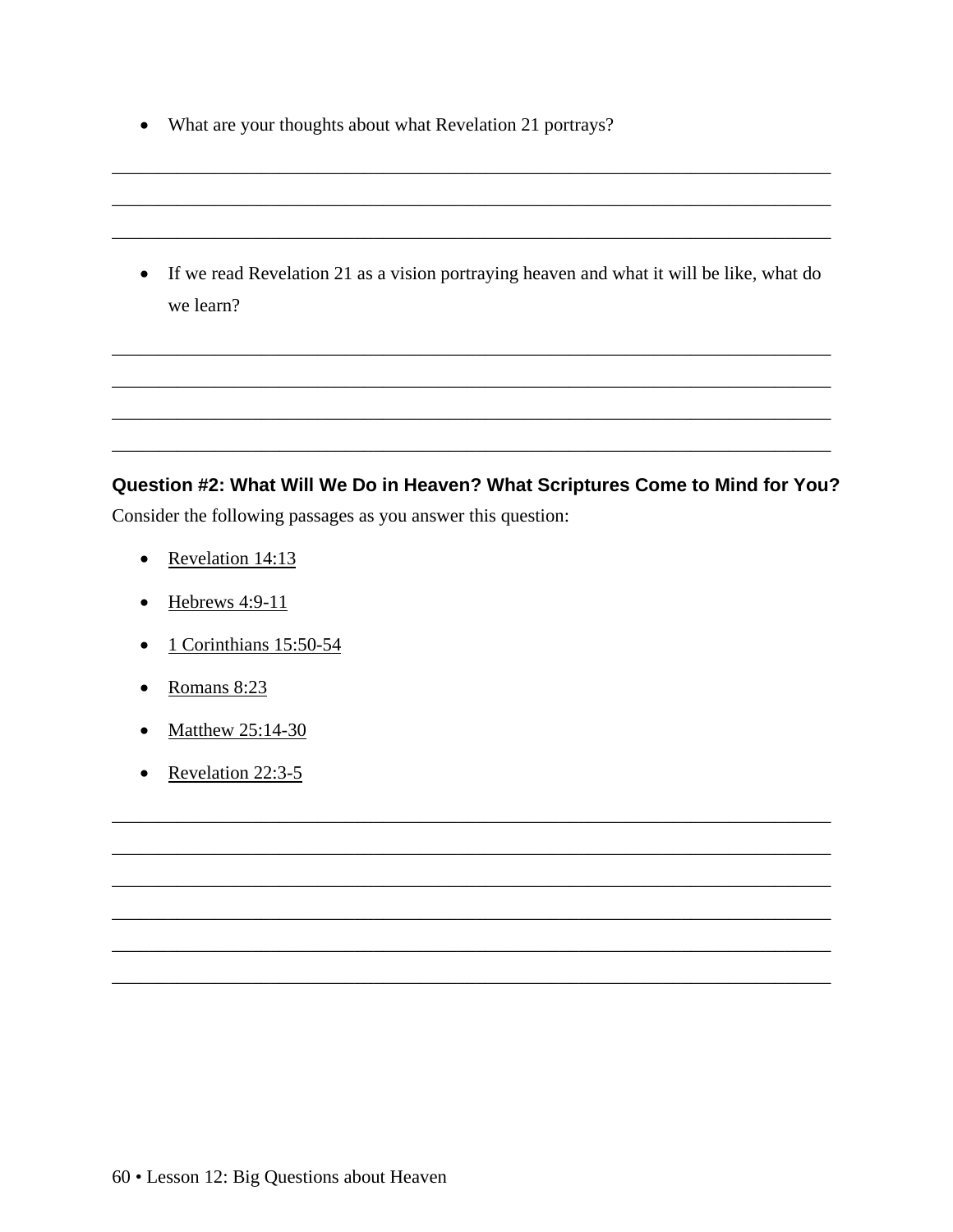- What are your thoughts about what Revelation 21 portrays?

______________________________________________________________________________
______________________________________________________________________________
______________________________________________________________________________

- If we read Revelation 21 as a vision portraying heaven and what it will be like, what do we learn?

______________________________________________________________________________
______________________________________________________________________________
______________________________________________________________________________
______________________________________________________________________________

**Question #2: What Will We Do in Heaven? What Scriptures Come to Mind for You?**

Consider the following passages as you answer this question:

- Revelation 14:13
- Hebrews 4:9-11
- 1 Corinthians 15:50-54
- Romans 8:23
- Matthew 25:14-30
- Revelation 22:3-5

______________________________________________________________________________
______________________________________________________________________________
______________________________________________________________________________
______________________________________________________________________________
______________________________________________________________________________
______________________________________________________________________________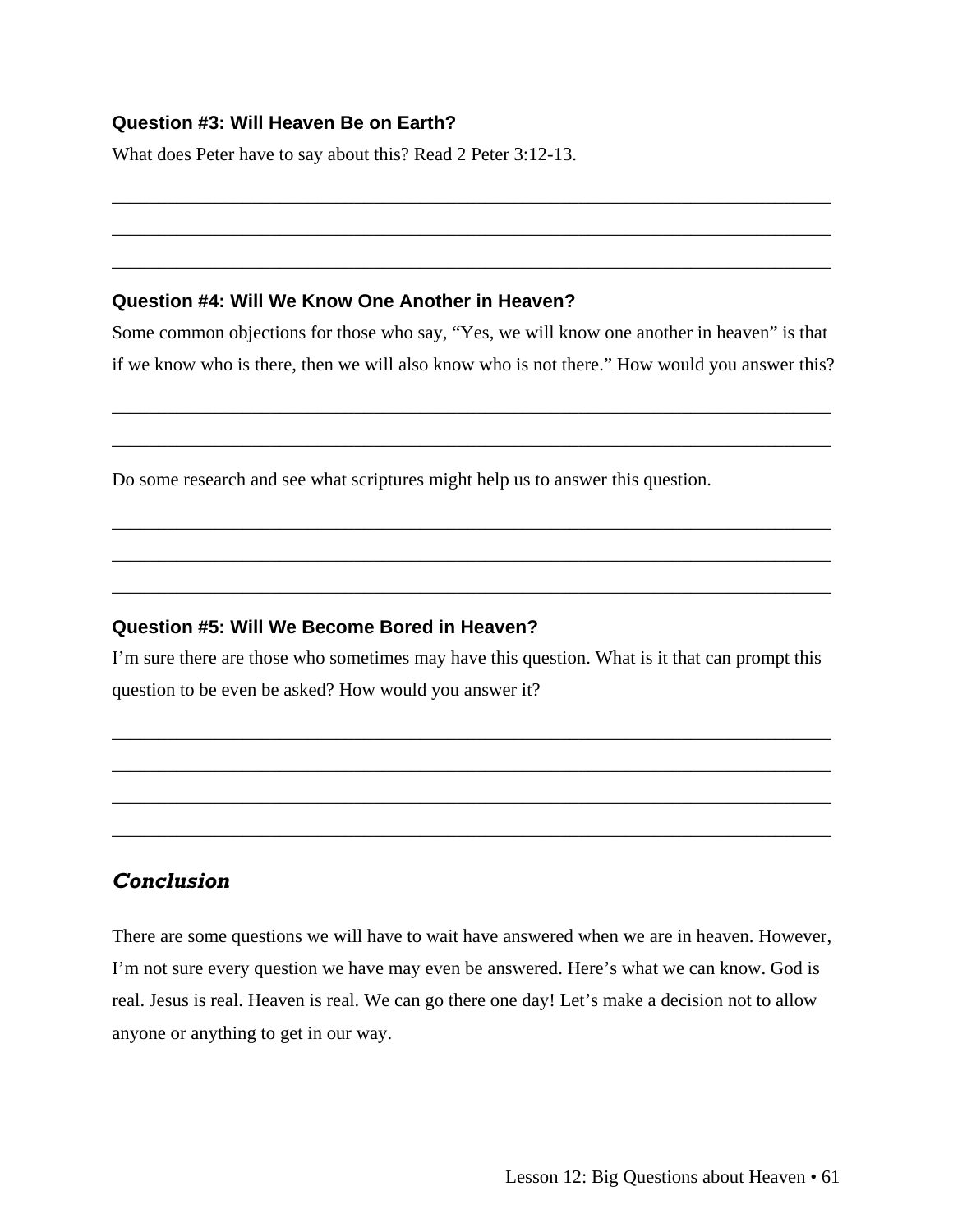**Question #3: Will Heaven Be on Earth?**

What does Peter have to say about this? Read 2 Peter 3:12-13.

_______________________________________________________________________________

_______________________________________________________________________________

_______________________________________________________________________________

**Question #4: Will We Know One Another in Heaven?**

Some common objections for those who say, “Yes, we will know one another in heaven” is that if we know who is there, then we will also know who is not there.” How would you answer this?

_______________________________________________________________________________

_______________________________________________________________________________

Do some research and see what scriptures might help us to answer this question.

_______________________________________________________________________________

_______________________________________________________________________________

_______________________________________________________________________________

**Question #5: Will We Become Bored in Heaven?**

I’m sure there are those who sometimes may have this question. What is it that can prompt this question to be even be asked? How would you answer it?

_______________________________________________________________________________

_______________________________________________________________________________

_______________________________________________________________________________

_______________________________________________________________________________

## *Conclusion*

There are some questions we will have to wait have answered when we are in heaven. However, I’m not sure every question we have may even be answered. Here’s what we can know. God is real. Jesus is real. Heaven is real. We can go there one day! Let’s make a decision not to allow anyone or anything to get in our way.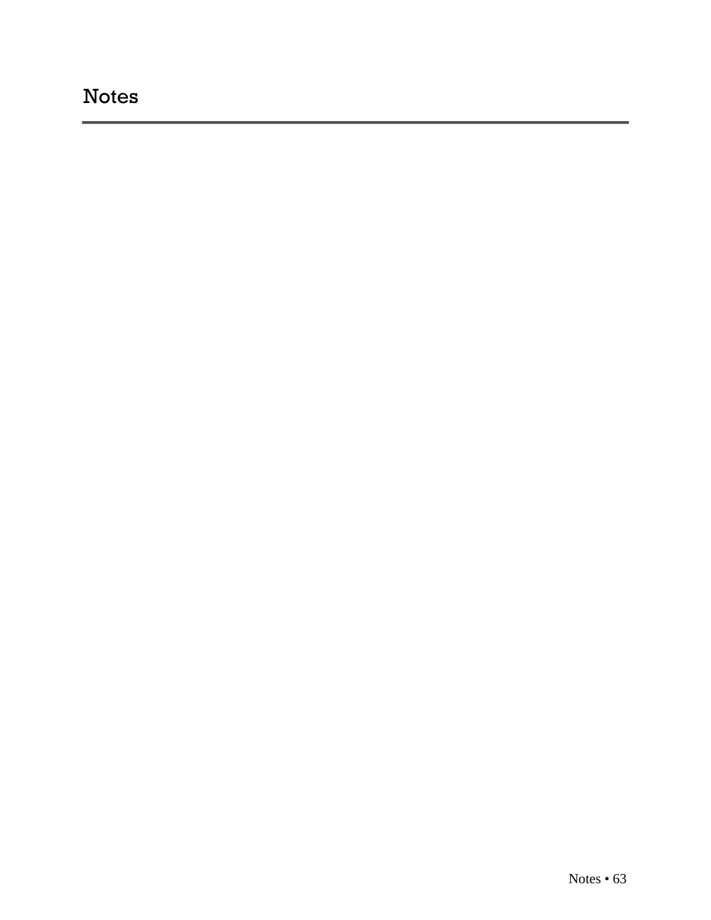# Notes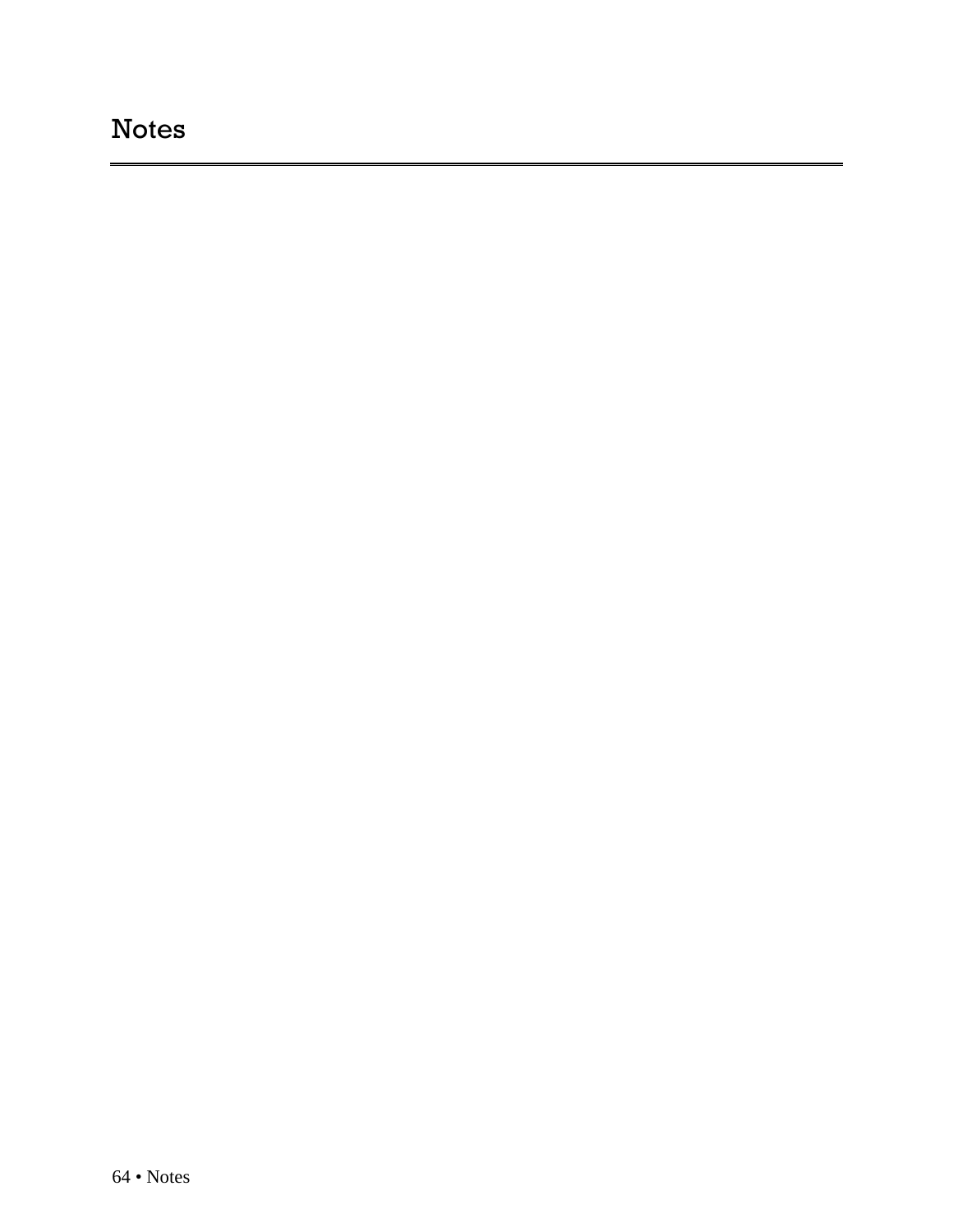# Notes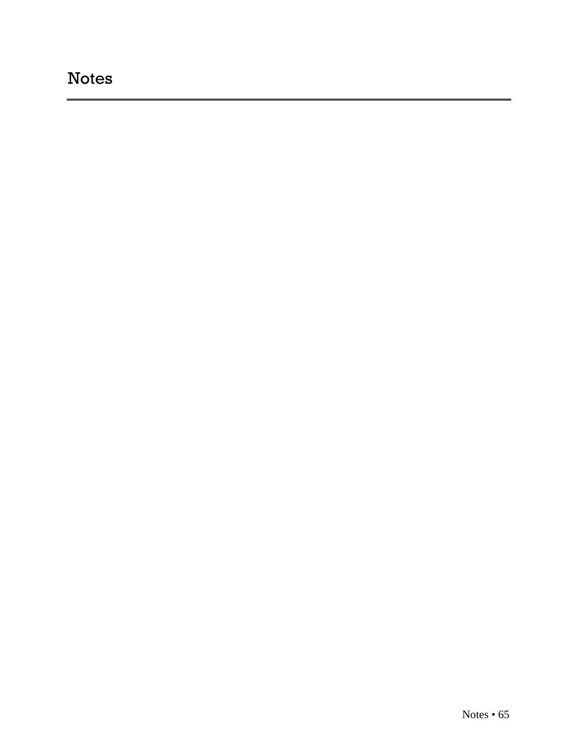# Notes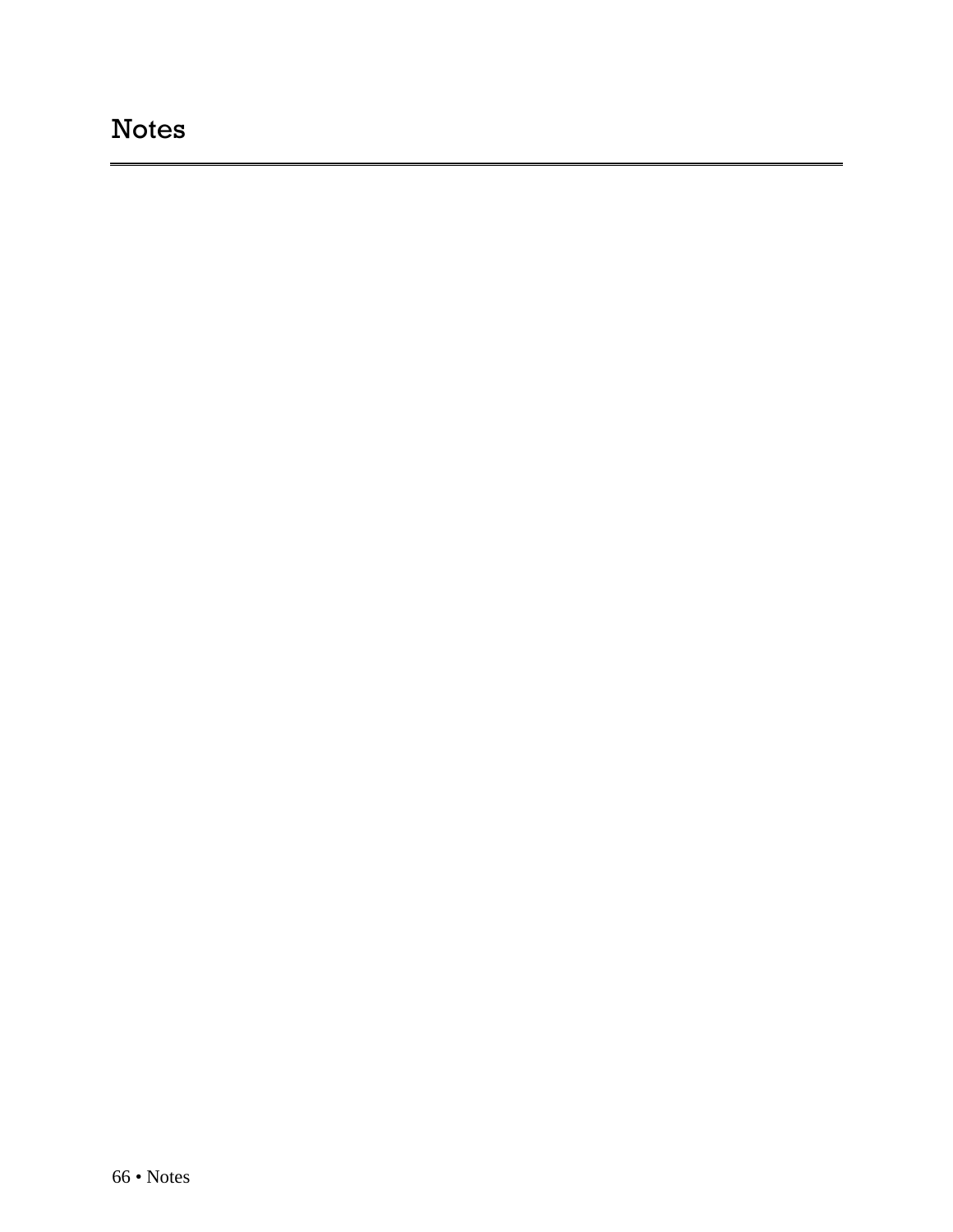# Notes